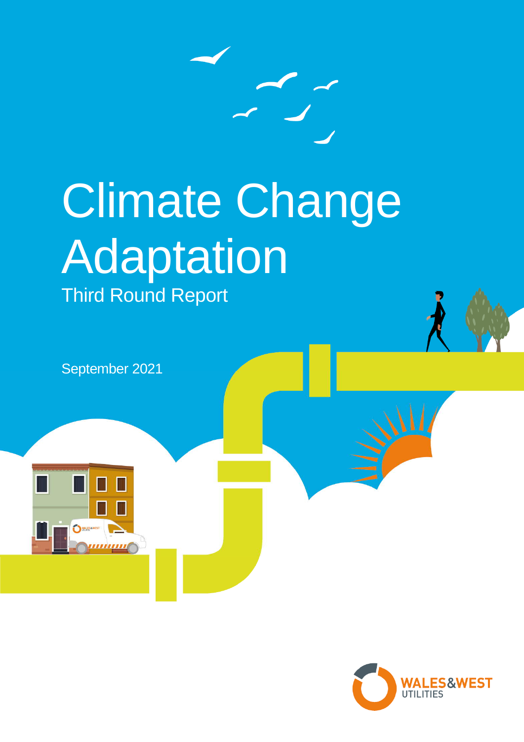# Climate Change Adaptation

## Third Round Report

September 2021

WALES&WEST UTILITIES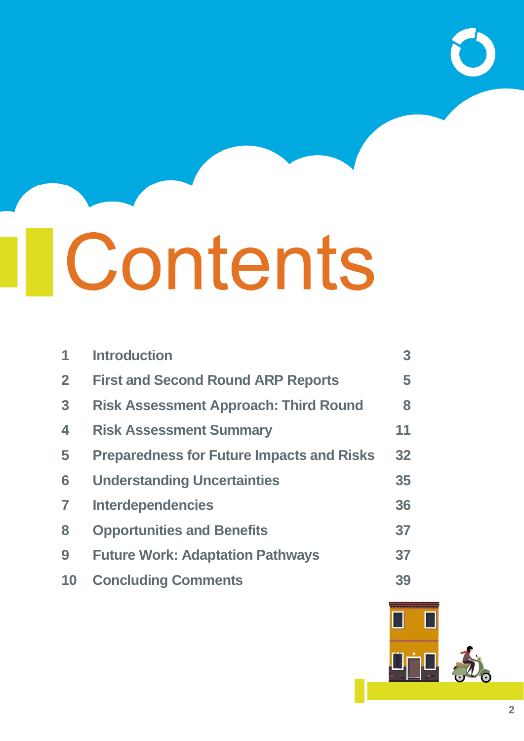# Contents

| | | |
|---|---|---|
| 1 | Introduction | 3 |
| 2 | First and Second Round ARP Reports | 5 |
| 3 | Risk Assessment Approach: Third Round | 8 |
| 4 | Risk Assessment Summary | 11 |
| 5 | Preparedness for Future Impacts and Risks | 32 |
| 6 | Understanding Uncertainties | 35 |
| 7 | Interdependencies | 36 |
| 8 | Opportunities and Benefits | 37 |
| 9 | Future Work: Adaptation Pathways | 37 |
| 10 | Concluding Comments | 39 |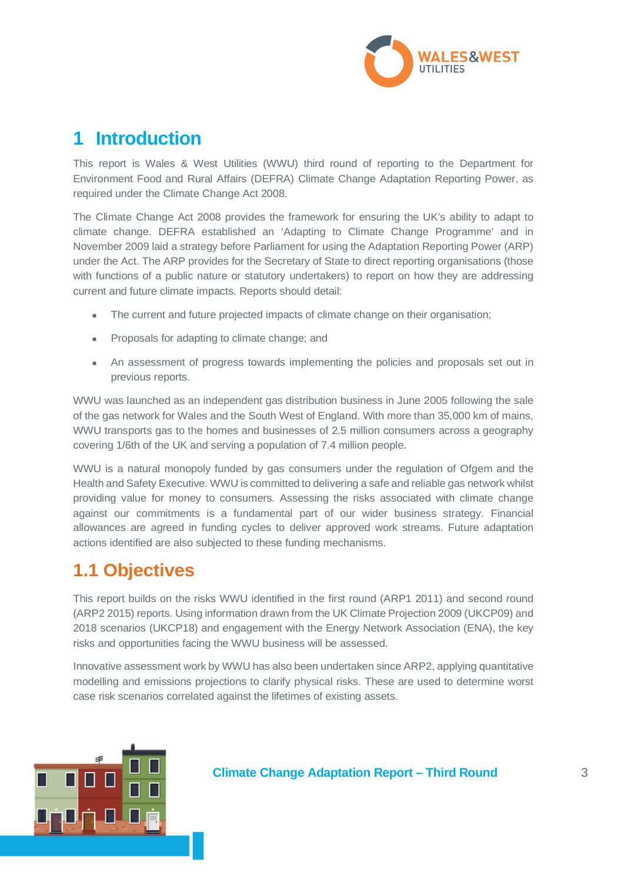# 1 Introduction

This report is Wales & West Utilities (WWU) third round of reporting to the Department for Environment Food and Rural Affairs (DEFRA) Climate Change Adaptation Reporting Power, as required under the Climate Change Act 2008.

The Climate Change Act 2008 provides the framework for ensuring the UK's ability to adapt to climate change. DEFRA established an 'Adapting to Climate Change Programme' and in November 2009 laid a strategy before Parliament for using the Adaptation Reporting Power (ARP) under the Act. The ARP provides for the Secretary of State to direct reporting organisations (those with functions of a public nature or statutory undertakers) to report on how they are addressing current and future climate impacts. Reports should detail:

- The current and future projected impacts of climate change on their organisation;
- Proposals for adapting to climate change; and
- An assessment of progress towards implementing the policies and proposals set out in previous reports.

WWU was launched as an independent gas distribution business in June 2005 following the sale of the gas network for Wales and the South West of England. With more than 35,000 km of mains, WWU transports gas to the homes and businesses of 2.5 million consumers across a geography covering 1/6th of the UK and serving a population of 7.4 million people.

WWU is a natural monopoly funded by gas consumers under the regulation of Ofgem and the Health and Safety Executive. WWU is committed to delivering a safe and reliable gas network whilst providing value for money to consumers. Assessing the risks associated with climate change against our commitments is a fundamental part of our wider business strategy. Financial allowances are agreed in funding cycles to deliver approved work streams. Future adaptation actions identified are also subjected to these funding mechanisms.

## 1.1 Objectives

This report builds on the risks WWU identified in the first round (ARP1 2011) and second round (ARP2 2015) reports. Using information drawn from the UK Climate Projection 2009 (UKCP09) and 2018 scenarios (UKCP18) and engagement with the Energy Network Association (ENA), the key risks and opportunities facing the WWU business will be assessed.

Innovative assessment work by WWU has also been undertaken since ARP2, applying quantitative modelling and emissions projections to clarify physical risks. These are used to determine worst case risk scenarios correlated against the lifetimes of existing assets.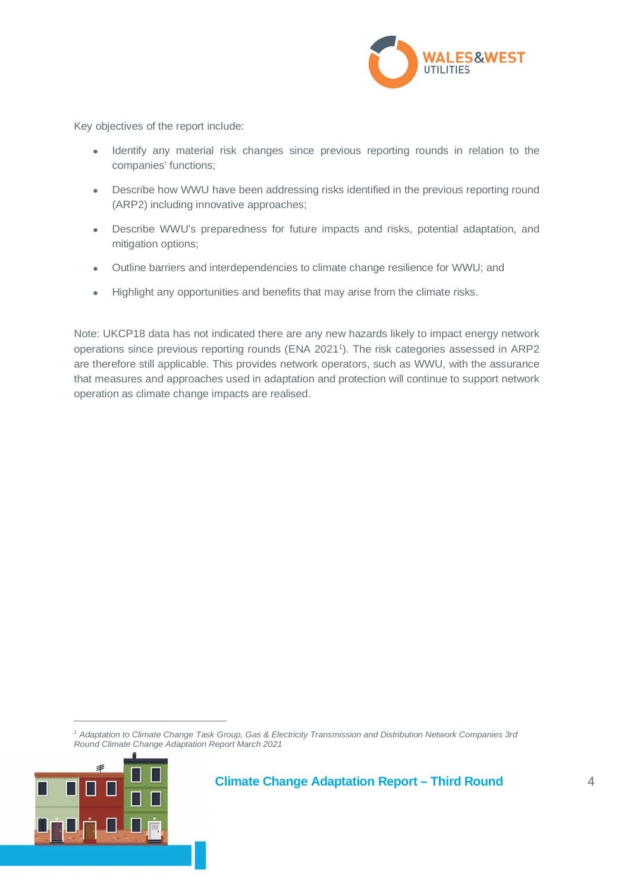Key objectives of the report include:

- Identify any material risk changes since previous reporting rounds in relation to the companies' functions;
- Describe how WWU have been addressing risks identified in the previous reporting round (ARP2) including innovative approaches;
- Describe WWU's preparedness for future impacts and risks, potential adaptation, and mitigation options;
- Outline barriers and interdependencies to climate change resilience for WWU; and
- Highlight any opportunities and benefits that may arise from the climate risks.

Note: UKCP18 data has not indicated there are any new hazards likely to impact energy network operations since previous reporting rounds (ENA 2021[1]). The risk categories assessed in ARP2 are therefore still applicable. This provides network operators, such as WWU, with the assurance that measures and approaches used in adaptation and protection will continue to support network operation as climate change impacts are realised.

---

[1] *Adaptation to Climate Change Task Group, Gas & Electricity Transmission and Distribution Network Companies 3rd Round Climate Change Adaptation Report March 2021*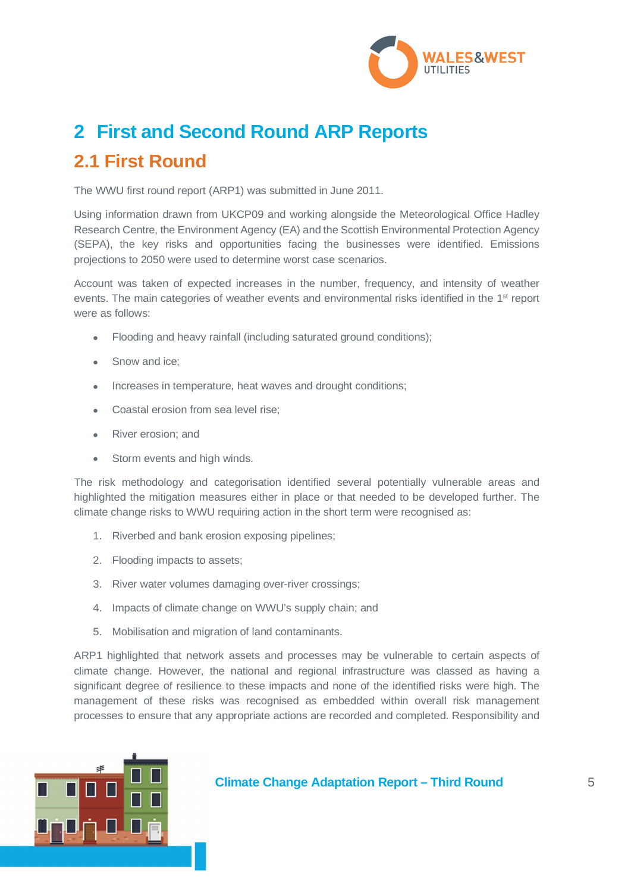# 2 First and Second Round ARP Reports

## 2.1 First Round

The WWU first round report (ARP1) was submitted in June 2011.

Using information drawn from UKCP09 and working alongside the Meteorological Office Hadley Research Centre, the Environment Agency (EA) and the Scottish Environmental Protection Agency (SEPA), the key risks and opportunities facing the businesses were identified. Emissions projections to 2050 were used to determine worst case scenarios.

Account was taken of expected increases in the number, frequency, and intensity of weather events. The main categories of weather events and environmental risks identified in the 1st report were as follows:

- Flooding and heavy rainfall (including saturated ground conditions);
- Snow and ice;
- Increases in temperature, heat waves and drought conditions;
- Coastal erosion from sea level rise;
- River erosion; and
- Storm events and high winds.

The risk methodology and categorisation identified several potentially vulnerable areas and highlighted the mitigation measures either in place or that needed to be developed further. The climate change risks to WWU requiring action in the short term were recognised as:

1. Riverbed and bank erosion exposing pipelines;
2. Flooding impacts to assets;
3. River water volumes damaging over-river crossings;
4. Impacts of climate change on WWU's supply chain; and
5. Mobilisation and migration of land contaminants.

ARP1 highlighted that network assets and processes may be vulnerable to certain aspects of climate change. However, the national and regional infrastructure was classed as having a significant degree of resilience to these impacts and none of the identified risks were high. The management of these risks was recognised as embedded within overall risk management processes to ensure that any appropriate actions are recorded and completed. Responsibility and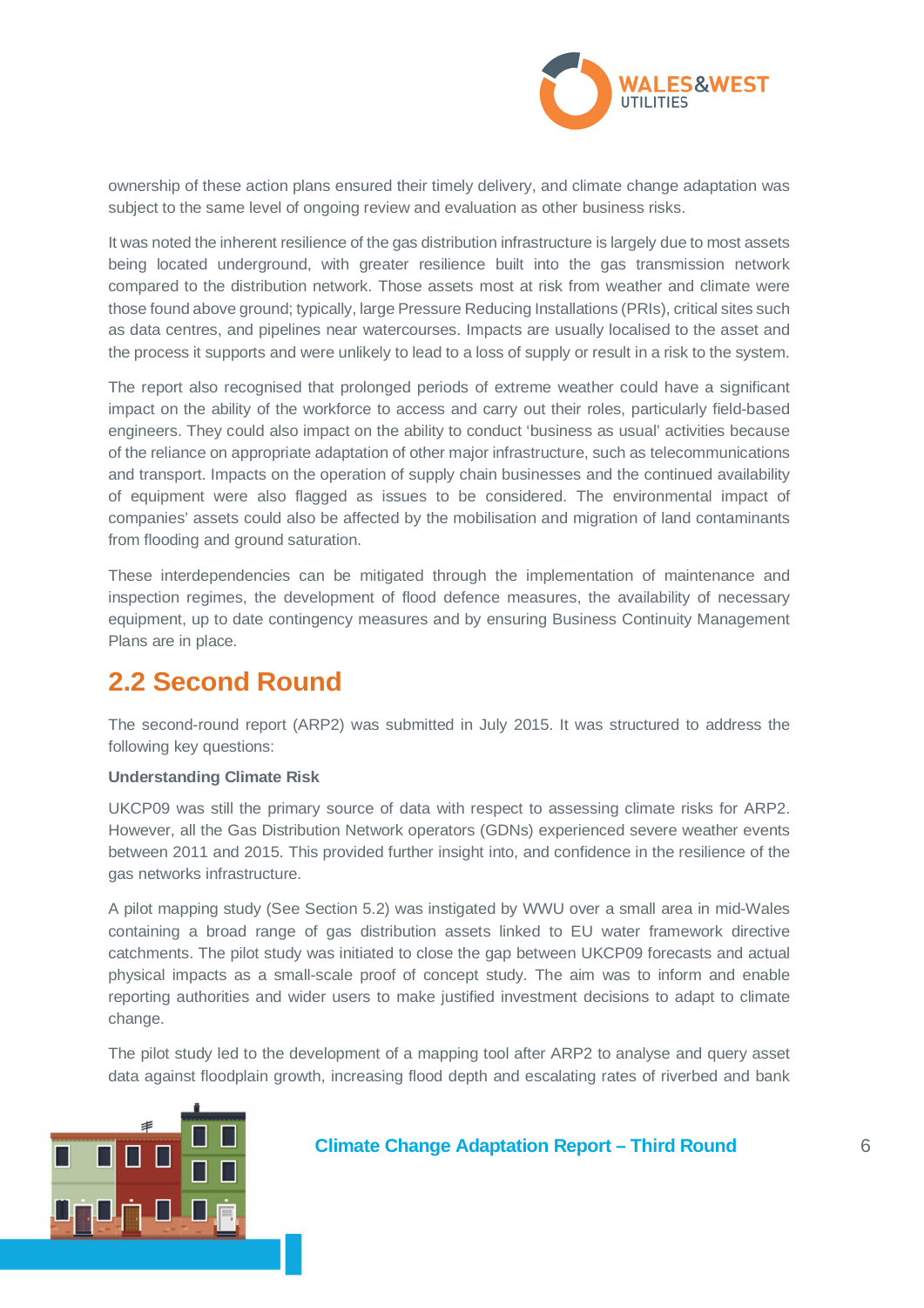ownership of these action plans ensured their timely delivery, and climate change adaptation was subject to the same level of ongoing review and evaluation as other business risks.

It was noted the inherent resilience of the gas distribution infrastructure is largely due to most assets being located underground, with greater resilience built into the gas transmission network compared to the distribution network. Those assets most at risk from weather and climate were those found above ground; typically, large Pressure Reducing Installations (PRIs), critical sites such as data centres, and pipelines near watercourses. Impacts are usually localised to the asset and the process it supports and were unlikely to lead to a loss of supply or result in a risk to the system.

The report also recognised that prolonged periods of extreme weather could have a significant impact on the ability of the workforce to access and carry out their roles, particularly field-based engineers. They could also impact on the ability to conduct 'business as usual' activities because of the reliance on appropriate adaptation of other major infrastructure, such as telecommunications and transport. Impacts on the operation of supply chain businesses and the continued availability of equipment were also flagged as issues to be considered. The environmental impact of companies' assets could also be affected by the mobilisation and migration of land contaminants from flooding and ground saturation.

These interdependencies can be mitigated through the implementation of maintenance and inspection regimes, the development of flood defence measures, the availability of necessary equipment, up to date contingency measures and by ensuring Business Continuity Management Plans are in place.

## 2.2 Second Round

The second-round report (ARP2) was submitted in July 2015. It was structured to address the following key questions:

**Understanding Climate Risk**

UKCP09 was still the primary source of data with respect to assessing climate risks for ARP2. However, all the Gas Distribution Network operators (GDNs) experienced severe weather events between 2011 and 2015. This provided further insight into, and confidence in the resilience of the gas networks infrastructure.

A pilot mapping study (See Section 5.2) was instigated by WWU over a small area in mid-Wales containing a broad range of gas distribution assets linked to EU water framework directive catchments. The pilot study was initiated to close the gap between UKCP09 forecasts and actual physical impacts as a small-scale proof of concept study. The aim was to inform and enable reporting authorities and wider users to make justified investment decisions to adapt to climate change.

The pilot study led to the development of a mapping tool after ARP2 to analyse and query asset data against floodplain growth, increasing flood depth and escalating rates of riverbed and bank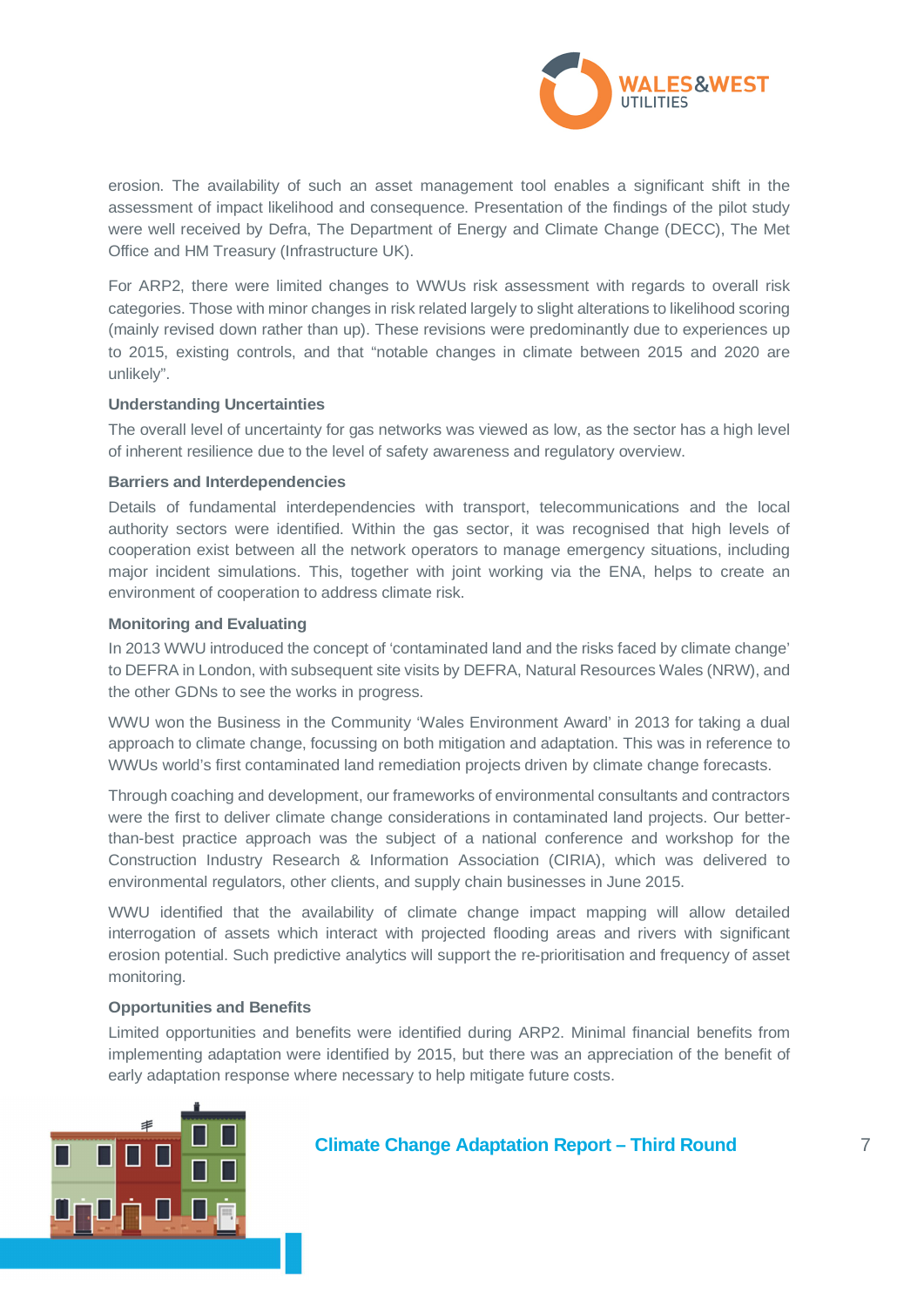erosion. The availability of such an asset management tool enables a significant shift in the assessment of impact likelihood and consequence. Presentation of the findings of the pilot study were well received by Defra, The Department of Energy and Climate Change (DECC), The Met Office and HM Treasury (Infrastructure UK).

For ARP2, there were limited changes to WWUs risk assessment with regards to overall risk categories. Those with minor changes in risk related largely to slight alterations to likelihood scoring (mainly revised down rather than up). These revisions were predominantly due to experiences up to 2015, existing controls, and that "notable changes in climate between 2015 and 2020 are unlikely".

**Understanding Uncertainties**

The overall level of uncertainty for gas networks was viewed as low, as the sector has a high level of inherent resilience due to the level of safety awareness and regulatory overview.

**Barriers and Interdependencies**

Details of fundamental interdependencies with transport, telecommunications and the local authority sectors were identified. Within the gas sector, it was recognised that high levels of cooperation exist between all the network operators to manage emergency situations, including major incident simulations. This, together with joint working via the ENA, helps to create an environment of cooperation to address climate risk.

**Monitoring and Evaluating**

In 2013 WWU introduced the concept of 'contaminated land and the risks faced by climate change' to DEFRA in London, with subsequent site visits by DEFRA, Natural Resources Wales (NRW), and the other GDNs to see the works in progress.

WWU won the Business in the Community 'Wales Environment Award' in 2013 for taking a dual approach to climate change, focussing on both mitigation and adaptation. This was in reference to WWUs world's first contaminated land remediation projects driven by climate change forecasts.

Through coaching and development, our frameworks of environmental consultants and contractors were the first to deliver climate change considerations in contaminated land projects. Our better-than-best practice approach was the subject of a national conference and workshop for the Construction Industry Research & Information Association (CIRIA), which was delivered to environmental regulators, other clients, and supply chain businesses in June 2015.

WWU identified that the availability of climate change impact mapping will allow detailed interrogation of assets which interact with projected flooding areas and rivers with significant erosion potential. Such predictive analytics will support the re-prioritisation and frequency of asset monitoring.

**Opportunities and Benefits**

Limited opportunities and benefits were identified during ARP2. Minimal financial benefits from implementing adaptation were identified by 2015, but there was an appreciation of the benefit of early adaptation response where necessary to help mitigate future costs.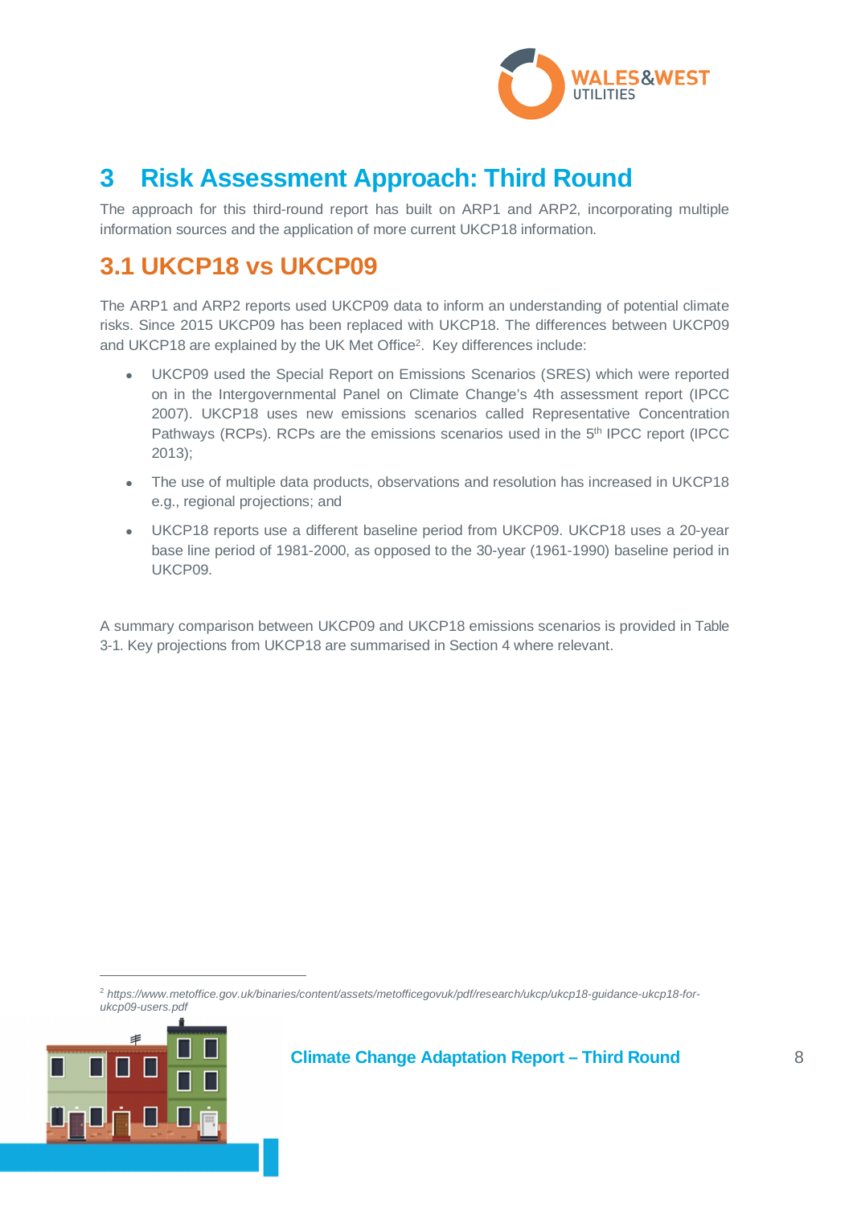# 3 Risk Assessment Approach: Third Round

The approach for this third-round report has built on ARP1 and ARP2, incorporating multiple information sources and the application of more current UKCP18 information.

## 3.1 UKCP18 vs UKCP09

The ARP1 and ARP2 reports used UKCP09 data to inform an understanding of potential climate risks. Since 2015 UKCP09 has been replaced with UKCP18. The differences between UKCP09 and UKCP18 are explained by the UK Met Office[2]. Key differences include:

- UKCP09 used the Special Report on Emissions Scenarios (SRES) which were reported on in the Intergovernmental Panel on Climate Change's 4th assessment report (IPCC 2007). UKCP18 uses new emissions scenarios called Representative Concentration Pathways (RCPs). RCPs are the emissions scenarios used in the 5th IPCC report (IPCC 2013);
- The use of multiple data products, observations and resolution has increased in UKCP18 e.g., regional projections; and
- UKCP18 reports use a different baseline period from UKCP09. UKCP18 uses a 20-year base line period of 1981-2000, as opposed to the 30-year (1961-1990) baseline period in UKCP09.

A summary comparison between UKCP09 and UKCP18 emissions scenarios is provided in Table 3-1. Key projections from UKCP18 are summarised in Section 4 where relevant.

[2] *https://www.metoffice.gov.uk/binaries/content/assets/metofficegovuk/pdf/research/ukcp/ukcp18-guidance-ukcp18-for-ukcp09-users.pdf*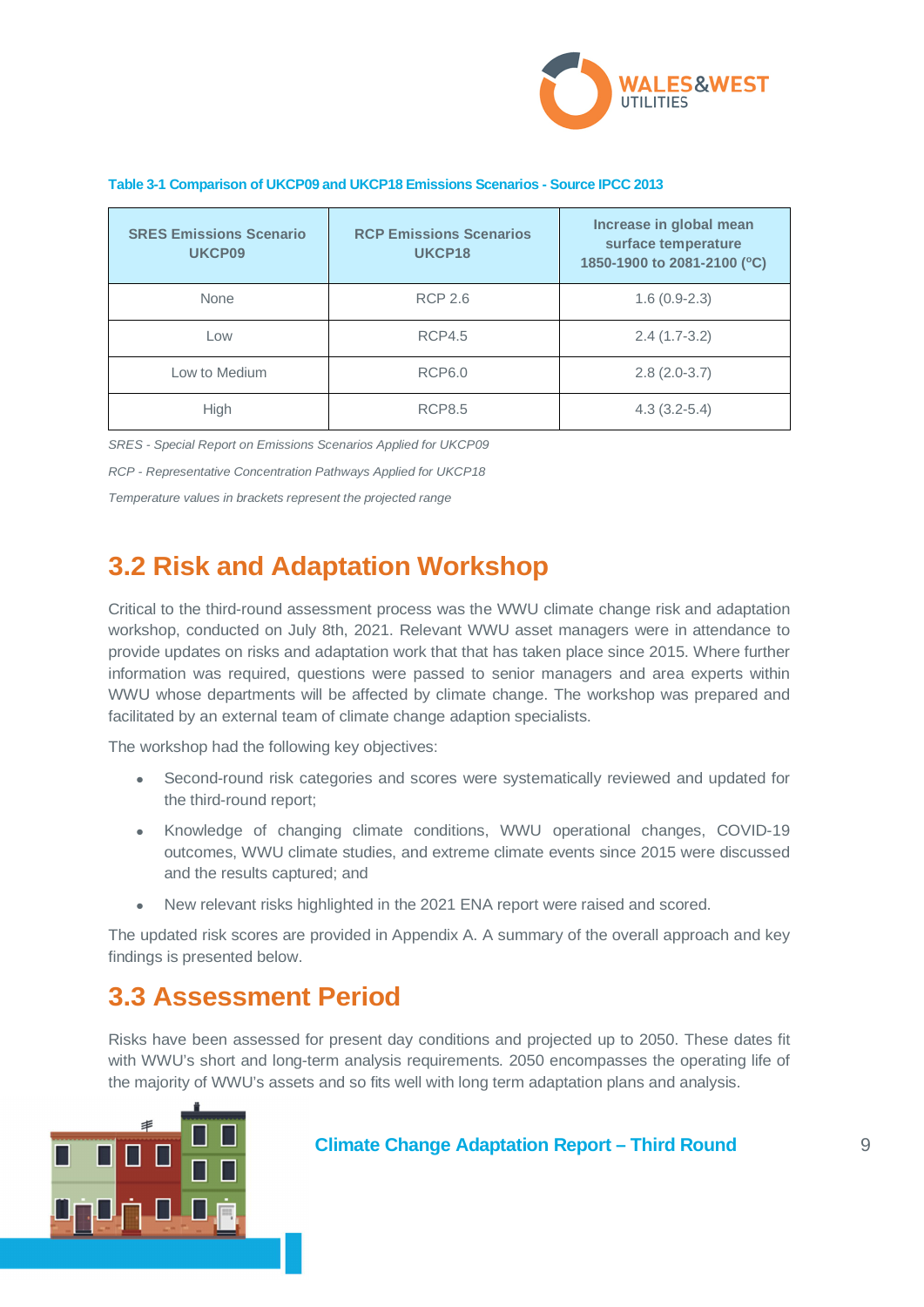**Table 3-1 Comparison of UKCP09 and UKCP18 Emissions Scenarios - Source IPCC 2013**

| SRES Emissions Scenario UKCP09 | RCP Emissions Scenarios UKCP18 | Increase in global mean surface temperature 1850-1900 to 2081-2100 (ºC) |
|---|---|---|
| None | RCP 2.6 | 1.6 (0.9-2.3) |
| Low | RCP4.5 | 2.4 (1.7-3.2) |
| Low to Medium | RCP6.0 | 2.8 (2.0-3.7) |
| High | RCP8.5 | 4.3 (3.2-5.4) |

*SRES - Special Report on Emissions Scenarios Applied for UKCP09*

*RCP - Representative Concentration Pathways Applied for UKCP18*

*Temperature values in brackets represent the projected range*

## 3.2 Risk and Adaptation Workshop

Critical to the third-round assessment process was the WWU climate change risk and adaptation workshop, conducted on July 8th, 2021. Relevant WWU asset managers were in attendance to provide updates on risks and adaptation work that that has taken place since 2015. Where further information was required, questions were passed to senior managers and area experts within WWU whose departments will be affected by climate change. The workshop was prepared and facilitated by an external team of climate change adaption specialists.

The workshop had the following key objectives:

- Second-round risk categories and scores were systematically reviewed and updated for the third-round report;
- Knowledge of changing climate conditions, WWU operational changes, COVID-19 outcomes, WWU climate studies, and extreme climate events since 2015 were discussed and the results captured; and
- New relevant risks highlighted in the 2021 ENA report were raised and scored.

The updated risk scores are provided in Appendix A. A summary of the overall approach and key findings is presented below.

## 3.3 Assessment Period

Risks have been assessed for present day conditions and projected up to 2050. These dates fit with WWU's short and long-term analysis requirements. 2050 encompasses the operating life of the majority of WWU's assets and so fits well with long term adaptation plans and analysis.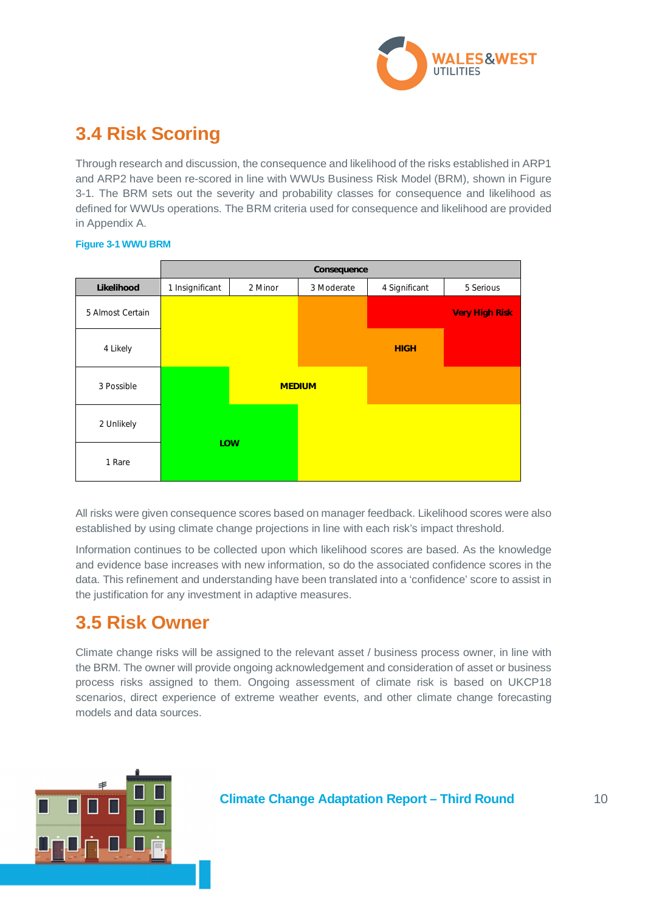## 3.4 Risk Scoring

Through research and discussion, the consequence and likelihood of the risks established in ARP1 and ARP2 have been re-scored in line with WWUs Business Risk Model (BRM), shown in Figure 3-1. The BRM sets out the severity and probability classes for consequence and likelihood as defined for WWUs operations. The BRM criteria used for consequence and likelihood are provided in Appendix A.

**Figure 3-1 WWU BRM**

| | Consequence | | | | |
|---|---|---|---|---|---|
| **Likelihood** | 1 Insignificant | 2 Minor | 3 Moderate | 4 Significant | 5 Serious |
| 5 Almost Certain | MEDIUM | MEDIUM | HIGH | Very High Risk | Very High Risk |
| 4 Likely | MEDIUM | MEDIUM | HIGH | HIGH | Very High Risk |
| 3 Possible | LOW | MEDIUM | MEDIUM | HIGH | HIGH |
| 2 Unlikely | LOW | LOW | MEDIUM | MEDIUM | MEDIUM |
| 1 Rare | LOW | LOW | MEDIUM | MEDIUM | MEDIUM |

All risks were given consequence scores based on manager feedback. Likelihood scores were also established by using climate change projections in line with each risk's impact threshold.

Information continues to be collected upon which likelihood scores are based. As the knowledge and evidence base increases with new information, so do the associated confidence scores in the data. This refinement and understanding have been translated into a 'confidence' score to assist in the justification for any investment in adaptive measures.

## 3.5 Risk Owner

Climate change risks will be assigned to the relevant asset / business process owner, in line with the BRM. The owner will provide ongoing acknowledgement and consideration of asset or business process risks assigned to them. Ongoing assessment of climate risk is based on UKCP18 scenarios, direct experience of extreme weather events, and other climate change forecasting models and data sources.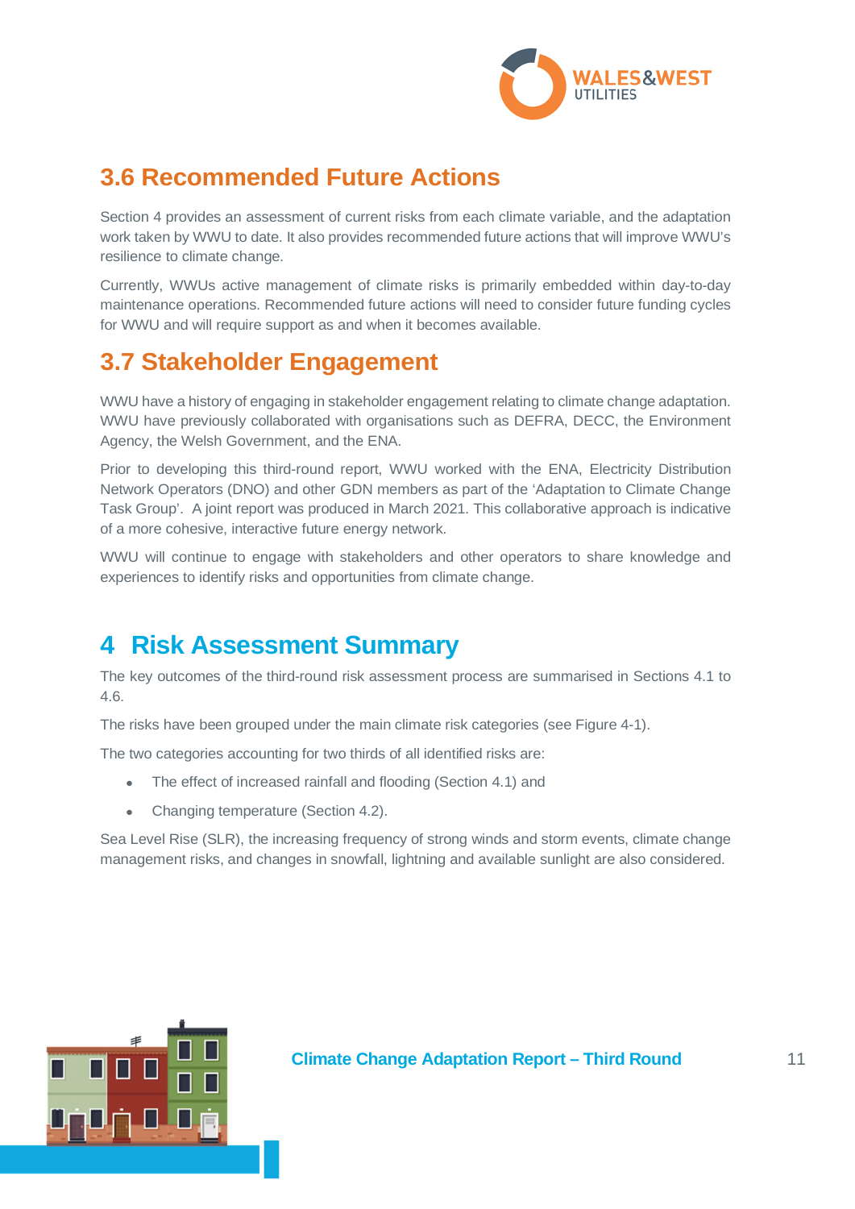## 3.6 Recommended Future Actions

Section 4 provides an assessment of current risks from each climate variable, and the adaptation work taken by WWU to date. It also provides recommended future actions that will improve WWU's resilience to climate change.

Currently, WWUs active management of climate risks is primarily embedded within day-to-day maintenance operations. Recommended future actions will need to consider future funding cycles for WWU and will require support as and when it becomes available.

## 3.7 Stakeholder Engagement

WWU have a history of engaging in stakeholder engagement relating to climate change adaptation. WWU have previously collaborated with organisations such as DEFRA, DECC, the Environment Agency, the Welsh Government, and the ENA.

Prior to developing this third-round report, WWU worked with the ENA, Electricity Distribution Network Operators (DNO) and other GDN members as part of the 'Adaptation to Climate Change Task Group'. A joint report was produced in March 2021. This collaborative approach is indicative of a more cohesive, interactive future energy network.

WWU will continue to engage with stakeholders and other operators to share knowledge and experiences to identify risks and opportunities from climate change.

# 4 Risk Assessment Summary

The key outcomes of the third-round risk assessment process are summarised in Sections 4.1 to 4.6.

The risks have been grouped under the main climate risk categories (see Figure 4-1).

The two categories accounting for two thirds of all identified risks are:

- The effect of increased rainfall and flooding (Section 4.1) and
- Changing temperature (Section 4.2).

Sea Level Rise (SLR), the increasing frequency of strong winds and storm events, climate change management risks, and changes in snowfall, lightning and available sunlight are also considered.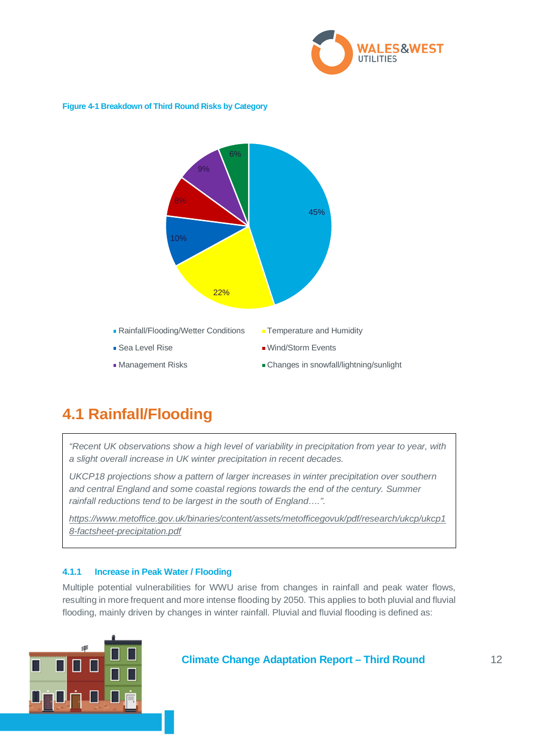**Figure 4-1 Breakdown of Third Round Risks by Category**

| Category | Percentage |
|---|---|
| Rainfall/Flooding/Wetter Conditions | 45% |
| Temperature and Humidity | 22% |
| Sea Level Rise | 10% |
| Wind/Storm Events | 8% |
| Management Risks | 9% |
| Changes in snowfall/lightning/sunlight | 6% |

## 4.1 Rainfall/Flooding

> *"Recent UK observations show a high level of variability in precipitation from year to year, with a slight overall increase in UK winter precipitation in recent decades.*
>
> *UKCP18 projections show a pattern of larger increases in winter precipitation over southern and central England and some coastal regions towards the end of the century. Summer rainfall reductions tend to be largest in the south of England….".*
>
> *https://www.metoffice.gov.uk/binaries/content/assets/metofficegovuk/pdf/research/ukcp/ukcp18-factsheet-precipitation.pdf*

### 4.1.1 Increase in Peak Water / Flooding

Multiple potential vulnerabilities for WWU arise from changes in rainfall and peak water flows, resulting in more frequent and more intense flooding by 2050. This applies to both pluvial and fluvial flooding, mainly driven by changes in winter rainfall. Pluvial and fluvial flooding is defined as: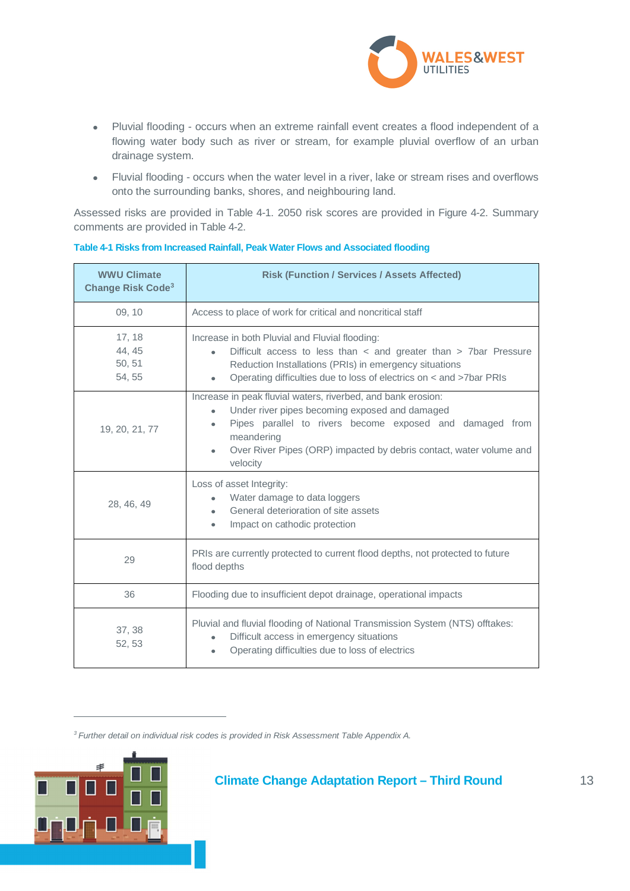- Pluvial flooding - occurs when an extreme rainfall event creates a flood independent of a flowing water body such as river or stream, for example pluvial overflow of an urban drainage system.
- Fluvial flooding - occurs when the water level in a river, lake or stream rises and overflows onto the surrounding banks, shores, and neighbouring land.

Assessed risks are provided in Table 4-1. 2050 risk scores are provided in Figure 4-2. Summary comments are provided in Table 4-2.

**Table 4-1 Risks from Increased Rainfall, Peak Water Flows and Associated flooding**

| WWU Climate Change Risk Code[3] | Risk (Function / Services / Assets Affected) |
|---|---|
| 09, 10 | Access to place of work for critical and noncritical staff |
| 17, 18<br>44, 45<br>50, 51<br>54, 55 | Increase in both Pluvial and Fluvial flooding:<br>• Difficult access to less than < and greater than > 7bar Pressure Reduction Installations (PRIs) in emergency situations<br>• Operating difficulties due to loss of electrics on < and >7bar PRIs |
| 19, 20, 21, 77 | Increase in peak fluvial waters, riverbed, and bank erosion:<br>• Under river pipes becoming exposed and damaged<br>• Pipes parallel to rivers become exposed and damaged from meandering<br>• Over River Pipes (ORP) impacted by debris contact, water volume and velocity |
| 28, 46, 49 | Loss of asset Integrity:<br>• Water damage to data loggers<br>• General deterioration of site assets<br>• Impact on cathodic protection |
| 29 | PRIs are currently protected to current flood depths, not protected to future flood depths |
| 36 | Flooding due to insufficient depot drainage, operational impacts |
| 37, 38<br>52, 53 | Pluvial and fluvial flooding of National Transmission System (NTS) offtakes:<br>• Difficult access in emergency situations<br>• Operating difficulties due to loss of electrics |

*[3] Further detail on individual risk codes is provided in Risk Assessment Table Appendix A.*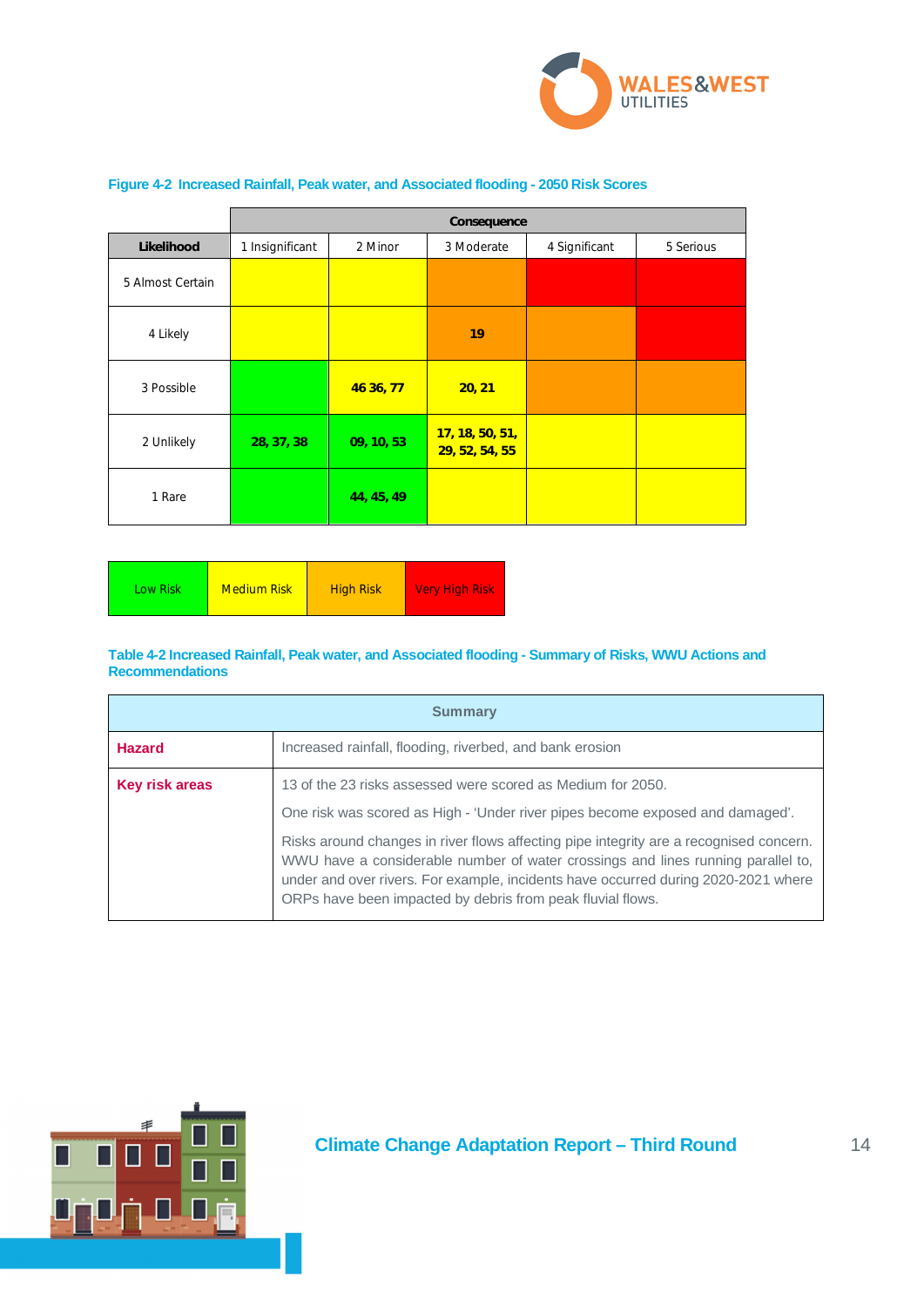**Figure 4-2 Increased Rainfall, Peak water, and Associated flooding - 2050 Risk Scores**

| | Consequence | | | | |
|---|---|---|---|---|---|
| **Likelihood** | 1 Insignificant | 2 Minor | 3 Moderate | 4 Significant | 5 Serious |
| 5 Almost Certain | | | | | |
| 4 Likely | | | **19** | | |
| 3 Possible | | **46 36, 77** | **20, 21** | | |
| 2 Unlikely | **28, 37, 38** | **09, 10, 53** | **17, 18, 50, 51, 29, 52, 54, 55** | | |
| 1 Rare | | **44, 45, 49** | | | |

| Low Risk | Medium Risk | High Risk | Very High Risk |
|---|---|---|---|

**Table 4-2 Increased Rainfall, Peak water, and Associated flooding - Summary of Risks, WWU Actions and Recommendations**

| Summary | |
|---|---|
| **Hazard** | Increased rainfall, flooding, riverbed, and bank erosion |
| **Key risk areas** | 13 of the 23 risks assessed were scored as Medium for 2050.<br><br>One risk was scored as High - 'Under river pipes become exposed and damaged'.<br><br>Risks around changes in river flows affecting pipe integrity are a recognised concern. WWU have a considerable number of water crossings and lines running parallel to, under and over rivers. For example, incidents have occurred during 2020-2021 where ORPs have been impacted by debris from peak fluvial flows. |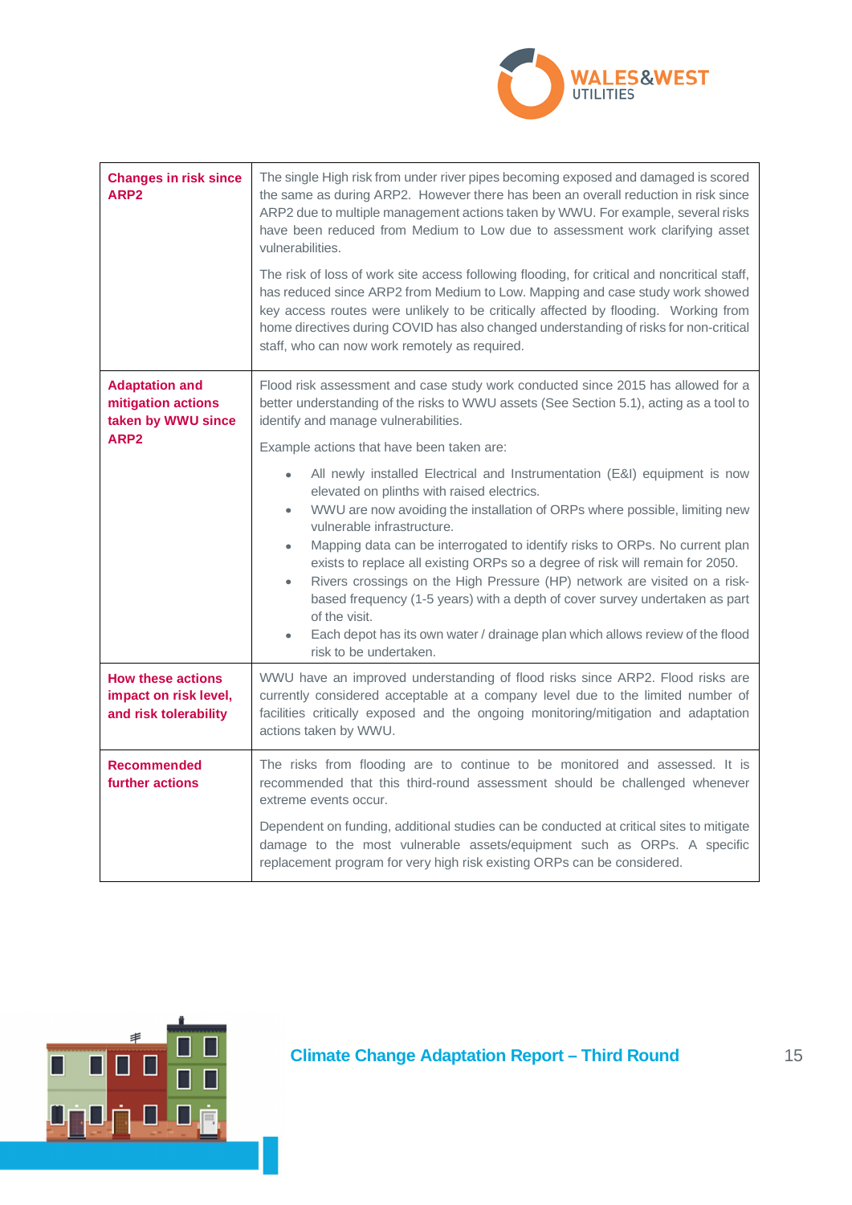| | |
|---|---|
| **Changes in risk since ARP2** | The single High risk from under river pipes becoming exposed and damaged is scored the same as during ARP2. However there has been an overall reduction in risk since ARP2 due to multiple management actions taken by WWU. For example, several risks have been reduced from Medium to Low due to assessment work clarifying asset vulnerabilities.<br><br>The risk of loss of work site access following flooding, for critical and noncritical staff, has reduced since ARP2 from Medium to Low. Mapping and case study work showed key access routes were unlikely to be critically affected by flooding. Working from home directives during COVID has also changed understanding of risks for non-critical staff, who can now work remotely as required. |
| **Adaptation and mitigation actions taken by WWU since ARP2** | Flood risk assessment and case study work conducted since 2015 has allowed for a better understanding of the risks to WWU assets (See Section 5.1), acting as a tool to identify and manage vulnerabilities.<br><br>Example actions that have been taken are:<br><br>• All newly installed Electrical and Instrumentation (E&I) equipment is now elevated on plinths with raised electrics.<br>• WWU are now avoiding the installation of ORPs where possible, limiting new vulnerable infrastructure.<br>• Mapping data can be interrogated to identify risks to ORPs. No current plan exists to replace all existing ORPs so a degree of risk will remain for 2050.<br>• Rivers crossings on the High Pressure (HP) network are visited on a risk-based frequency (1-5 years) with a depth of cover survey undertaken as part of the visit.<br>• Each depot has its own water / drainage plan which allows review of the flood risk to be undertaken. |
| **How these actions impact on risk level, and risk tolerability** | WWU have an improved understanding of flood risks since ARP2. Flood risks are currently considered acceptable at a company level due to the limited number of facilities critically exposed and the ongoing monitoring/mitigation and adaptation actions taken by WWU. |
| **Recommended further actions** | The risks from flooding are to continue to be monitored and assessed. It is recommended that this third-round assessment should be challenged whenever extreme events occur.<br><br>Dependent on funding, additional studies can be conducted at critical sites to mitigate damage to the most vulnerable assets/equipment such as ORPs. A specific replacement program for very high risk existing ORPs can be considered. |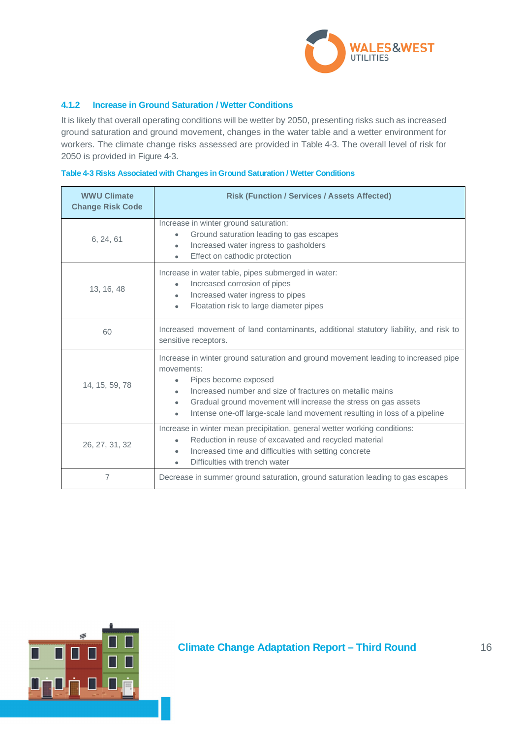### 4.1.2 Increase in Ground Saturation / Wetter Conditions

It is likely that overall operating conditions will be wetter by 2050, presenting risks such as increased ground saturation and ground movement, changes in the water table and a wetter environment for workers. The climate change risks assessed are provided in Table 4-3. The overall level of risk for 2050 is provided in Figure 4-3.

**Table 4-3 Risks Associated with Changes in Ground Saturation / Wetter Conditions**

| WWU Climate Change Risk Code | Risk (Function / Services / Assets Affected) |
|---|---|
| 6, 24, 61 | Increase in winter ground saturation:<br>• Ground saturation leading to gas escapes<br>• Increased water ingress to gasholders<br>• Effect on cathodic protection |
| 13, 16, 48 | Increase in water table, pipes submerged in water:<br>• Increased corrosion of pipes<br>• Increased water ingress to pipes<br>• Floatation risk to large diameter pipes |
| 60 | Increased movement of land contaminants, additional statutory liability, and risk to sensitive receptors. |
| 14, 15, 59, 78 | Increase in winter ground saturation and ground movement leading to increased pipe movements:<br>• Pipes become exposed<br>• Increased number and size of fractures on metallic mains<br>• Gradual ground movement will increase the stress on gas assets<br>• Intense one-off large-scale land movement resulting in loss of a pipeline |
| 26, 27, 31, 32 | Increase in winter mean precipitation, general wetter working conditions:<br>• Reduction in reuse of excavated and recycled material<br>• Increased time and difficulties with setting concrete<br>• Difficulties with trench water |
| 7 | Decrease in summer ground saturation, ground saturation leading to gas escapes |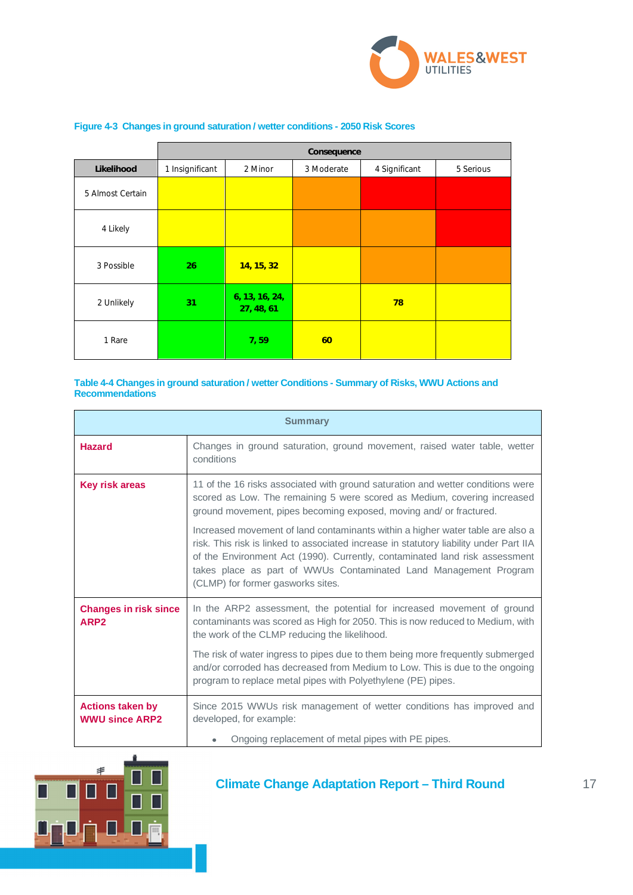**Figure 4-3 Changes in ground saturation / wetter conditions - 2050 Risk Scores**

| | Consequence | | | | |
|---|---|---|---|---|---|
| **Likelihood** | 1 Insignificant | 2 Minor | 3 Moderate | 4 Significant | 5 Serious |
| 5 Almost Certain | | | | | |
| 4 Likely | | | | | |
| 3 Possible | **26** | **14, 15, 32** | | | |
| 2 Unlikely | **31** | **6, 13, 16, 24, 27, 48, 61** | | **78** | |
| 1 Rare | | **7, 59** | **60** | | |

**Table 4-4 Changes in ground saturation / wetter Conditions - Summary of Risks, WWU Actions and Recommendations**

| Summary | |
|---|---|
| **Hazard** | Changes in ground saturation, ground movement, raised water table, wetter conditions |
| **Key risk areas** | 11 of the 16 risks associated with ground saturation and wetter conditions were scored as Low. The remaining 5 were scored as Medium, covering increased ground movement, pipes becoming exposed, moving and/ or fractured.<br><br>Increased movement of land contaminants within a higher water table are also a risk. This risk is linked to associated increase in statutory liability under Part IIA of the Environment Act (1990). Currently, contaminated land risk assessment takes place as part of WWUs Contaminated Land Management Program (CLMP) for former gasworks sites. |
| **Changes in risk since ARP2** | In the ARP2 assessment, the potential for increased movement of ground contaminants was scored as High for 2050. This is now reduced to Medium, with the work of the CLMP reducing the likelihood.<br><br>The risk of water ingress to pipes due to them being more frequently submerged and/or corroded has decreased from Medium to Low. This is due to the ongoing program to replace metal pipes with Polyethylene (PE) pipes. |
| **Actions taken by WWU since ARP2** | Since 2015 WWUs risk management of wetter conditions has improved and developed, for example:<br><br>• Ongoing replacement of metal pipes with PE pipes. |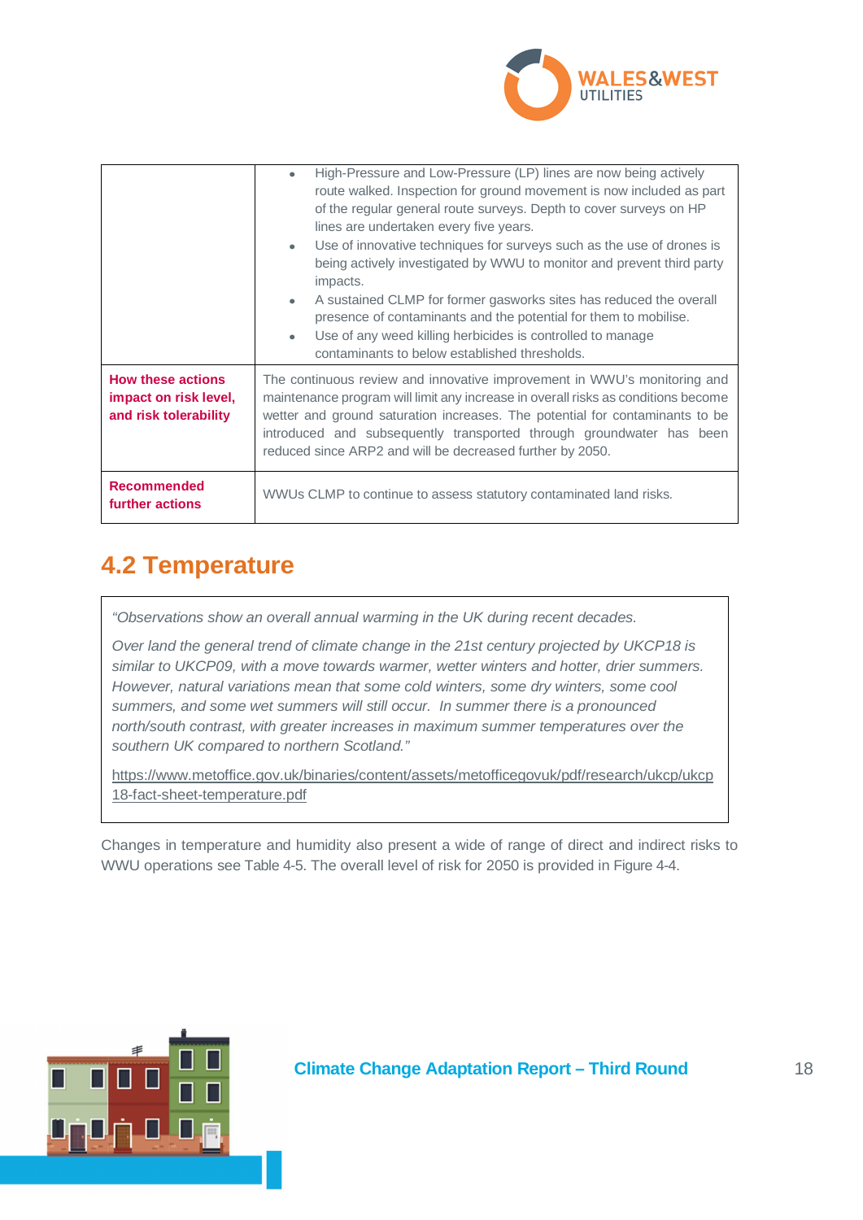| | |
|---|---|
| | • High-Pressure and Low-Pressure (LP) lines are now being actively route walked. Inspection for ground movement is now included as part of the regular general route surveys. Depth to cover surveys on HP lines are undertaken every five years.<br>• Use of innovative techniques for surveys such as the use of drones is being actively investigated by WWU to monitor and prevent third party impacts.<br>• A sustained CLMP for former gasworks sites has reduced the overall presence of contaminants and the potential for them to mobilise.<br>• Use of any weed killing herbicides is controlled to manage contaminants to below established thresholds. |
| **How these actions impact on risk level, and risk tolerability** | The continuous review and innovative improvement in WWU's monitoring and maintenance program will limit any increase in overall risks as conditions become wetter and ground saturation increases. The potential for contaminants to be introduced and subsequently transported through groundwater has been reduced since ARP2 and will be decreased further by 2050. |
| **Recommended further actions** | WWUs CLMP to continue to assess statutory contaminated land risks. |

## 4.2 Temperature

> *"Observations show an overall annual warming in the UK during recent decades.*
>
> *Over land the general trend of climate change in the 21st century projected by UKCP18 is similar to UKCP09, with a move towards warmer, wetter winters and hotter, drier summers. However, natural variations mean that some cold winters, some dry winters, some cool summers, and some wet summers will still occur. In summer there is a pronounced north/south contrast, with greater increases in maximum summer temperatures over the southern UK compared to northern Scotland."*
>
> https://www.metoffice.gov.uk/binaries/content/assets/metofficegovuk/pdf/research/ukcp/ukcp18-fact-sheet-temperature.pdf

Changes in temperature and humidity also present a wide of range of direct and indirect risks to WWU operations see Table 4-5. The overall level of risk for 2050 is provided in Figure 4-4.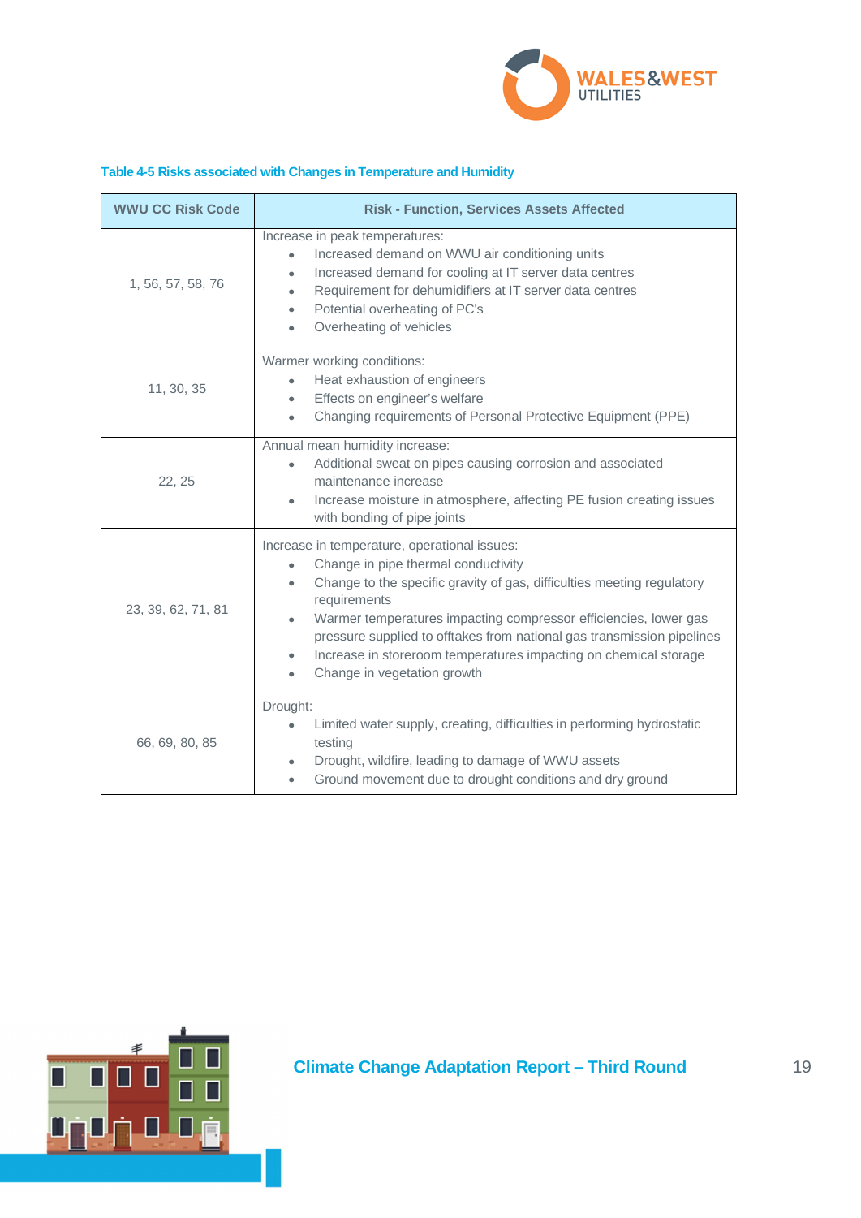**Table 4-5 Risks associated with Changes in Temperature and Humidity**

| WWU CC Risk Code | Risk - Function, Services Assets Affected |
|---|---|
| 1, 56, 57, 58, 76 | Increase in peak temperatures:<br>• Increased demand on WWU air conditioning units<br>• Increased demand for cooling at IT server data centres<br>• Requirement for dehumidifiers at IT server data centres<br>• Potential overheating of PC's<br>• Overheating of vehicles |
| 11, 30, 35 | Warmer working conditions:<br>• Heat exhaustion of engineers<br>• Effects on engineer's welfare<br>• Changing requirements of Personal Protective Equipment (PPE) |
| 22, 25 | Annual mean humidity increase:<br>• Additional sweat on pipes causing corrosion and associated maintenance increase<br>• Increase moisture in atmosphere, affecting PE fusion creating issues with bonding of pipe joints |
| 23, 39, 62, 71, 81 | Increase in temperature, operational issues:<br>• Change in pipe thermal conductivity<br>• Change to the specific gravity of gas, difficulties meeting regulatory requirements<br>• Warmer temperatures impacting compressor efficiencies, lower gas pressure supplied to offtakes from national gas transmission pipelines<br>• Increase in storeroom temperatures impacting on chemical storage<br>• Change in vegetation growth |
| 66, 69, 80, 85 | Drought:<br>• Limited water supply, creating, difficulties in performing hydrostatic testing<br>• Drought, wildfire, leading to damage of WWU assets<br>• Ground movement due to drought conditions and dry ground |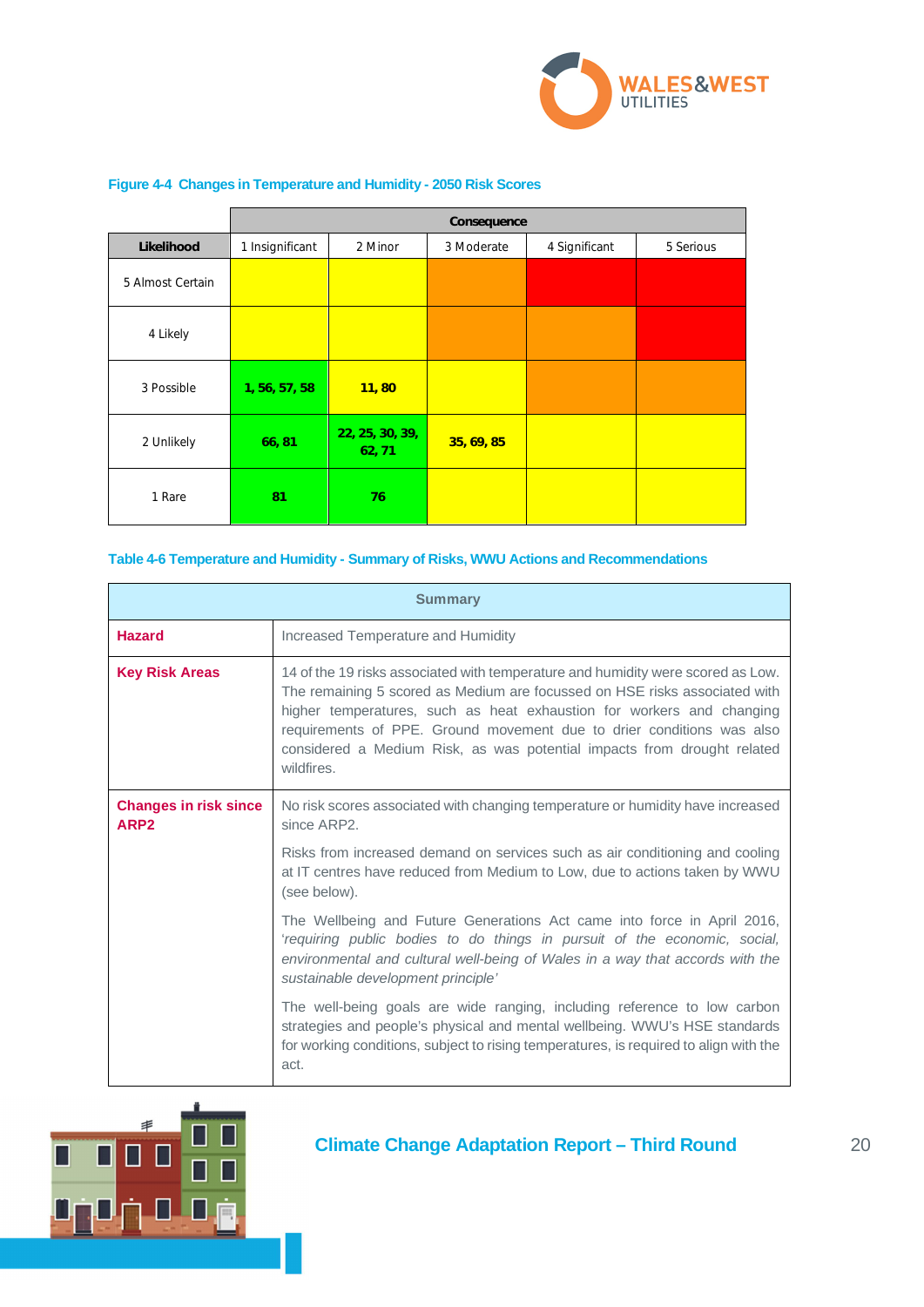**Figure 4-4 Changes in Temperature and Humidity - 2050 Risk Scores**

| | Consequence | | | | |
|---|---|---|---|---|---|
| **Likelihood** | 1 Insignificant | 2 Minor | 3 Moderate | 4 Significant | 5 Serious |
| 5 Almost Certain | | | | | |
| 4 Likely | | | | | |
| 3 Possible | **1, 56, 57, 58** | **11, 80** | | | |
| 2 Unlikely | **66, 81** | **22, 25, 30, 39, 62, 71** | **35, 69, 85** | | |
| 1 Rare | **81** | **76** | | | |

**Table 4-6 Temperature and Humidity - Summary of Risks, WWU Actions and Recommendations**

| Summary | |
|---|---|
| **Hazard** | Increased Temperature and Humidity |
| **Key Risk Areas** | 14 of the 19 risks associated with temperature and humidity were scored as Low. The remaining 5 scored as Medium are focussed on HSE risks associated with higher temperatures, such as heat exhaustion for workers and changing requirements of PPE. Ground movement due to drier conditions was also considered a Medium Risk, as was potential impacts from drought related wildfires. |
| **Changes in risk since ARP2** | No risk scores associated with changing temperature or humidity have increased since ARP2.<br><br>Risks from increased demand on services such as air conditioning and cooling at IT centres have reduced from Medium to Low, due to actions taken by WWU (see below).<br><br>The Wellbeing and Future Generations Act came into force in April 2016, '*requiring public bodies to do things in pursuit of the economic, social, environmental and cultural well-being of Wales in a way that accords with the sustainable development principle'*<br><br>The well-being goals are wide ranging, including reference to low carbon strategies and people's physical and mental wellbeing. WWU's HSE standards for working conditions, subject to rising temperatures, is required to align with the act. |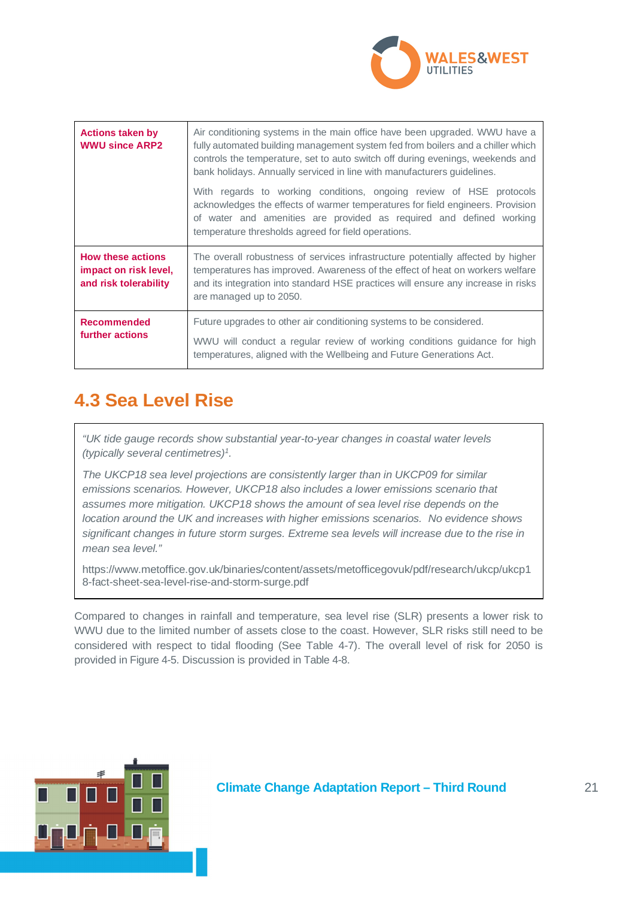| Actions taken by WWU since ARP2 | Air conditioning systems in the main office have been upgraded. WWU have a fully automated building management system fed from boilers and a chiller which controls the temperature, set to auto switch off during evenings, weekends and bank holidays. Annually serviced in line with manufacturers guidelines.<br><br>With regards to working conditions, ongoing review of HSE protocols acknowledges the effects of warmer temperatures for field engineers. Provision of water and amenities are provided as required and defined working temperature thresholds agreed for field operations. |
|---|---|
| How these actions impact on risk level, and risk tolerability | The overall robustness of services infrastructure potentially affected by higher temperatures has improved. Awareness of the effect of heat on workers welfare and its integration into standard HSE practices will ensure any increase in risks are managed up to 2050. |
| Recommended further actions | Future upgrades to other air conditioning systems to be considered.<br><br>WWU will conduct a regular review of working conditions guidance for high temperatures, aligned with the Wellbeing and Future Generations Act. |

## 4.3 Sea Level Rise

> *"UK tide gauge records show substantial year-to-year changes in coastal water levels (typically several centimetres)[1].*
>
> *The UKCP18 sea level projections are consistently larger than in UKCP09 for similar emissions scenarios. However, UKCP18 also includes a lower emissions scenario that assumes more mitigation. UKCP18 shows the amount of sea level rise depends on the location around the UK and increases with higher emissions scenarios. No evidence shows significant changes in future storm surges. Extreme sea levels will increase due to the rise in mean sea level."*
>
> https://www.metoffice.gov.uk/binaries/content/assets/metofficegovuk/pdf/research/ukcp/ukcp18-fact-sheet-sea-level-rise-and-storm-surge.pdf

Compared to changes in rainfall and temperature, sea level rise (SLR) presents a lower risk to WWU due to the limited number of assets close to the coast. However, SLR risks still need to be considered with respect to tidal flooding (See Table 4-7). The overall level of risk for 2050 is provided in Figure 4-5. Discussion is provided in Table 4-8.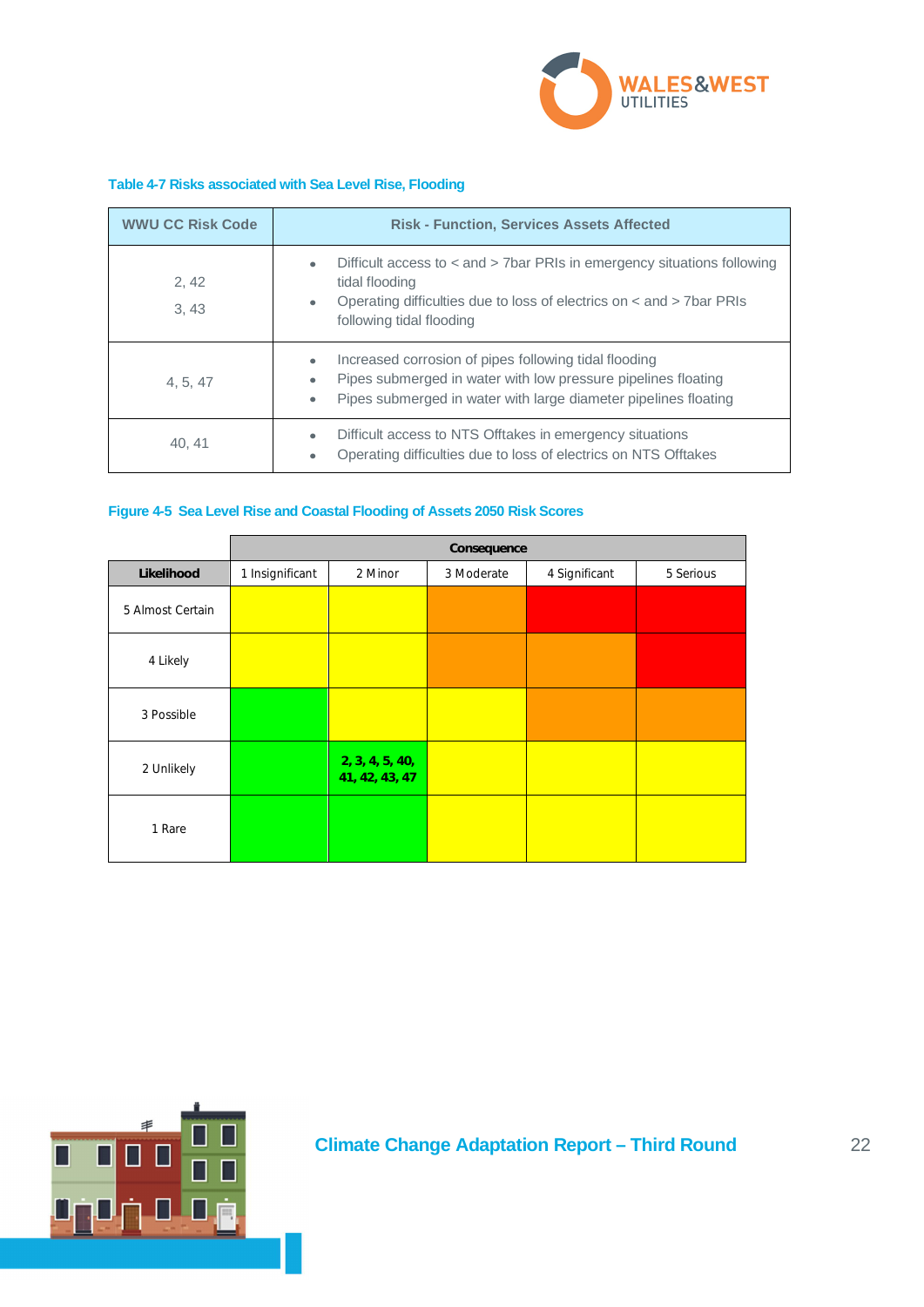**Table 4-7 Risks associated with Sea Level Rise, Flooding**

| WWU CC Risk Code | Risk - Function, Services Assets Affected |
|---|---|
| 2, 42<br>3, 43 | • Difficult access to < and > 7bar PRIs in emergency situations following tidal flooding<br>• Operating difficulties due to loss of electrics on < and > 7bar PRIs following tidal flooding |
| 4, 5, 47 | • Increased corrosion of pipes following tidal flooding<br>• Pipes submerged in water with low pressure pipelines floating<br>• Pipes submerged in water with large diameter pipelines floating |
| 40, 41 | • Difficult access to NTS Offtakes in emergency situations<br>• Operating difficulties due to loss of electrics on NTS Offtakes |

**Figure 4-5 Sea Level Rise and Coastal Flooding of Assets 2050 Risk Scores**

| | Consequence | | | | |
|---|---|---|---|---|---|
| **Likelihood** | 1 Insignificant | 2 Minor | 3 Moderate | 4 Significant | 5 Serious |
| 5 Almost Certain | | | | | |
| 4 Likely | | | | | |
| 3 Possible | | | | | |
| 2 Unlikely | | **2, 3, 4, 5, 40, 41, 42, 43, 47** | | | |
| 1 Rare | | | | | |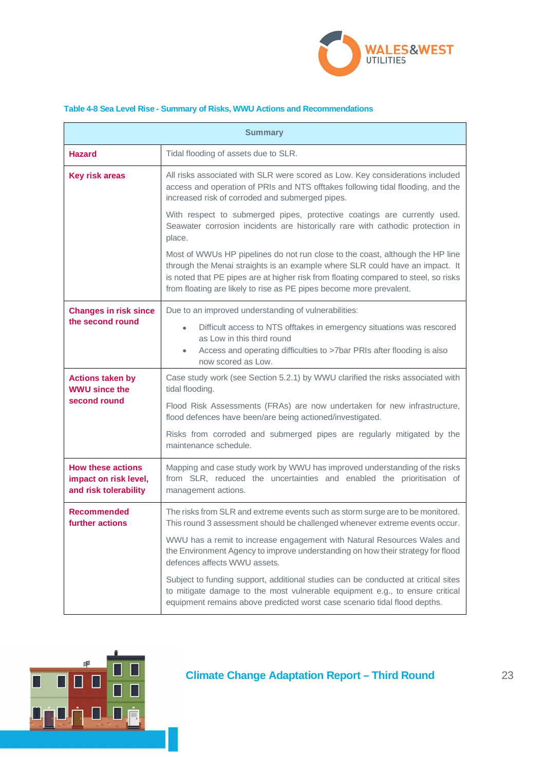**Table 4-8 Sea Level Rise - Summary of Risks, WWU Actions and Recommendations**

| Summary | |
|---|---|
| **Hazard** | Tidal flooding of assets due to SLR. |
| **Key risk areas** | All risks associated with SLR were scored as Low. Key considerations included access and operation of PRIs and NTS offtakes following tidal flooding, and the increased risk of corroded and submerged pipes.<br><br>With respect to submerged pipes, protective coatings are currently used. Seawater corrosion incidents are historically rare with cathodic protection in place.<br><br>Most of WWUs HP pipelines do not run close to the coast, although the HP line through the Menai straights is an example where SLR could have an impact. It is noted that PE pipes are at higher risk from floating compared to steel, so risks from floating are likely to rise as PE pipes become more prevalent. |
| **Changes in risk since the second round** | Due to an improved understanding of vulnerabilities:<br>• Difficult access to NTS offtakes in emergency situations was rescored as Low in this third round<br>• Access and operating difficulties to >7bar PRIs after flooding is also now scored as Low. |
| **Actions taken by WWU since the second round** | Case study work (see Section 5.2.1) by WWU clarified the risks associated with tidal flooding.<br><br>Flood Risk Assessments (FRAs) are now undertaken for new infrastructure, flood defences have been/are being actioned/investigated.<br><br>Risks from corroded and submerged pipes are regularly mitigated by the maintenance schedule. |
| **How these actions impact on risk level, and risk tolerability** | Mapping and case study work by WWU has improved understanding of the risks from SLR, reduced the uncertainties and enabled the prioritisation of management actions. |
| **Recommended further actions** | The risks from SLR and extreme events such as storm surge are to be monitored. This round 3 assessment should be challenged whenever extreme events occur.<br><br>WWU has a remit to increase engagement with Natural Resources Wales and the Environment Agency to improve understanding on how their strategy for flood defences affects WWU assets.<br><br>Subject to funding support, additional studies can be conducted at critical sites to mitigate damage to the most vulnerable equipment e.g., to ensure critical equipment remains above predicted worst case scenario tidal flood depths. |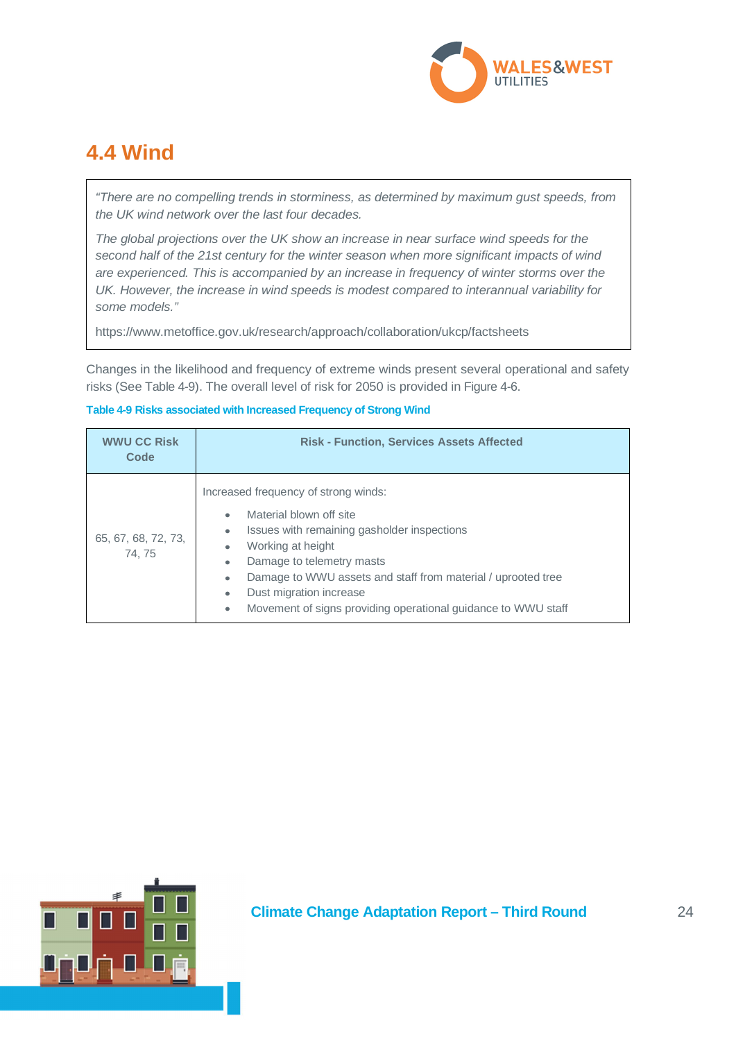## 4.4 Wind

> *"There are no compelling trends in storminess, as determined by maximum gust speeds, from the UK wind network over the last four decades.*
>
> *The global projections over the UK show an increase in near surface wind speeds for the second half of the 21st century for the winter season when more significant impacts of wind are experienced. This is accompanied by an increase in frequency of winter storms over the UK. However, the increase in wind speeds is modest compared to interannual variability for some models."*
>
> https://www.metoffice.gov.uk/research/approach/collaboration/ukcp/factsheets

Changes in the likelihood and frequency of extreme winds present several operational and safety risks (See Table 4-9). The overall level of risk for 2050 is provided in Figure 4-6.

**Table 4-9 Risks associated with Increased Frequency of Strong Wind**

| WWU CC Risk Code | Risk - Function, Services Assets Affected |
|---|---|
| 65, 67, 68, 72, 73, 74, 75 | Increased frequency of strong winds:<br>• Material blown off site<br>• Issues with remaining gasholder inspections<br>• Working at height<br>• Damage to telemetry masts<br>• Damage to WWU assets and staff from material / uprooted tree<br>• Dust migration increase<br>• Movement of signs providing operational guidance to WWU staff |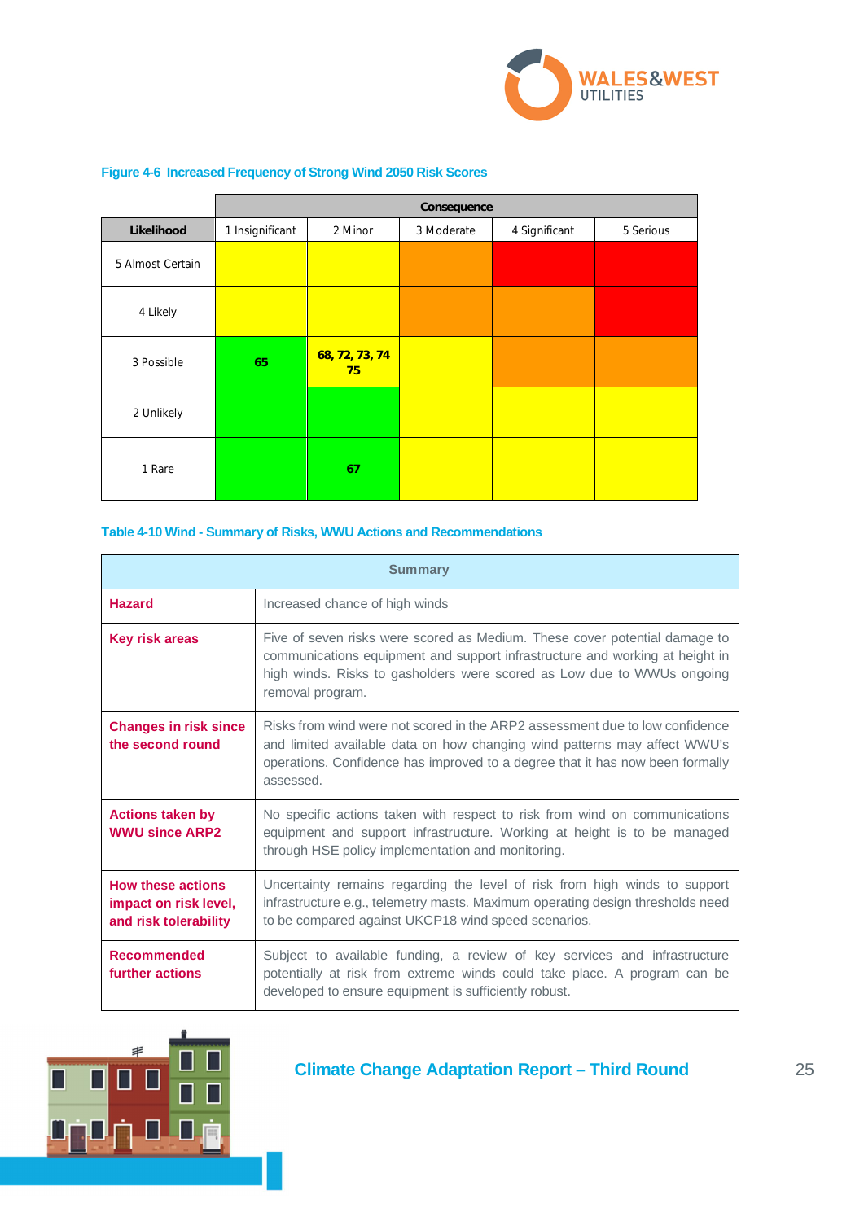**Figure 4-6 Increased Frequency of Strong Wind 2050 Risk Scores**

| Likelihood | Consequence | | | | |
|---|---|---|---|---|---|
| | 1 Insignificant | 2 Minor | 3 Moderate | 4 Significant | 5 Serious |
| 5 Almost Certain | | | | | |
| 4 Likely | | | | | |
| 3 Possible | 65 | 68, 72, 73, 74 75 | | | |
| 2 Unlikely | | | | | |
| 1 Rare | | 67 | | | |

**Table 4-10 Wind - Summary of Risks, WWU Actions and Recommendations**

| Summary | |
|---|---|
| **Hazard** | Increased chance of high winds |
| **Key risk areas** | Five of seven risks were scored as Medium. These cover potential damage to communications equipment and support infrastructure and working at height in high winds. Risks to gasholders were scored as Low due to WWUs ongoing removal program. |
| **Changes in risk since the second round** | Risks from wind were not scored in the ARP2 assessment due to low confidence and limited available data on how changing wind patterns may affect WWU's operations. Confidence has improved to a degree that it has now been formally assessed. |
| **Actions taken by WWU since ARP2** | No specific actions taken with respect to risk from wind on communications equipment and support infrastructure. Working at height is to be managed through HSE policy implementation and monitoring. |
| **How these actions impact on risk level, and risk tolerability** | Uncertainty remains regarding the level of risk from high winds to support infrastructure e.g., telemetry masts. Maximum operating design thresholds need to be compared against UKCP18 wind speed scenarios. |
| **Recommended further actions** | Subject to available funding, a review of key services and infrastructure potentially at risk from extreme winds could take place. A program can be developed to ensure equipment is sufficiently robust. |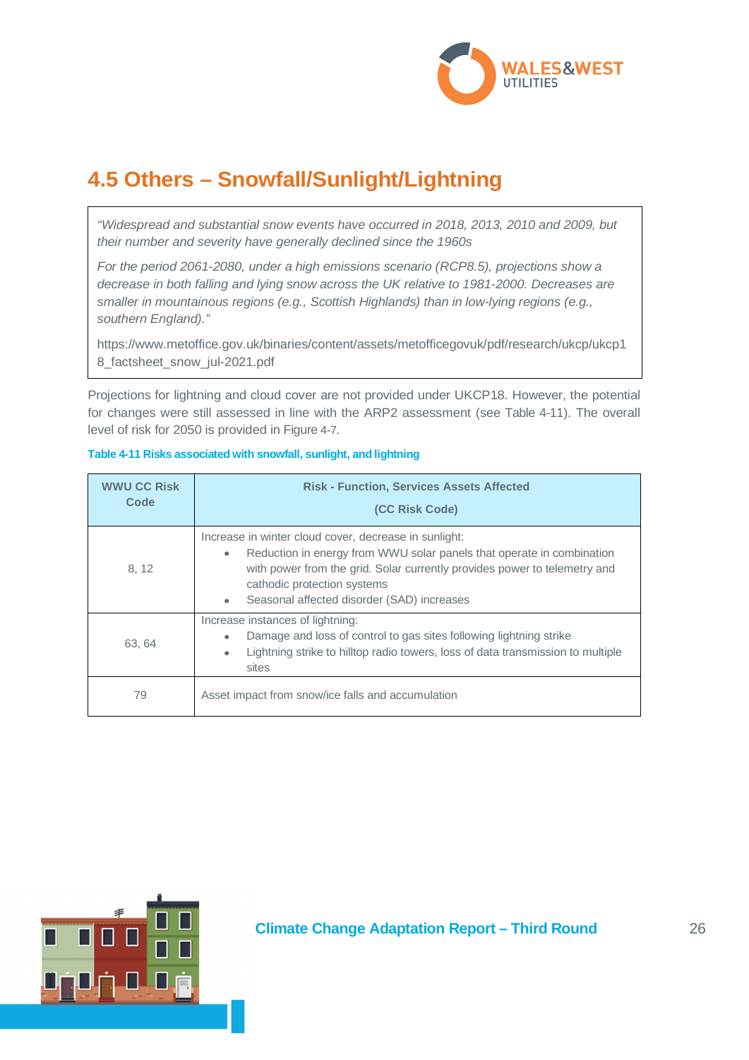## 4.5 Others – Snowfall/Sunlight/Lightning

> *"Widespread and substantial snow events have occurred in 2018, 2013, 2010 and 2009, but their number and severity have generally declined since the 1960s*
>
> *For the period 2061-2080, under a high emissions scenario (RCP8.5), projections show a decrease in both falling and lying snow across the UK relative to 1981-2000. Decreases are smaller in mountainous regions (e.g., Scottish Highlands) than in low-lying regions (e.g., southern England)."*
>
> https://www.metoffice.gov.uk/binaries/content/assets/metofficegovuk/pdf/research/ukcp/ukcp18_factsheet_snow_jul-2021.pdf

Projections for lightning and cloud cover are not provided under UKCP18. However, the potential for changes were still assessed in line with the ARP2 assessment (see Table 4-11). The overall level of risk for 2050 is provided in Figure 4-7.

**Table 4-11 Risks associated with snowfall, sunlight, and lightning**

| WWU CC Risk Code | Risk - Function, Services Assets Affected (CC Risk Code) |
|---|---|
| 8, 12 | Increase in winter cloud cover, decrease in sunlight:<br>• Reduction in energy from WWU solar panels that operate in combination with power from the grid. Solar currently provides power to telemetry and cathodic protection systems<br>• Seasonal affected disorder (SAD) increases |
| 63, 64 | Increase instances of lightning:<br>• Damage and loss of control to gas sites following lightning strike<br>• Lightning strike to hilltop radio towers, loss of data transmission to multiple sites |
| 79 | Asset impact from snow/ice falls and accumulation |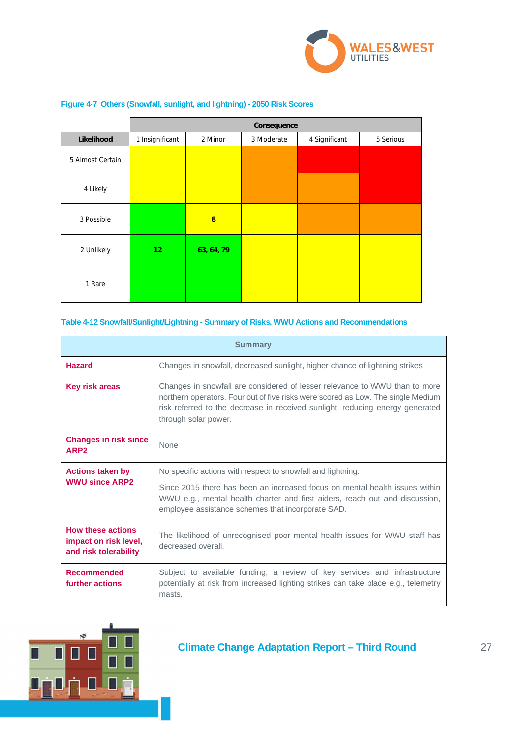**Figure 4-7 Others (Snowfall, sunlight, and lightning) - 2050 Risk Scores**

| | Consequence | | | | |
|---|---|---|---|---|---|
| **Likelihood** | 1 Insignificant | 2 Minor | 3 Moderate | 4 Significant | 5 Serious |
| 5 Almost Certain | | | | | |
| 4 Likely | | | | | |
| 3 Possible | | **8** | | | |
| 2 Unlikely | **12** | **63, 64, 79** | | | |
| 1 Rare | | | | | |

**Table 4-12 Snowfall/Sunlight/Lightning - Summary of Risks, WWU Actions and Recommendations**

| Summary | |
|---|---|
| **Hazard** | Changes in snowfall, decreased sunlight, higher chance of lightning strikes |
| **Key risk areas** | Changes in snowfall are considered of lesser relevance to WWU than to more northern operators. Four out of five risks were scored as Low. The single Medium risk referred to the decrease in received sunlight, reducing energy generated through solar power. |
| **Changes in risk since ARP2** | None |
| **Actions taken by WWU since ARP2** | No specific actions with respect to snowfall and lightning.<br><br>Since 2015 there has been an increased focus on mental health issues within WWU e.g., mental health charter and first aiders, reach out and discussion, employee assistance schemes that incorporate SAD. |
| **How these actions impact on risk level, and risk tolerability** | The likelihood of unrecognised poor mental health issues for WWU staff has decreased overall. |
| **Recommended further actions** | Subject to available funding, a review of key services and infrastructure potentially at risk from increased lighting strikes can take place e.g., telemetry masts. |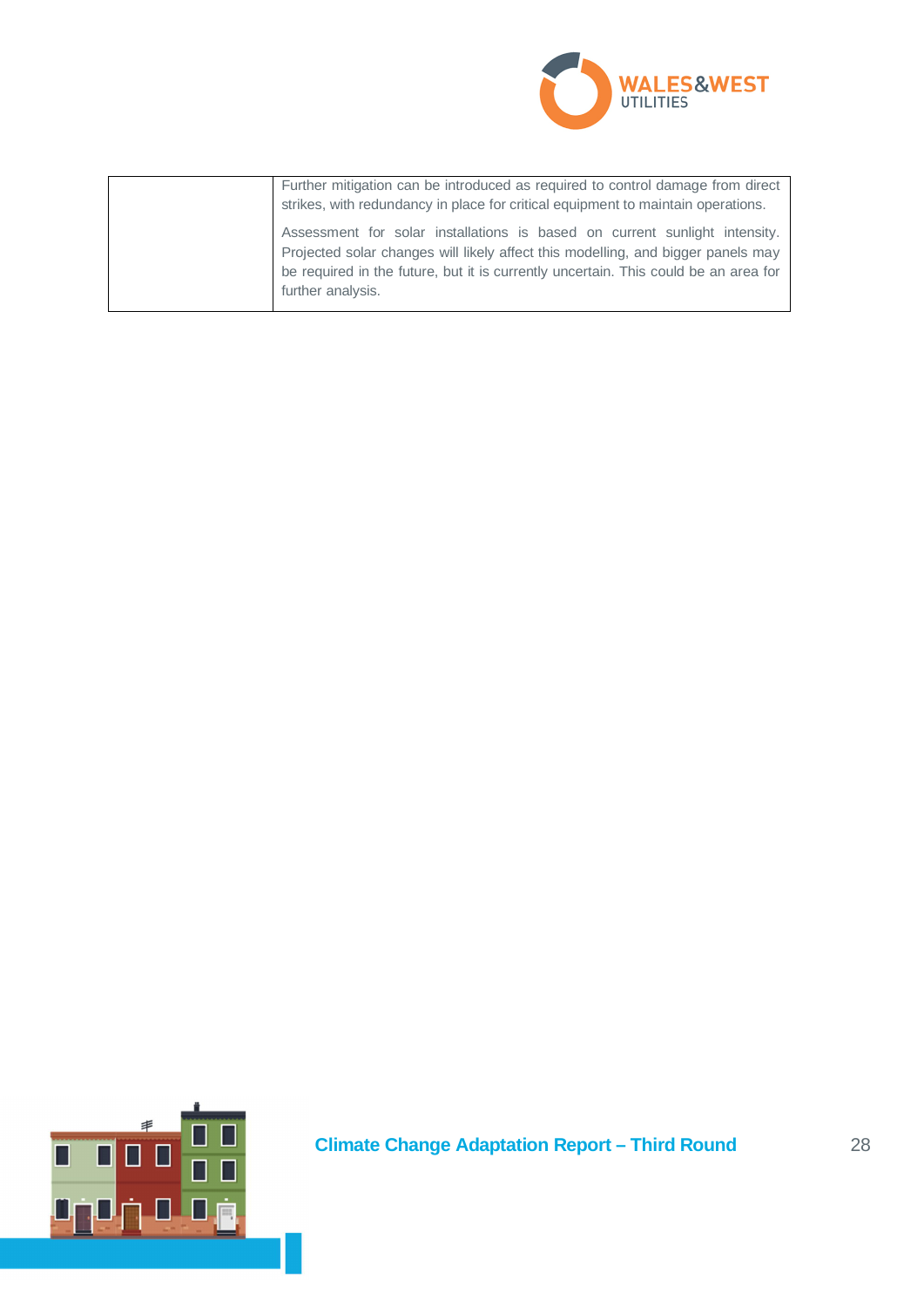| | |
|---|---|
| | Further mitigation can be introduced as required to control damage from direct strikes, with redundancy in place for critical equipment to maintain operations.<br><br>Assessment for solar installations is based on current sunlight intensity. Projected solar changes will likely affect this modelling, and bigger panels may be required in the future, but it is currently uncertain. This could be an area for further analysis. |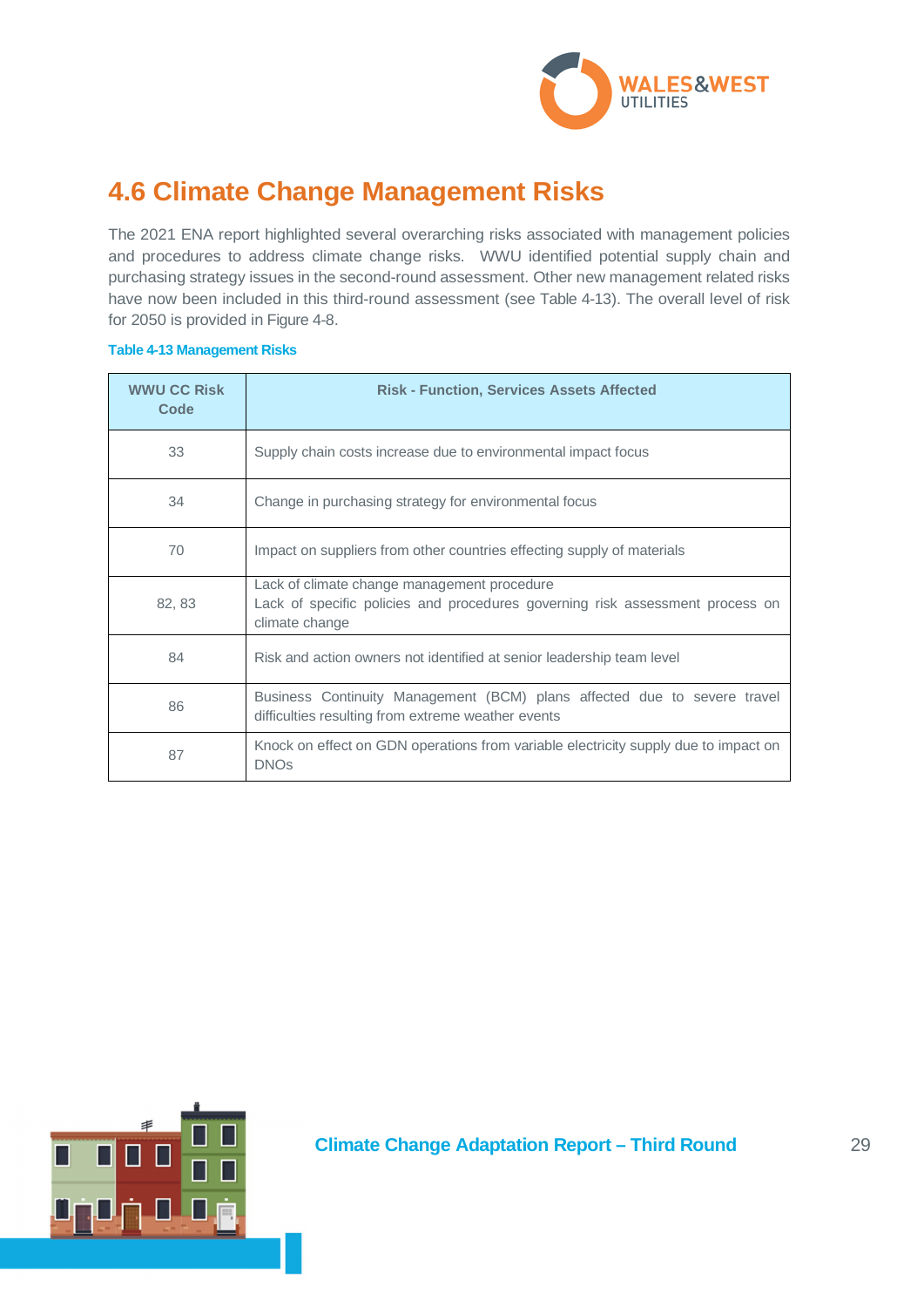## 4.6 Climate Change Management Risks

The 2021 ENA report highlighted several overarching risks associated with management policies and procedures to address climate change risks. WWU identified potential supply chain and purchasing strategy issues in the second-round assessment. Other new management related risks have now been included in this third-round assessment (see Table 4-13). The overall level of risk for 2050 is provided in Figure 4-8.

**Table 4-13 Management Risks**

| WWU CC Risk Code | Risk - Function, Services Assets Affected |
|---|---|
| 33 | Supply chain costs increase due to environmental impact focus |
| 34 | Change in purchasing strategy for environmental focus |
| 70 | Impact on suppliers from other countries effecting supply of materials |
| 82, 83 | Lack of climate change management procedure<br>Lack of specific policies and procedures governing risk assessment process on climate change |
| 84 | Risk and action owners not identified at senior leadership team level |
| 86 | Business Continuity Management (BCM) plans affected due to severe travel difficulties resulting from extreme weather events |
| 87 | Knock on effect on GDN operations from variable electricity supply due to impact on DNOs |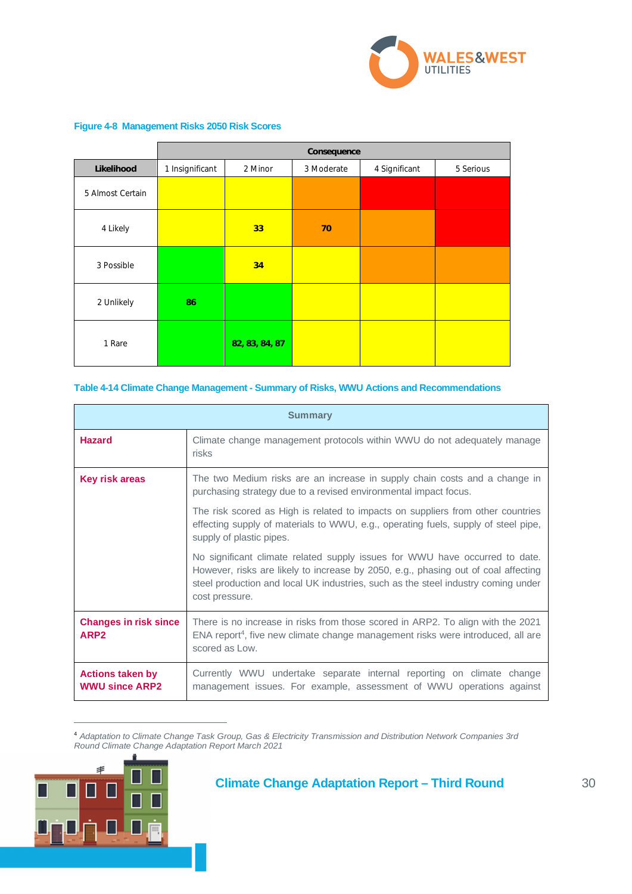**Figure 4-8 Management Risks 2050 Risk Scores**

| | Consequence | | | | |
|---|---|---|---|---|---|
| **Likelihood** | 1 Insignificant | 2 Minor | 3 Moderate | 4 Significant | 5 Serious |
| 5 Almost Certain | | | | | |
| 4 Likely | | **33** | **70** | | |
| 3 Possible | | **34** | | | |
| 2 Unlikely | **86** | | | | |
| 1 Rare | | **82, 83, 84, 87** | | | |

**Table 4-14 Climate Change Management - Summary of Risks, WWU Actions and Recommendations**

| Summary | |
|---|---|
| **Hazard** | Climate change management protocols within WWU do not adequately manage risks |
| **Key risk areas** | The two Medium risks are an increase in supply chain costs and a change in purchasing strategy due to a revised environmental impact focus.<br><br>The risk scored as High is related to impacts on suppliers from other countries effecting supply of materials to WWU, e.g., operating fuels, supply of steel pipe, supply of plastic pipes.<br><br>No significant climate related supply issues for WWU have occurred to date. However, risks are likely to increase by 2050, e.g., phasing out of coal affecting steel production and local UK industries, such as the steel industry coming under cost pressure. |
| **Changes in risk since ARP2** | There is no increase in risks from those scored in ARP2. To align with the 2021 ENA report[4], five new climate change management risks were introduced, all are scored as Low. |
| **Actions taken by WWU since ARP2** | Currently WWU undertake separate internal reporting on climate change management issues. For example, assessment of WWU operations against |

[4] *Adaptation to Climate Change Task Group, Gas & Electricity Transmission and Distribution Network Companies 3rd Round Climate Change Adaptation Report March 2021*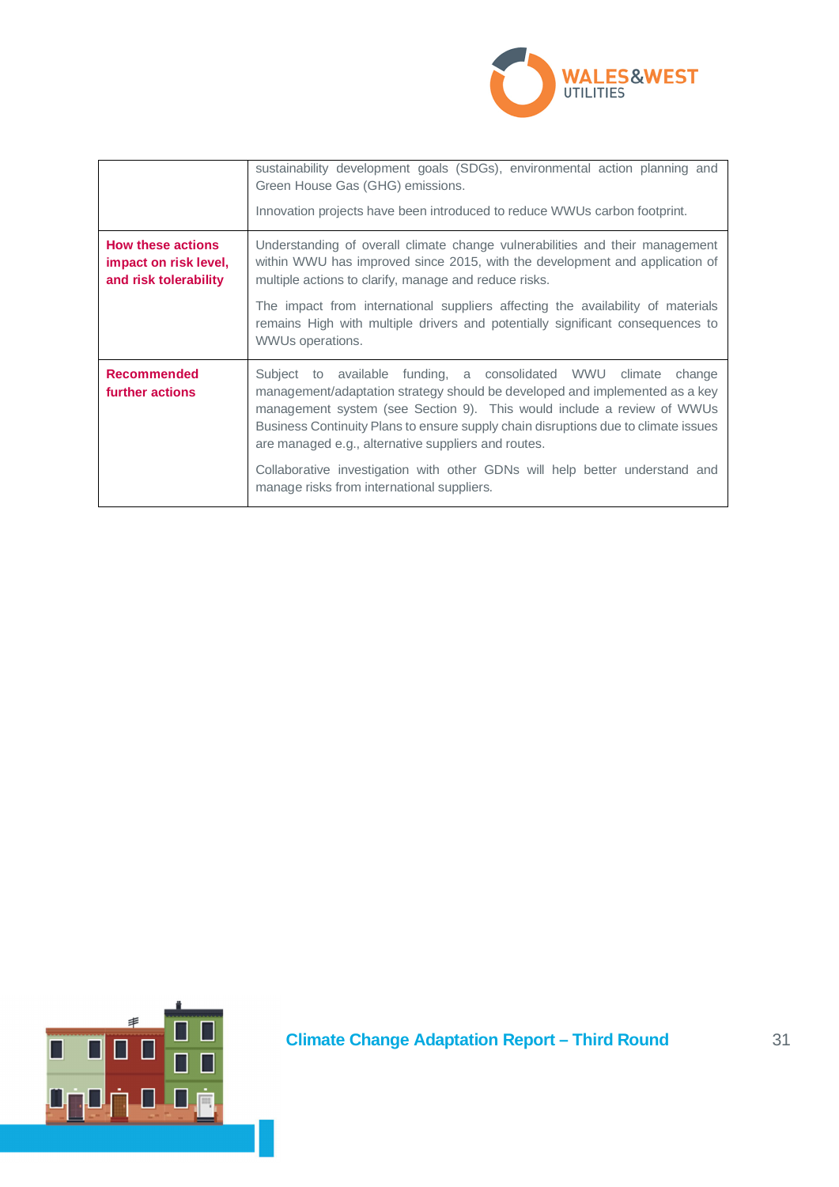|  |  |
|---|---|
|  | sustainability development goals (SDGs), environmental action planning and Green House Gas (GHG) emissions.<br><br>Innovation projects have been introduced to reduce WWUs carbon footprint. |
| **How these actions impact on risk level, and risk tolerability** | Understanding of overall climate change vulnerabilities and their management within WWU has improved since 2015, with the development and application of multiple actions to clarify, manage and reduce risks.<br><br>The impact from international suppliers affecting the availability of materials remains High with multiple drivers and potentially significant consequences to WWUs operations. |
| **Recommended further actions** | Subject to available funding, a consolidated WWU climate change management/adaptation strategy should be developed and implemented as a key management system (see Section 9). This would include a review of WWUs Business Continuity Plans to ensure supply chain disruptions due to climate issues are managed e.g., alternative suppliers and routes.<br><br>Collaborative investigation with other GDNs will help better understand and manage risks from international suppliers. |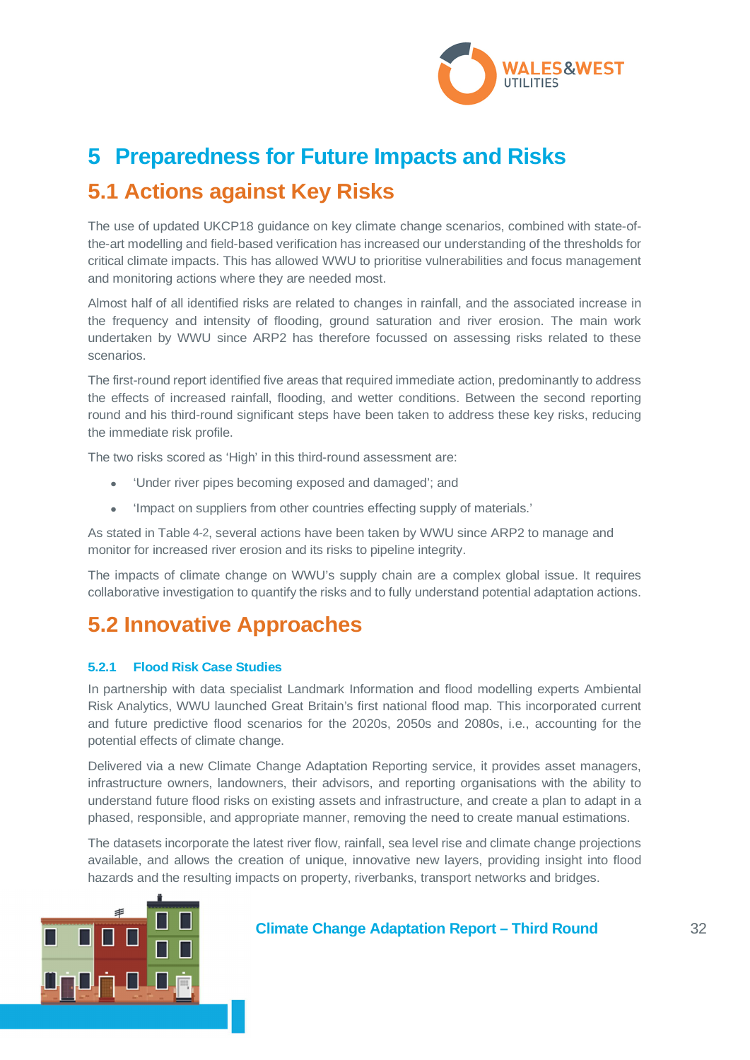# 5 Preparedness for Future Impacts and Risks

## 5.1 Actions against Key Risks

The use of updated UKCP18 guidance on key climate change scenarios, combined with state-of-the-art modelling and field-based verification has increased our understanding of the thresholds for critical climate impacts. This has allowed WWU to prioritise vulnerabilities and focus management and monitoring actions where they are needed most.

Almost half of all identified risks are related to changes in rainfall, and the associated increase in the frequency and intensity of flooding, ground saturation and river erosion. The main work undertaken by WWU since ARP2 has therefore focussed on assessing risks related to these scenarios.

The first-round report identified five areas that required immediate action, predominantly to address the effects of increased rainfall, flooding, and wetter conditions. Between the second reporting round and his third-round significant steps have been taken to address these key risks, reducing the immediate risk profile.

The two risks scored as 'High' in this third-round assessment are:

- 'Under river pipes becoming exposed and damaged'; and
- 'Impact on suppliers from other countries effecting supply of materials.'

As stated in Table 4-2, several actions have been taken by WWU since ARP2 to manage and monitor for increased river erosion and its risks to pipeline integrity.

The impacts of climate change on WWU's supply chain are a complex global issue. It requires collaborative investigation to quantify the risks and to fully understand potential adaptation actions.

## 5.2 Innovative Approaches

### 5.2.1 Flood Risk Case Studies

In partnership with data specialist Landmark Information and flood modelling experts Ambiental Risk Analytics, WWU launched Great Britain's first national flood map. This incorporated current and future predictive flood scenarios for the 2020s, 2050s and 2080s, i.e., accounting for the potential effects of climate change.

Delivered via a new Climate Change Adaptation Reporting service, it provides asset managers, infrastructure owners, landowners, their advisors, and reporting organisations with the ability to understand future flood risks on existing assets and infrastructure, and create a plan to adapt in a phased, responsible, and appropriate manner, removing the need to create manual estimations.

The datasets incorporate the latest river flow, rainfall, sea level rise and climate change projections available, and allows the creation of unique, innovative new layers, providing insight into flood hazards and the resulting impacts on property, riverbanks, transport networks and bridges.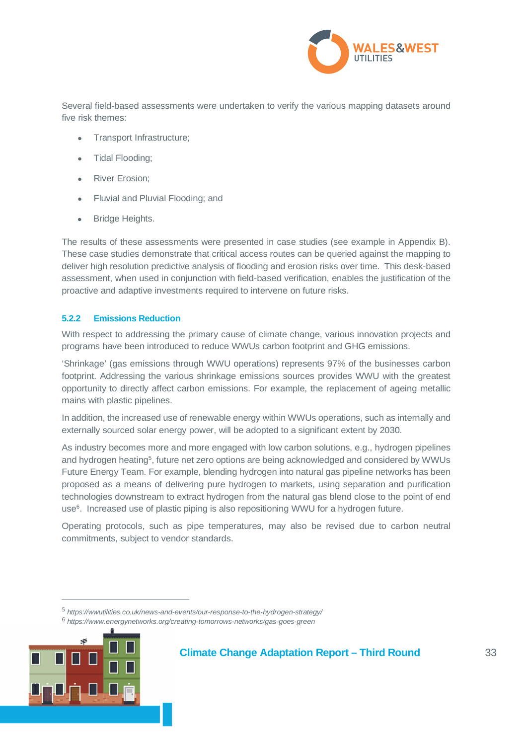Several field-based assessments were undertaken to verify the various mapping datasets around five risk themes:

- Transport Infrastructure;
- Tidal Flooding;
- River Erosion;
- Fluvial and Pluvial Flooding; and
- Bridge Heights.

The results of these assessments were presented in case studies (see example in Appendix B). These case studies demonstrate that critical access routes can be queried against the mapping to deliver high resolution predictive analysis of flooding and erosion risks over time. This desk-based assessment, when used in conjunction with field-based verification, enables the justification of the proactive and adaptive investments required to intervene on future risks.

### 5.2.2 Emissions Reduction

With respect to addressing the primary cause of climate change, various innovation projects and programs have been introduced to reduce WWUs carbon footprint and GHG emissions.

'Shrinkage' (gas emissions through WWU operations) represents 97% of the businesses carbon footprint. Addressing the various shrinkage emissions sources provides WWU with the greatest opportunity to directly affect carbon emissions. For example, the replacement of ageing metallic mains with plastic pipelines.

In addition, the increased use of renewable energy within WWUs operations, such as internally and externally sourced solar energy power, will be adopted to a significant extent by 2030.

As industry becomes more and more engaged with low carbon solutions, e.g., hydrogen pipelines and hydrogen heating[5], future net zero options are being acknowledged and considered by WWUs Future Energy Team. For example, blending hydrogen into natural gas pipeline networks has been proposed as a means of delivering pure hydrogen to markets, using separation and purification technologies downstream to extract hydrogen from the natural gas blend close to the point of end use[6]. Increased use of plastic piping is also repositioning WWU for a hydrogen future.

Operating protocols, such as pipe temperatures, may also be revised due to carbon neutral commitments, subject to vendor standards.

---

[5] *https://wwutilities.co.uk/news-and-events/our-response-to-the-hydrogen-strategy/*

[6] *https://www.energynetworks.org/creating-tomorrows-networks/gas-goes-green*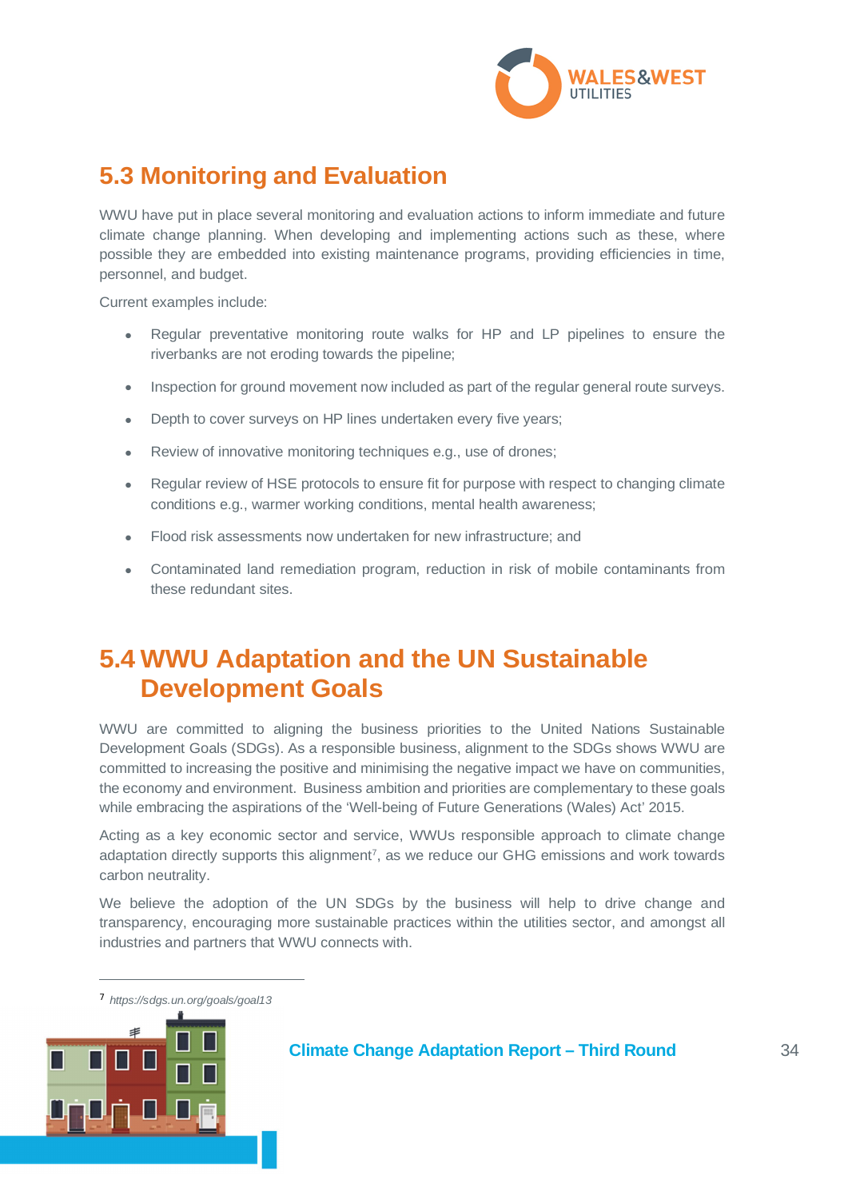## 5.3 Monitoring and Evaluation

WWU have put in place several monitoring and evaluation actions to inform immediate and future climate change planning. When developing and implementing actions such as these, where possible they are embedded into existing maintenance programs, providing efficiencies in time, personnel, and budget.

Current examples include:

- Regular preventative monitoring route walks for HP and LP pipelines to ensure the riverbanks are not eroding towards the pipeline;
- Inspection for ground movement now included as part of the regular general route surveys.
- Depth to cover surveys on HP lines undertaken every five years;
- Review of innovative monitoring techniques e.g., use of drones;
- Regular review of HSE protocols to ensure fit for purpose with respect to changing climate conditions e.g., warmer working conditions, mental health awareness;
- Flood risk assessments now undertaken for new infrastructure; and
- Contaminated land remediation program, reduction in risk of mobile contaminants from these redundant sites.

## 5.4 WWU Adaptation and the UN Sustainable Development Goals

WWU are committed to aligning the business priorities to the United Nations Sustainable Development Goals (SDGs). As a responsible business, alignment to the SDGs shows WWU are committed to increasing the positive and minimising the negative impact we have on communities, the economy and environment. Business ambition and priorities are complementary to these goals while embracing the aspirations of the 'Well-being of Future Generations (Wales) Act' 2015.

Acting as a key economic sector and service, WWUs responsible approach to climate change adaptation directly supports this alignment[7], as we reduce our GHG emissions and work towards carbon neutrality.

We believe the adoption of the UN SDGs by the business will help to drive change and transparency, encouraging more sustainable practices within the utilities sector, and amongst all industries and partners that WWU connects with.

---

[7] *https://sdgs.un.org/goals/goal13*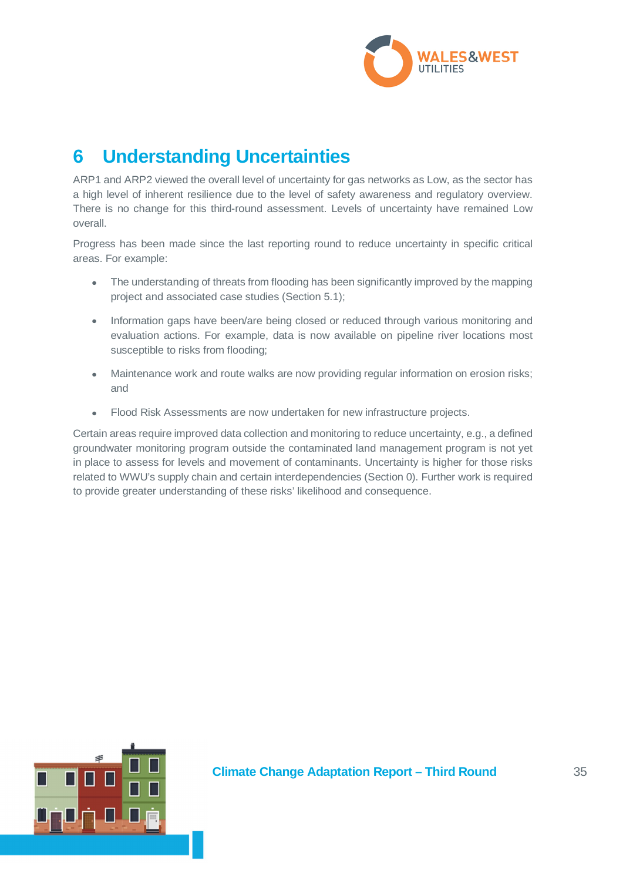# 6 Understanding Uncertainties

ARP1 and ARP2 viewed the overall level of uncertainty for gas networks as Low, as the sector has a high level of inherent resilience due to the level of safety awareness and regulatory overview. There is no change for this third-round assessment. Levels of uncertainty have remained Low overall.

Progress has been made since the last reporting round to reduce uncertainty in specific critical areas. For example:

- The understanding of threats from flooding has been significantly improved by the mapping project and associated case studies (Section 5.1);
- Information gaps have been/are being closed or reduced through various monitoring and evaluation actions. For example, data is now available on pipeline river locations most susceptible to risks from flooding;
- Maintenance work and route walks are now providing regular information on erosion risks; and
- Flood Risk Assessments are now undertaken for new infrastructure projects.

Certain areas require improved data collection and monitoring to reduce uncertainty, e.g., a defined groundwater monitoring program outside the contaminated land management program is not yet in place to assess for levels and movement of contaminants. Uncertainty is higher for those risks related to WWU's supply chain and certain interdependencies (Section 0). Further work is required to provide greater understanding of these risks' likelihood and consequence.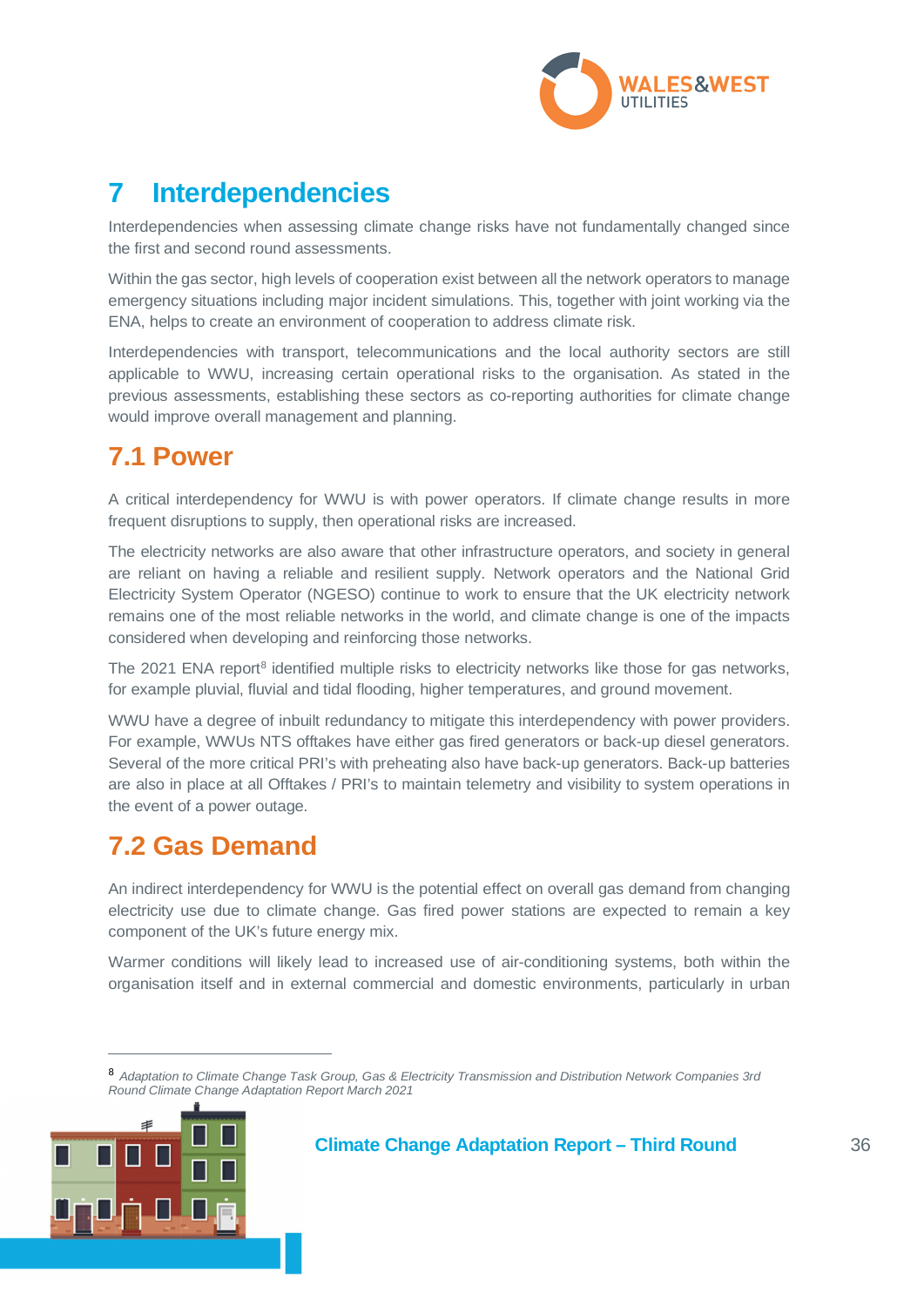# 7 Interdependencies

Interdependencies when assessing climate change risks have not fundamentally changed since the first and second round assessments.

Within the gas sector, high levels of cooperation exist between all the network operators to manage emergency situations including major incident simulations. This, together with joint working via the ENA, helps to create an environment of cooperation to address climate risk.

Interdependencies with transport, telecommunications and the local authority sectors are still applicable to WWU, increasing certain operational risks to the organisation. As stated in the previous assessments, establishing these sectors as co-reporting authorities for climate change would improve overall management and planning.

## 7.1 Power

A critical interdependency for WWU is with power operators. If climate change results in more frequent disruptions to supply, then operational risks are increased.

The electricity networks are also aware that other infrastructure operators, and society in general are reliant on having a reliable and resilient supply. Network operators and the National Grid Electricity System Operator (NGESO) continue to work to ensure that the UK electricity network remains one of the most reliable networks in the world, and climate change is one of the impacts considered when developing and reinforcing those networks.

The 2021 ENA report[8] identified multiple risks to electricity networks like those for gas networks, for example pluvial, fluvial and tidal flooding, higher temperatures, and ground movement.

WWU have a degree of inbuilt redundancy to mitigate this interdependency with power providers. For example, WWUs NTS offtakes have either gas fired generators or back-up diesel generators. Several of the more critical PRI's with preheating also have back-up generators. Back-up batteries are also in place at all Offtakes / PRI's to maintain telemetry and visibility to system operations in the event of a power outage.

## 7.2 Gas Demand

An indirect interdependency for WWU is the potential effect on overall gas demand from changing electricity use due to climate change. Gas fired power stations are expected to remain a key component of the UK's future energy mix.

Warmer conditions will likely lead to increased use of air-conditioning systems, both within the organisation itself and in external commercial and domestic environments, particularly in urban

[8] *Adaptation to Climate Change Task Group, Gas & Electricity Transmission and Distribution Network Companies 3rd Round Climate Change Adaptation Report March 2021*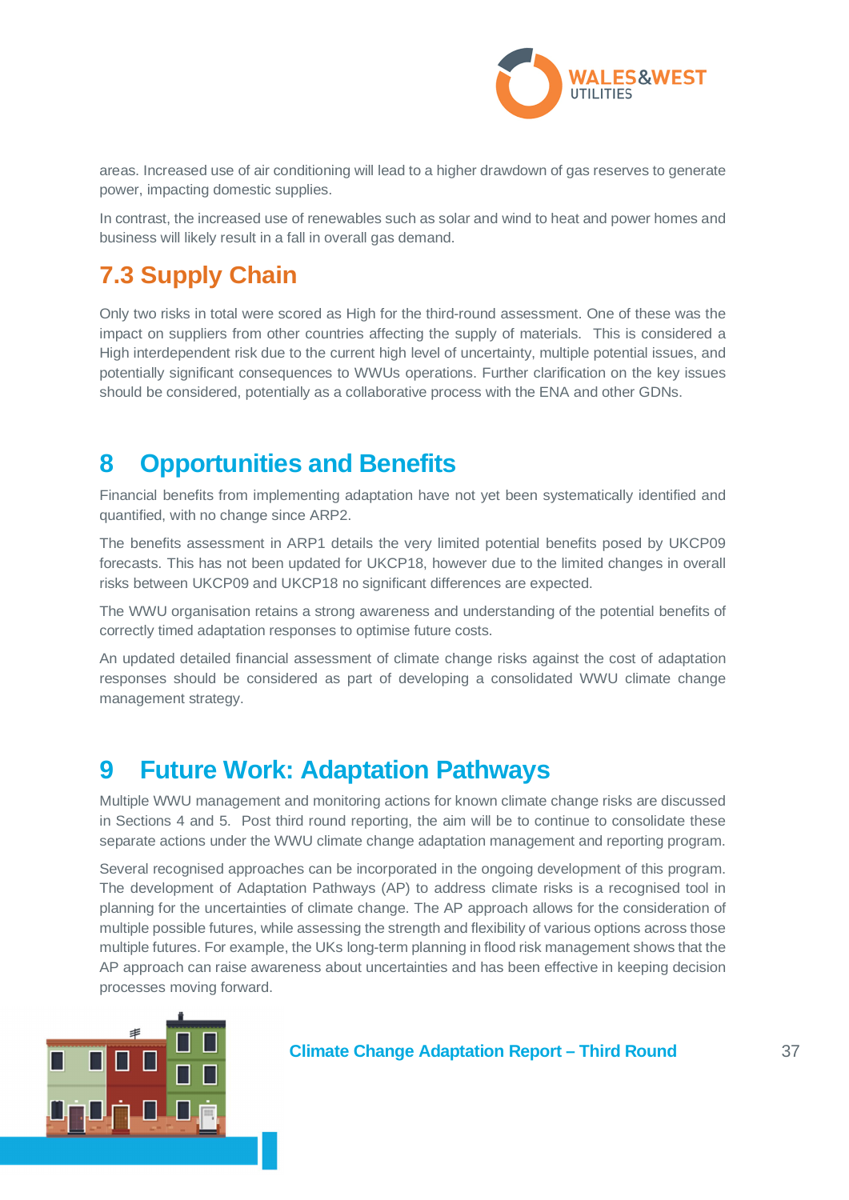areas. Increased use of air conditioning will lead to a higher drawdown of gas reserves to generate power, impacting domestic supplies.

In contrast, the increased use of renewables such as solar and wind to heat and power homes and business will likely result in a fall in overall gas demand.

## 7.3 Supply Chain

Only two risks in total were scored as High for the third-round assessment. One of these was the impact on suppliers from other countries affecting the supply of materials. This is considered a High interdependent risk due to the current high level of uncertainty, multiple potential issues, and potentially significant consequences to WWUs operations. Further clarification on the key issues should be considered, potentially as a collaborative process with the ENA and other GDNs.

# 8 Opportunities and Benefits

Financial benefits from implementing adaptation have not yet been systematically identified and quantified, with no change since ARP2.

The benefits assessment in ARP1 details the very limited potential benefits posed by UKCP09 forecasts. This has not been updated for UKCP18, however due to the limited changes in overall risks between UKCP09 and UKCP18 no significant differences are expected.

The WWU organisation retains a strong awareness and understanding of the potential benefits of correctly timed adaptation responses to optimise future costs.

An updated detailed financial assessment of climate change risks against the cost of adaptation responses should be considered as part of developing a consolidated WWU climate change management strategy.

# 9 Future Work: Adaptation Pathways

Multiple WWU management and monitoring actions for known climate change risks are discussed in Sections 4 and 5. Post third round reporting, the aim will be to continue to consolidate these separate actions under the WWU climate change adaptation management and reporting program.

Several recognised approaches can be incorporated in the ongoing development of this program. The development of Adaptation Pathways (AP) to address climate risks is a recognised tool in planning for the uncertainties of climate change. The AP approach allows for the consideration of multiple possible futures, while assessing the strength and flexibility of various options across those multiple futures. For example, the UKs long-term planning in flood risk management shows that the AP approach can raise awareness about uncertainties and has been effective in keeping decision processes moving forward.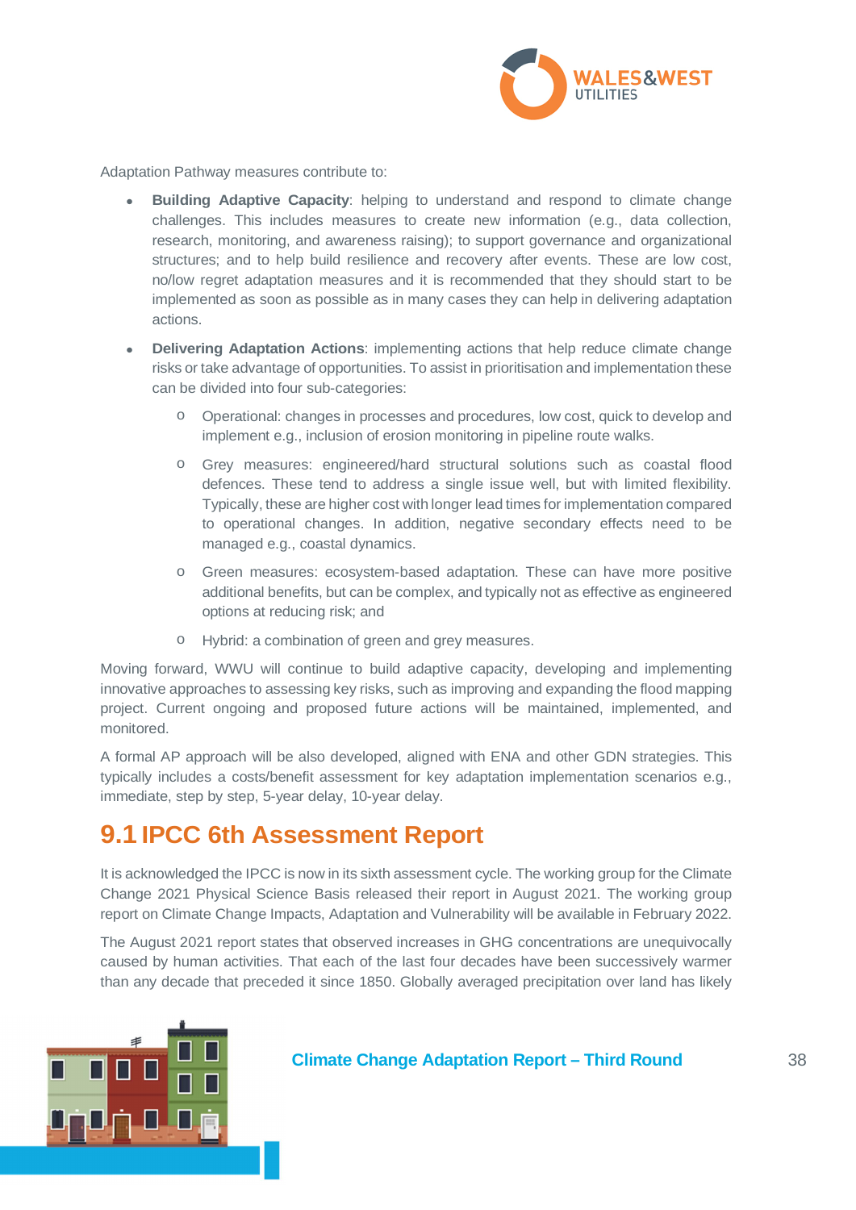Adaptation Pathway measures contribute to:

- **Building Adaptive Capacity**: helping to understand and respond to climate change challenges. This includes measures to create new information (e.g., data collection, research, monitoring, and awareness raising); to support governance and organizational structures; and to help build resilience and recovery after events. These are low cost, no/low regret adaptation measures and it is recommended that they should start to be implemented as soon as possible as in many cases they can help in delivering adaptation actions.
- **Delivering Adaptation Actions**: implementing actions that help reduce climate change risks or take advantage of opportunities. To assist in prioritisation and implementation these can be divided into four sub-categories:
  - Operational: changes in processes and procedures, low cost, quick to develop and implement e.g., inclusion of erosion monitoring in pipeline route walks.
  - Grey measures: engineered/hard structural solutions such as coastal flood defences. These tend to address a single issue well, but with limited flexibility. Typically, these are higher cost with longer lead times for implementation compared to operational changes. In addition, negative secondary effects need to be managed e.g., coastal dynamics.
  - Green measures: ecosystem-based adaptation. These can have more positive additional benefits, but can be complex, and typically not as effective as engineered options at reducing risk; and
  - Hybrid: a combination of green and grey measures.

Moving forward, WWU will continue to build adaptive capacity, developing and implementing innovative approaches to assessing key risks, such as improving and expanding the flood mapping project. Current ongoing and proposed future actions will be maintained, implemented, and monitored.

A formal AP approach will be also developed, aligned with ENA and other GDN strategies. This typically includes a costs/benefit assessment for key adaptation implementation scenarios e.g., immediate, step by step, 5-year delay, 10-year delay.

## 9.1 IPCC 6th Assessment Report

It is acknowledged the IPCC is now in its sixth assessment cycle. The working group for the Climate Change 2021 Physical Science Basis released their report in August 2021. The working group report on Climate Change Impacts, Adaptation and Vulnerability will be available in February 2022.

The August 2021 report states that observed increases in GHG concentrations are unequivocally caused by human activities. That each of the last four decades have been successively warmer than any decade that preceded it since 1850. Globally averaged precipitation over land has likely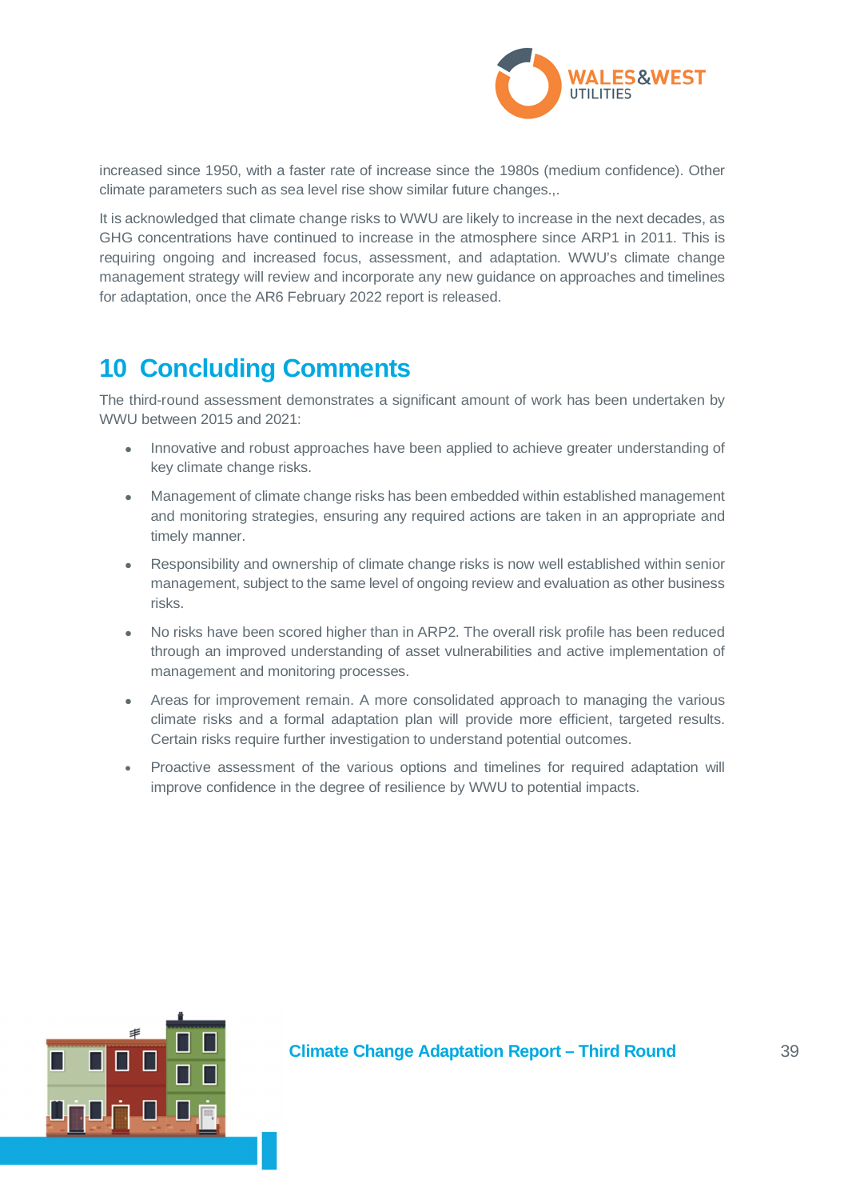increased since 1950, with a faster rate of increase since the 1980s (medium confidence). Other climate parameters such as sea level rise show similar future changes.,.

It is acknowledged that climate change risks to WWU are likely to increase in the next decades, as GHG concentrations have continued to increase in the atmosphere since ARP1 in 2011. This is requiring ongoing and increased focus, assessment, and adaptation. WWU's climate change management strategy will review and incorporate any new guidance on approaches and timelines for adaptation, once the AR6 February 2022 report is released.

# 10 Concluding Comments

The third-round assessment demonstrates a significant amount of work has been undertaken by WWU between 2015 and 2021:

- Innovative and robust approaches have been applied to achieve greater understanding of key climate change risks.
- Management of climate change risks has been embedded within established management and monitoring strategies, ensuring any required actions are taken in an appropriate and timely manner.
- Responsibility and ownership of climate change risks is now well established within senior management, subject to the same level of ongoing review and evaluation as other business risks.
- No risks have been scored higher than in ARP2. The overall risk profile has been reduced through an improved understanding of asset vulnerabilities and active implementation of management and monitoring processes.
- Areas for improvement remain. A more consolidated approach to managing the various climate risks and a formal adaptation plan will provide more efficient, targeted results. Certain risks require further investigation to understand potential outcomes.
- Proactive assessment of the various options and timelines for required adaptation will improve confidence in the degree of resilience by WWU to potential impacts.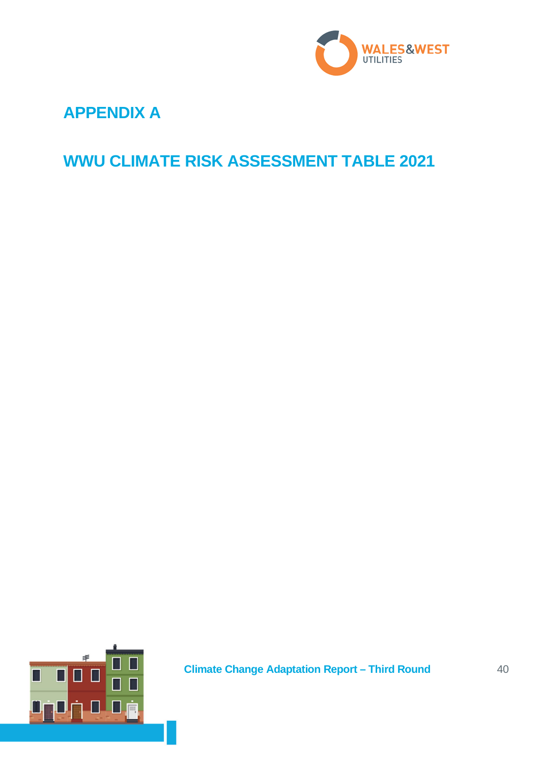# APPENDIX A

# WWU CLIMATE RISK ASSESSMENT TABLE 2021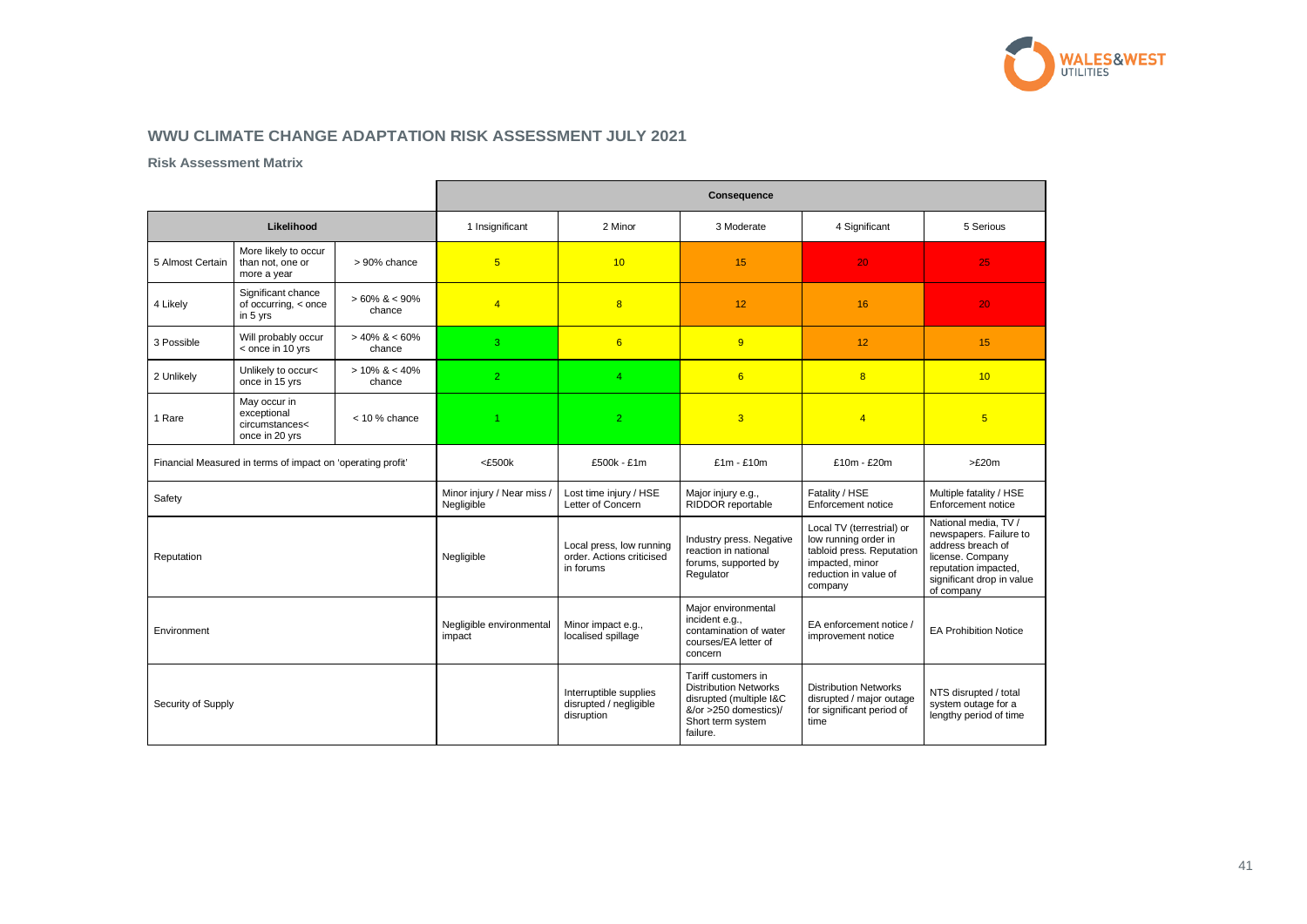## WWU CLIMATE CHANGE ADAPTATION RISK ASSESSMENT JULY 2021

### Risk Assessment Matrix

| Likelihood | | | Consequence | | | | |
|---|---|---|---|---|---|---|---|
| | | | 1 Insignificant | 2 Minor | 3 Moderate | 4 Significant | 5 Serious |
| 5 Almost Certain | More likely to occur than not, one or more a year | > 90% chance | 5 | 10 | 15 | 20 | 25 |
| 4 Likely | Significant chance of occurring, < once in 5 yrs | > 60% & < 90% chance | 4 | 8 | 12 | 16 | 20 |
| 3 Possible | Will probably occur < once in 10 yrs | > 40% & < 60% chance | 3 | 6 | 9 | 12 | 15 |
| 2 Unlikely | Unlikely to occur< once in 15 yrs | > 10% & < 40% chance | 2 | 4 | 6 | 8 | 10 |
| 1 Rare | May occur in exceptional circumstances< once in 20 yrs | < 10 % chance | 1 | 2 | 3 | 4 | 5 |
| Financial Measured in terms of impact on 'operating profit' | | | <£500k | £500k - £1m | £1m - £10m | £10m - £20m | >£20m |
| Safety | | | Minor injury / Near miss / Negligible | Lost time injury / HSE Letter of Concern | Major injury e.g., RIDDOR reportable | Fatality / HSE Enforcement notice | Multiple fatality / HSE Enforcement notice |
| Reputation | | | Negligible | Local press, low running order. Actions criticised in forums | Industry press. Negative reaction in national forums, supported by Regulator | Local TV (terrestrial) or low running order in tabloid press. Reputation impacted, minor reduction in value of company | National media, TV / newspapers. Failure to address breach of license. Company reputation impacted, significant drop in value of company |
| Environment | | | Negligible environmental impact | Minor impact e.g., localised spillage | Major environmental incident e.g., contamination of water courses/EA letter of concern | EA enforcement notice / improvement notice | EA Prohibition Notice |
| Security of Supply | | | | Interruptible supplies disrupted / negligible disruption | Tariff customers in Distribution Networks disrupted (multiple I&C &/or >250 domestics)/ Short term system failure. | Distribution Networks disrupted / major outage for significant period of time | NTS disrupted / total system outage for a lengthy period of time |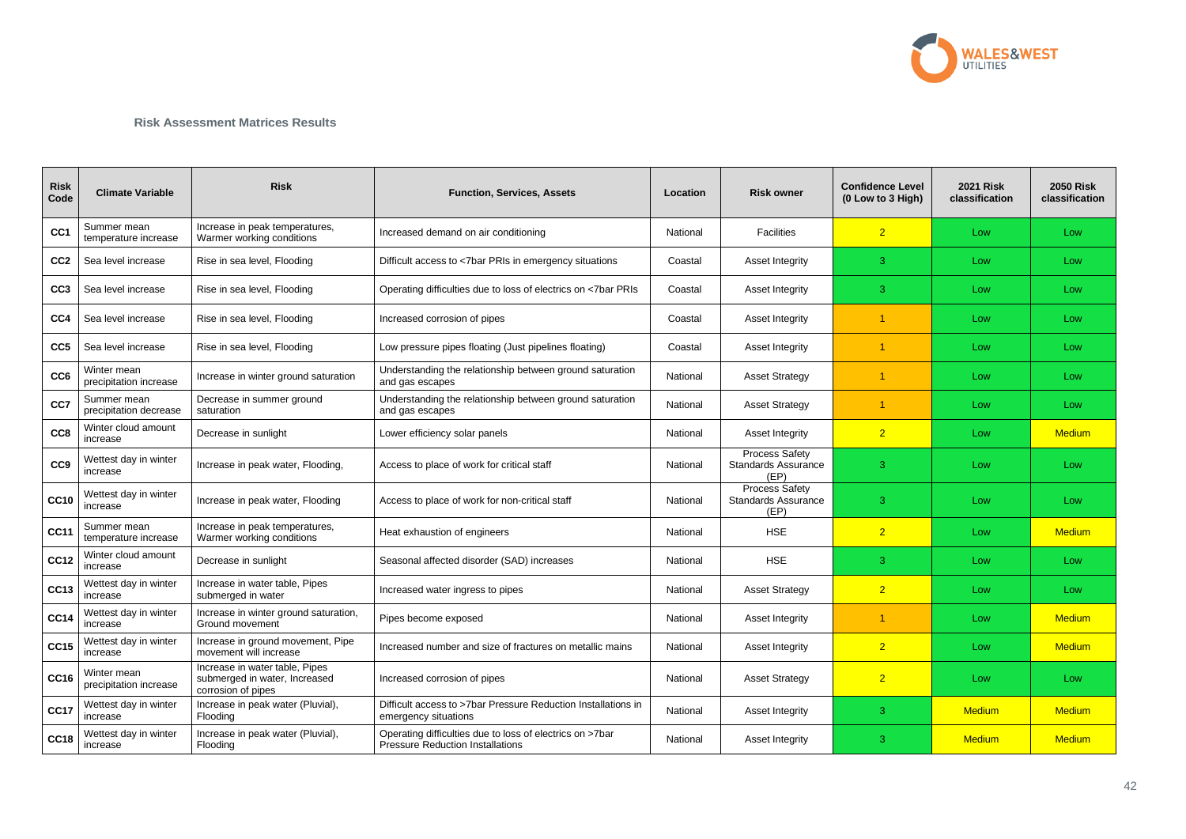### Risk Assessment Matrices Results

| Risk Code | Climate Variable | Risk | Function, Services, Assets | Location | Risk owner | Confidence Level (0 Low to 3 High) | 2021 Risk classification | 2050 Risk classification |
|---|---|---|---|---|---|---|---|---|
| CC1 | Summer mean temperature increase | Increase in peak temperatures, Warmer working conditions | Increased demand on air conditioning | National | Facilities | 2 | Low | Low |
| CC2 | Sea level increase | Rise in sea level, Flooding | Difficult access to <7bar PRIs in emergency situations | Coastal | Asset Integrity | 3 | Low | Low |
| CC3 | Sea level increase | Rise in sea level, Flooding | Operating difficulties due to loss of electrics on <7bar PRIs | Coastal | Asset Integrity | 3 | Low | Low |
| CC4 | Sea level increase | Rise in sea level, Flooding | Increased corrosion of pipes | Coastal | Asset Integrity | 1 | Low | Low |
| CC5 | Sea level increase | Rise in sea level, Flooding | Low pressure pipes floating (Just pipelines floating) | Coastal | Asset Integrity | 1 | Low | Low |
| CC6 | Winter mean precipitation increase | Increase in winter ground saturation | Understanding the relationship between ground saturation and gas escapes | National | Asset Strategy | 1 | Low | Low |
| CC7 | Summer mean precipitation decrease | Decrease in summer ground saturation | Understanding the relationship between ground saturation and gas escapes | National | Asset Strategy | 1 | Low | Low |
| CC8 | Winter cloud amount increase | Decrease in sunlight | Lower efficiency solar panels | National | Asset Integrity | 2 | Low | Medium |
| CC9 | Wettest day in winter increase | Increase in peak water, Flooding, | Access to place of work for critical staff | National | Process Safety Standards Assurance (EP) | 3 | Low | Low |
| CC10 | Wettest day in winter increase | Increase in peak water, Flooding | Access to place of work for non-critical staff | National | Process Safety Standards Assurance (EP) | 3 | Low | Low |
| CC11 | Summer mean temperature increase | Increase in peak temperatures, Warmer working conditions | Heat exhaustion of engineers | National | HSE | 2 | Low | Medium |
| CC12 | Winter cloud amount increase | Decrease in sunlight | Seasonal affected disorder (SAD) increases | National | HSE | 3 | Low | Low |
| CC13 | Wettest day in winter increase | Increase in water table, Pipes submerged in water | Increased water ingress to pipes | National | Asset Strategy | 2 | Low | Low |
| CC14 | Wettest day in winter increase | Increase in winter ground saturation, Ground movement | Pipes become exposed | National | Asset Integrity | 1 | Low | Medium |
| CC15 | Wettest day in winter increase | Increase in ground movement, Pipe movement will increase | Increased number and size of fractures on metallic mains | National | Asset Integrity | 2 | Low | Medium |
| CC16 | Winter mean precipitation increase | Increase in water table, Pipes submerged in water, Increased corrosion of pipes | Increased corrosion of pipes | National | Asset Strategy | 2 | Low | Low |
| CC17 | Wettest day in winter increase | Increase in peak water (Pluvial), Flooding | Difficult access to >7bar Pressure Reduction Installations in emergency situations | National | Asset Integrity | 3 | Medium | Medium |
| CC18 | Wettest day in winter increase | Increase in peak water (Pluvial), Flooding | Operating difficulties due to loss of electrics on >7bar Pressure Reduction Installations | National | Asset Integrity | 3 | Medium | Medium |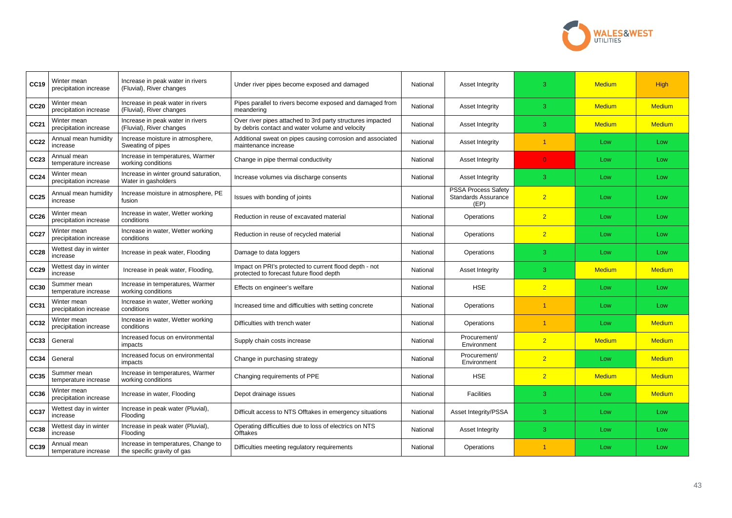| | | | | | | | | |
|---|---|---|---|---|---|---|---|---|
| **CC19** | Winter mean precipitation increase | Increase in peak water in rivers (Fluvial), River changes | Under river pipes become exposed and damaged | National | Asset Integrity | 3 | Medium | High |
| **CC20** | Winter mean precipitation increase | Increase in peak water in rivers (Fluvial), River changes | Pipes parallel to rivers become exposed and damaged from meandering | National | Asset Integrity | 3 | Medium | Medium |
| **CC21** | Winter mean precipitation increase | Increase in peak water in rivers (Fluvial), River changes | Over river pipes attached to 3rd party structures impacted by debris contact and water volume and velocity | National | Asset Integrity | 3 | Medium | Medium |
| **CC22** | Annual mean humidity increase | Increase moisture in atmosphere, Sweating of pipes | Additional sweat on pipes causing corrosion and associated maintenance increase | National | Asset Integrity | 1 | Low | Low |
| **CC23** | Annual mean temperature increase | Increase in temperatures, Warmer working conditions | Change in pipe thermal conductivity | National | Asset Integrity | 0 | Low | Low |
| **CC24** | Winter mean precipitation increase | Increase in winter ground saturation, Water in gasholders | Increase volumes via discharge consents | National | Asset Integrity | 3 | Low | Low |
| **CC25** | Annual mean humidity increase | Increase moisture in atmosphere, PE fusion | Issues with bonding of joints | National | PSSA Process Safety Standards Assurance (EP) | 2 | Low | Low |
| **CC26** | Winter mean precipitation increase | Increase in water, Wetter working conditions | Reduction in reuse of excavated material | National | Operations | 2 | Low | Low |
| **CC27** | Winter mean precipitation increase | Increase in water, Wetter working conditions | Reduction in reuse of recycled material | National | Operations | 2 | Low | Low |
| **CC28** | Wettest day in winter increase | Increase in peak water, Flooding | Damage to data loggers | National | Operations | 3 | Low | Low |
| **CC29** | Wettest day in winter increase | Increase in peak water, Flooding, | Impact on PRI's protected to current flood depth - not protected to forecast future flood depth | National | Asset Integrity | 3 | Medium | Medium |
| **CC30** | Summer mean temperature increase | Increase in temperatures, Warmer working conditions | Effects on engineer's welfare | National | HSE | 2 | Low | Low |
| **CC31** | Winter mean precipitation increase | Increase in water, Wetter working conditions | Increased time and difficulties with setting concrete | National | Operations | 1 | Low | Low |
| **CC32** | Winter mean precipitation increase | Increase in water, Wetter working conditions | Difficulties with trench water | National | Operations | 1 | Low | Medium |
| **CC33** | General | Increased focus on environmental impacts | Supply chain costs increase | National | Procurement/ Environment | 2 | Medium | Medium |
| **CC34** | General | Increased focus on environmental impacts | Change in purchasing strategy | National | Procurement/ Environment | 2 | Low | Medium |
| **CC35** | Summer mean temperature increase | Increase in temperatures, Warmer working conditions | Changing requirements of PPE | National | HSE | 2 | Medium | Medium |
| **CC36** | Winter mean precipitation increase | Increase in water, Flooding | Depot drainage issues | National | Facilities | 3 | Low | Medium |
| **CC37** | Wettest day in winter increase | Increase in peak water (Pluvial), Flooding | Difficult access to NTS Offtakes in emergency situations | National | Asset Integrity/PSSA | 3 | Low | Low |
| **CC38** | Wettest day in winter increase | Increase in peak water (Pluvial), Flooding | Operating difficulties due to loss of electrics on NTS Offtakes | National | Asset Integrity | 3 | Low | Low |
| **CC39** | Annual mean temperature increase | Increase in temperatures, Change to the specific gravity of gas | Difficulties meeting regulatory requirements | National | Operations | 1 | Low | Low |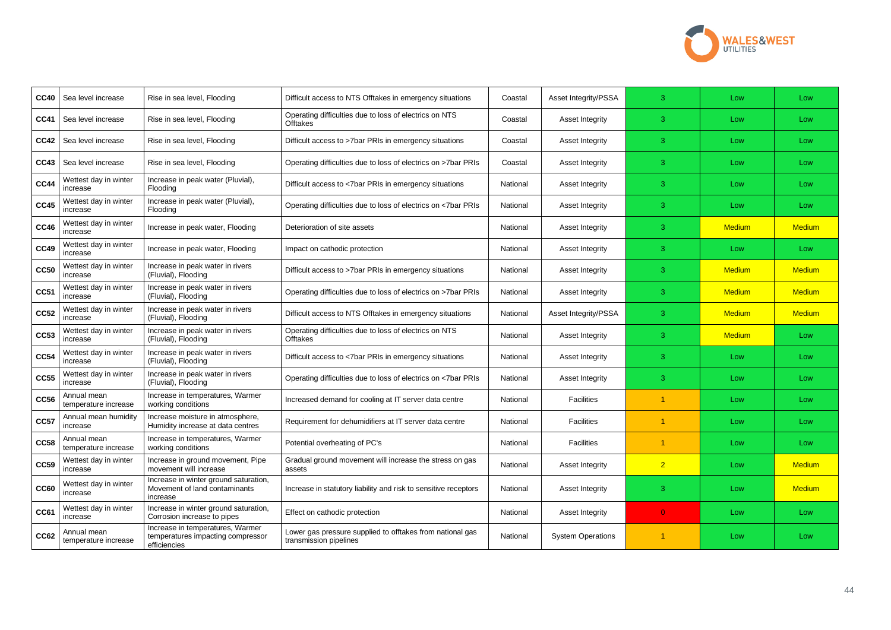| | | | | | | | | |
|---|---|---|---|---|---|---|---|---|
| **CC40** | Sea level increase | Rise in sea level, Flooding | Difficult access to NTS Offtakes in emergency situations | Coastal | Asset Integrity/PSSA | 3 | Low | Low |
| **CC41** | Sea level increase | Rise in sea level, Flooding | Operating difficulties due to loss of electrics on NTS Offtakes | Coastal | Asset Integrity | 3 | Low | Low |
| **CC42** | Sea level increase | Rise in sea level, Flooding | Difficult access to >7bar PRIs in emergency situations | Coastal | Asset Integrity | 3 | Low | Low |
| **CC43** | Sea level increase | Rise in sea level, Flooding | Operating difficulties due to loss of electrics on >7bar PRIs | Coastal | Asset Integrity | 3 | Low | Low |
| **CC44** | Wettest day in winter increase | Increase in peak water (Pluvial), Flooding | Difficult access to <7bar PRIs in emergency situations | National | Asset Integrity | 3 | Low | Low |
| **CC45** | Wettest day in winter increase | Increase in peak water (Pluvial), Flooding | Operating difficulties due to loss of electrics on <7bar PRIs | National | Asset Integrity | 3 | Low | Low |
| **CC46** | Wettest day in winter increase | Increase in peak water, Flooding | Deterioration of site assets | National | Asset Integrity | 3 | Medium | Medium |
| **CC49** | Wettest day in winter increase | Increase in peak water, Flooding | Impact on cathodic protection | National | Asset Integrity | 3 | Low | Low |
| **CC50** | Wettest day in winter increase | Increase in peak water in rivers (Fluvial), Flooding | Difficult access to >7bar PRIs in emergency situations | National | Asset Integrity | 3 | Medium | Medium |
| **CC51** | Wettest day in winter increase | Increase in peak water in rivers (Fluvial), Flooding | Operating difficulties due to loss of electrics on >7bar PRIs | National | Asset Integrity | 3 | Medium | Medium |
| **CC52** | Wettest day in winter increase | Increase in peak water in rivers (Fluvial), Flooding | Difficult access to NTS Offtakes in emergency situations | National | Asset Integrity/PSSA | 3 | Medium | Medium |
| **CC53** | Wettest day in winter increase | Increase in peak water in rivers (Fluvial), Flooding | Operating difficulties due to loss of electrics on NTS Offtakes | National | Asset Integrity | 3 | Medium | Low |
| **CC54** | Wettest day in winter increase | Increase in peak water in rivers (Fluvial), Flooding | Difficult access to <7bar PRIs in emergency situations | National | Asset Integrity | 3 | Low | Low |
| **CC55** | Wettest day in winter increase | Increase in peak water in rivers (Fluvial), Flooding | Operating difficulties due to loss of electrics on <7bar PRIs | National | Asset Integrity | 3 | Low | Low |
| **CC56** | Annual mean temperature increase | Increase in temperatures, Warmer working conditions | Increased demand for cooling at IT server data centre | National | Facilities | 1 | Low | Low |
| **CC57** | Annual mean humidity increase | Increase moisture in atmosphere, Humidity increase at data centres | Requirement for dehumidifiers at IT server data centre | National | Facilities | 1 | Low | Low |
| **CC58** | Annual mean temperature increase | Increase in temperatures, Warmer working conditions | Potential overheating of PC's | National | Facilities | 1 | Low | Low |
| **CC59** | Wettest day in winter increase | Increase in ground movement, Pipe movement will increase | Gradual ground movement will increase the stress on gas assets | National | Asset Integrity | 2 | Low | Medium |
| **CC60** | Wettest day in winter increase | Increase in winter ground saturation, Movement of land contaminants increase | Increase in statutory liability and risk to sensitive receptors | National | Asset Integrity | 3 | Low | Medium |
| **CC61** | Wettest day in winter increase | Increase in winter ground saturation, Corrosion increase to pipes | Effect on cathodic protection | National | Asset Integrity | 0 | Low | Low |
| **CC62** | Annual mean temperature increase | Increase in temperatures, Warmer temperatures impacting compressor efficiencies | Lower gas pressure supplied to offtakes from national gas transmission pipelines | National | System Operations | 1 | Low | Low |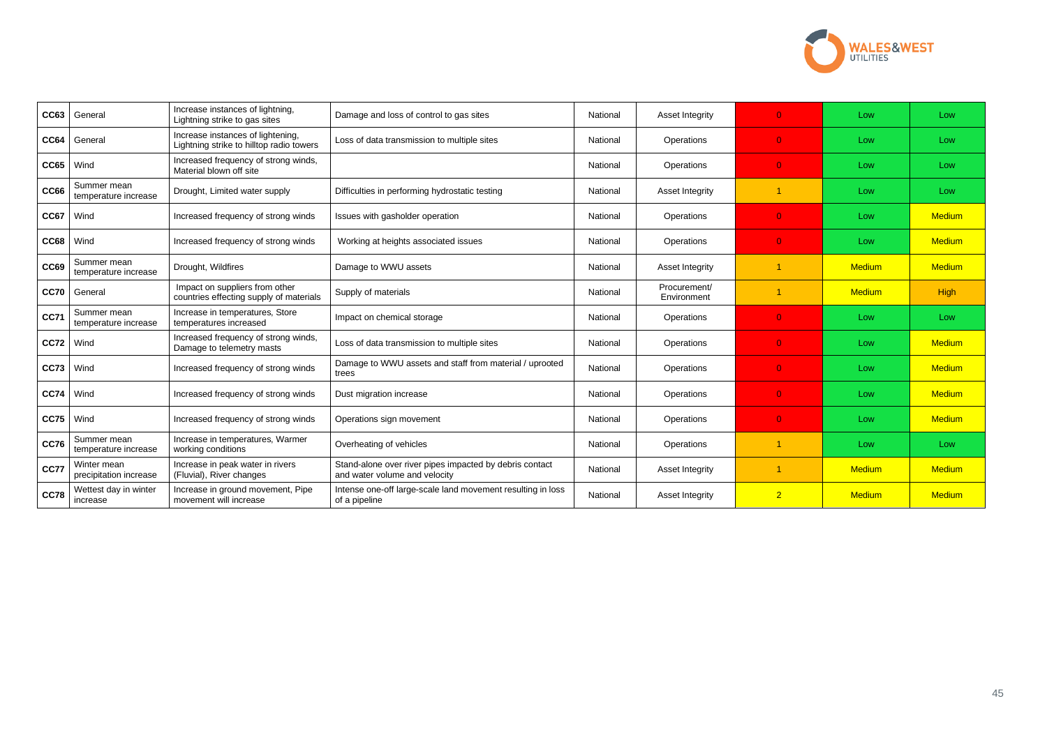| | | | | | | | | |
|---|---|---|---|---|---|---|---|---|
| **CC63** | General | Increase instances of lightning, Lightning strike to gas sites | Damage and loss of control to gas sites | National | Asset Integrity | 0 | Low | Low |
| **CC64** | General | Increase instances of lightening, Lightning strike to hilltop radio towers | Loss of data transmission to multiple sites | National | Operations | 0 | Low | Low |
| **CC65** | Wind | Increased frequency of strong winds, Material blown off site | | National | Operations | 0 | Low | Low |
| **CC66** | Summer mean temperature increase | Drought, Limited water supply | Difficulties in performing hydrostatic testing | National | Asset Integrity | 1 | Low | Low |
| **CC67** | Wind | Increased frequency of strong winds | Issues with gasholder operation | National | Operations | 0 | Low | Medium |
| **CC68** | Wind | Increased frequency of strong winds | Working at heights associated issues | National | Operations | 0 | Low | Medium |
| **CC69** | Summer mean temperature increase | Drought, Wildfires | Damage to WWU assets | National | Asset Integrity | 1 | Medium | Medium |
| **CC70** | General | Impact on suppliers from other countries effecting supply of materials | Supply of materials | National | Procurement/ Environment | 1 | Medium | High |
| **CC71** | Summer mean temperature increase | Increase in temperatures, Store temperatures increased | Impact on chemical storage | National | Operations | 0 | Low | Low |
| **CC72** | Wind | Increased frequency of strong winds, Damage to telemetry masts | Loss of data transmission to multiple sites | National | Operations | 0 | Low | Medium |
| **CC73** | Wind | Increased frequency of strong winds | Damage to WWU assets and staff from material / uprooted trees | National | Operations | 0 | Low | Medium |
| **CC74** | Wind | Increased frequency of strong winds | Dust migration increase | National | Operations | 0 | Low | Medium |
| **CC75** | Wind | Increased frequency of strong winds | Operations sign movement | National | Operations | 0 | Low | Medium |
| **CC76** | Summer mean temperature increase | Increase in temperatures, Warmer working conditions | Overheating of vehicles | National | Operations | 1 | Low | Low |
| **CC77** | Winter mean precipitation increase | Increase in peak water in rivers (Fluvial), River changes | Stand-alone over river pipes impacted by debris contact and water volume and velocity | National | Asset Integrity | 1 | Medium | Medium |
| **CC78** | Wettest day in winter increase | Increase in ground movement, Pipe movement will increase | Intense one-off large-scale land movement resulting in loss of a pipeline | National | Asset Integrity | 2 | Medium | Medium |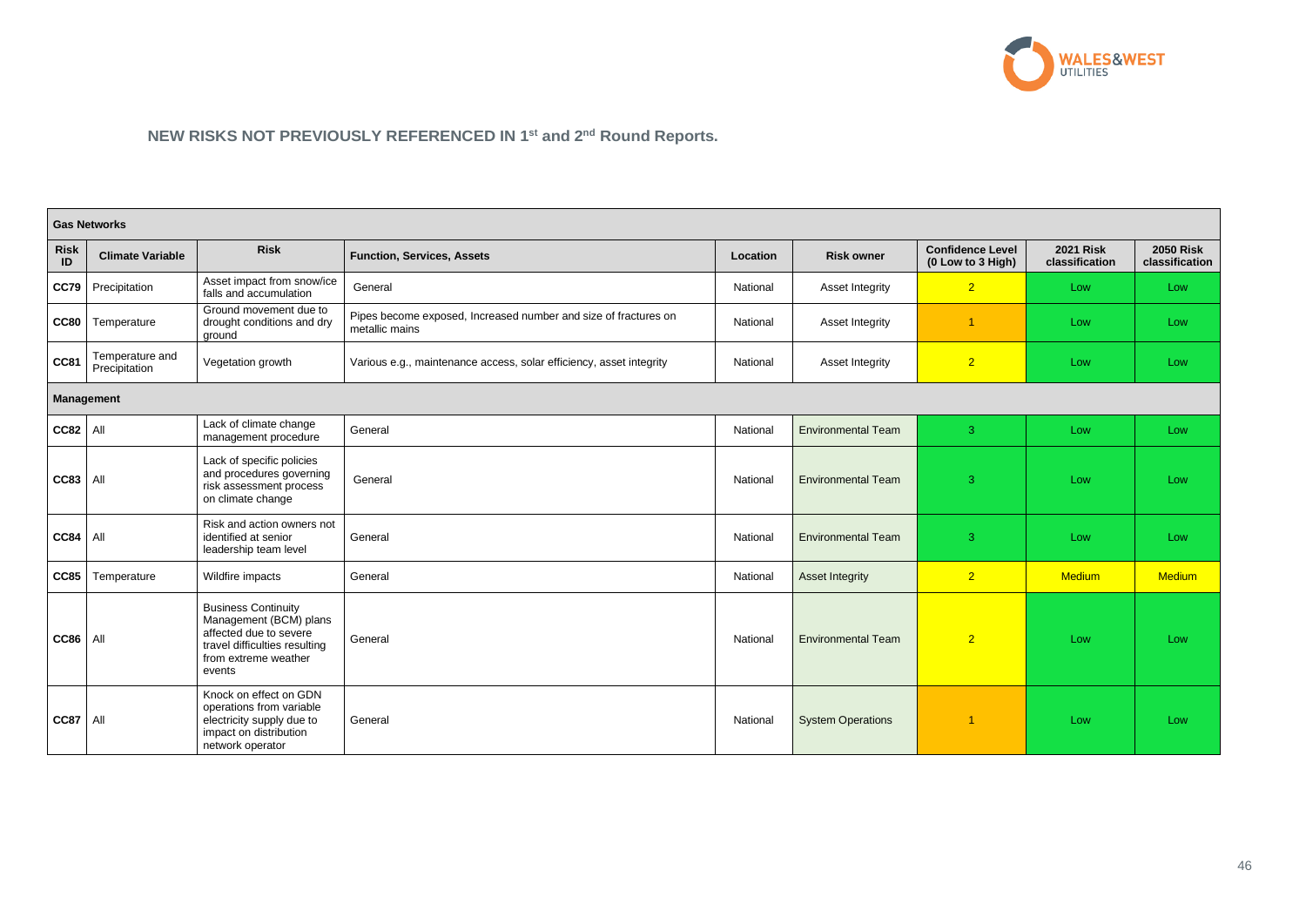## NEW RISKS NOT PREVIOUSLY REFERENCED IN 1st and 2nd Round Reports.

| Risk ID | Climate Variable | Risk | Function, Services, Assets | Location | Risk owner | Confidence Level (0 Low to 3 High) | 2021 Risk classification | 2050 Risk classification |
|---|---|---|---|---|---|---|---|---|
| **Gas Networks** | | | | | | | | |
| **CC79** | Precipitation | Asset impact from snow/ice falls and accumulation | General | National | Asset Integrity | 2 | Low | Low |
| **CC80** | Temperature | Ground movement due to drought conditions and dry ground | Pipes become exposed, Increased number and size of fractures on metallic mains | National | Asset Integrity | 1 | Low | Low |
| **CC81** | Temperature and Precipitation | Vegetation growth | Various e.g., maintenance access, solar efficiency, asset integrity | National | Asset Integrity | 2 | Low | Low |
| **Management** | | | | | | | | |
| **CC82** | All | Lack of climate change management procedure | General | National | Environmental Team | 3 | Low | Low |
| **CC83** | All | Lack of specific policies and procedures governing risk assessment process on climate change | General | National | Environmental Team | 3 | Low | Low |
| **CC84** | All | Risk and action owners not identified at senior leadership team level | General | National | Environmental Team | 3 | Low | Low |
| **CC85** | Temperature | Wildfire impacts | General | National | Asset Integrity | 2 | Medium | Medium |
| **CC86** | All | Business Continuity Management (BCM) plans affected due to severe travel difficulties resulting from extreme weather events | General | National | Environmental Team | 2 | Low | Low |
| **CC87** | All | Knock on effect on GDN operations from variable electricity supply due to impact on distribution network operator | General | National | System Operations | 1 | Low | Low |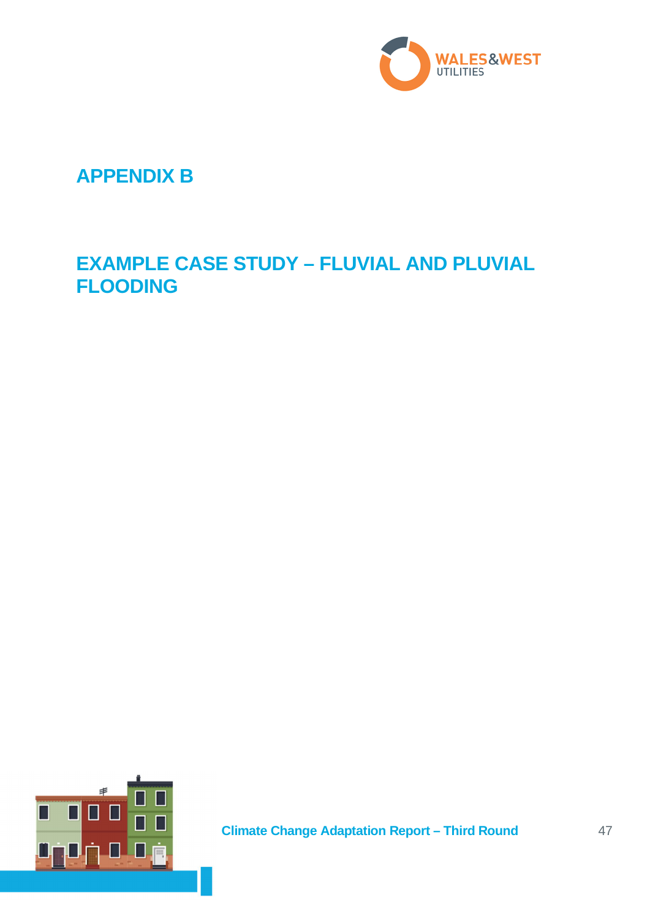# APPENDIX B

## EXAMPLE CASE STUDY – FLUVIAL AND PLUVIAL FLOODING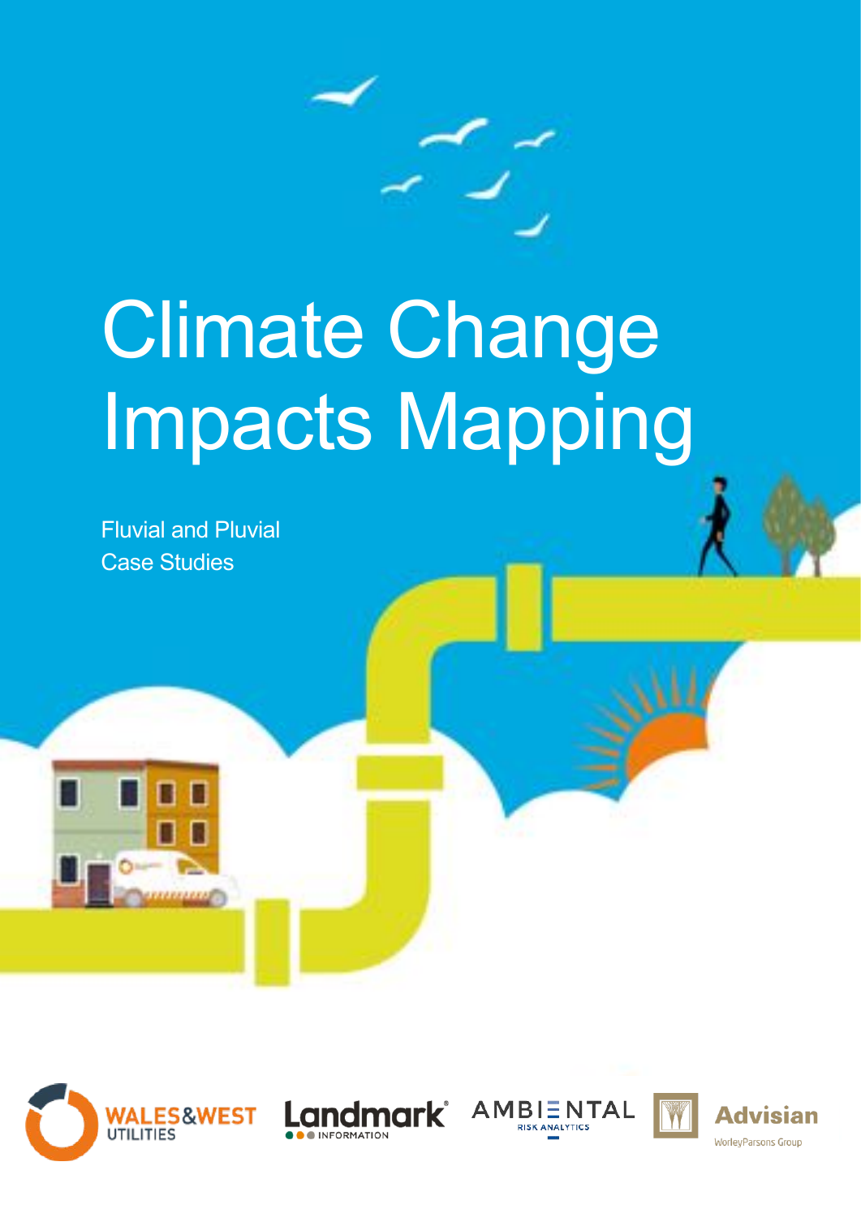# Climate Change Impacts Mapping

Fluvial and Pluvial
Case Studies

WALES&WEST UTILITIES

Landmark INFORMATION

AMBIENTAL RISK ANALYTICS

Advisian WorleyParsons Group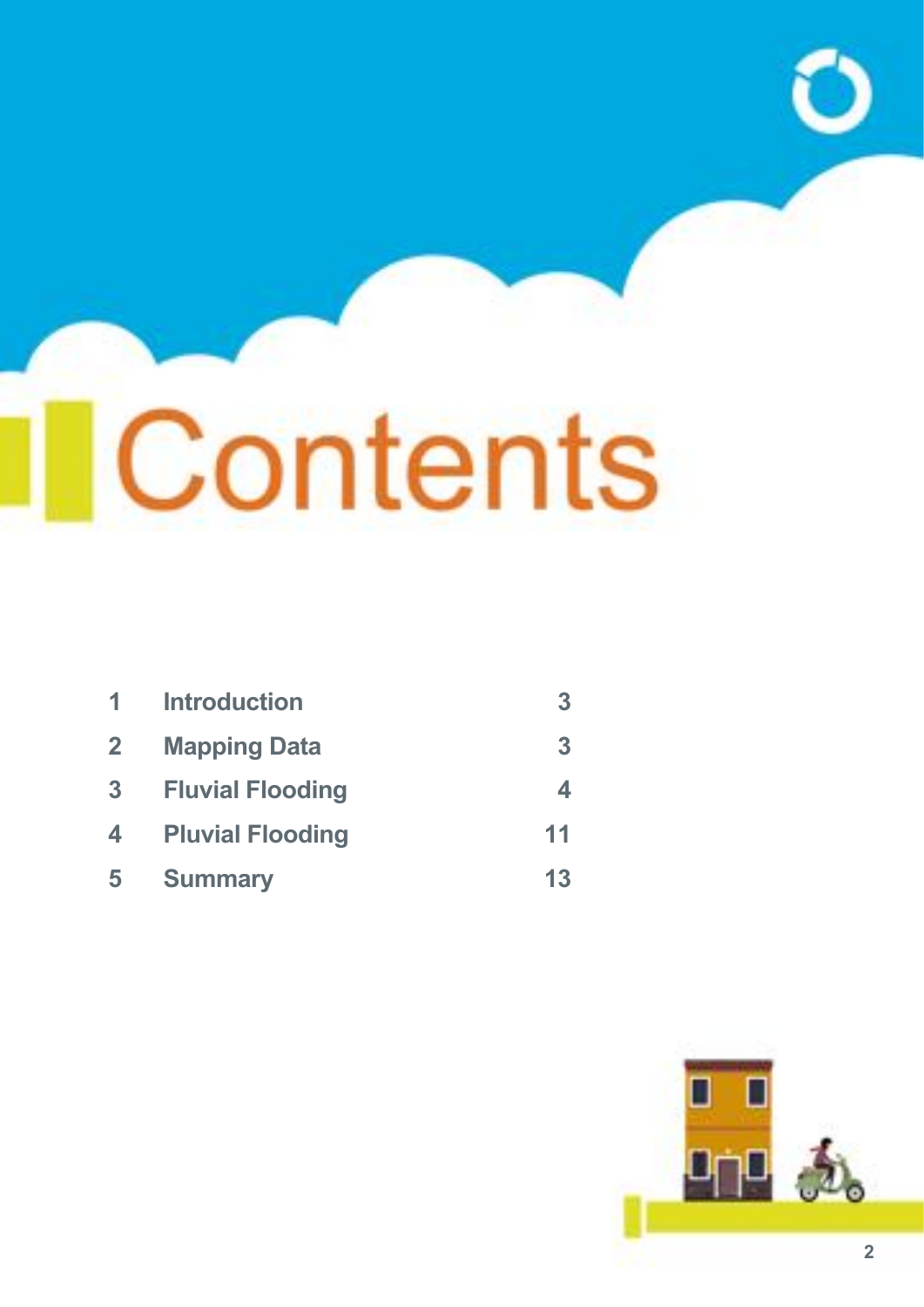# Contents

| | | |
|---|---|---|
| 1 | Introduction | 3 |
| 2 | Mapping Data | 3 |
| 3 | Fluvial Flooding | 4 |
| 4 | Pluvial Flooding | 11 |
| 5 | Summary | 13 |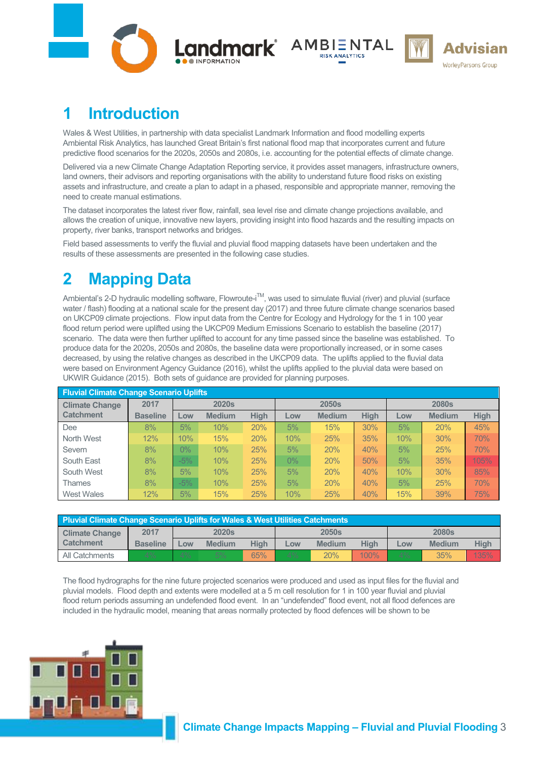# 1 Introduction

Wales & West Utilities, in partnership with data specialist Landmark Information and flood modelling experts Ambiental Risk Analytics, has launched Great Britain's first national flood map that incorporates current and future predictive flood scenarios for the 2020s, 2050s and 2080s, i.e. accounting for the potential effects of climate change.

Delivered via a new Climate Change Adaptation Reporting service, it provides asset managers, infrastructure owners, land owners, their advisors and reporting organisations with the ability to understand future flood risks on existing assets and infrastructure, and create a plan to adapt in a phased, responsible and appropriate manner, removing the need to create manual estimations.

The dataset incorporates the latest river flow, rainfall, sea level rise and climate change projections available, and allows the creation of unique, innovative new layers, providing insight into flood hazards and the resulting impacts on property, river banks, transport networks and bridges.

Field based assessments to verify the fluvial and pluvial flood mapping datasets have been undertaken and the results of these assessments are presented in the following case studies.

# 2 Mapping Data

Ambiental's 2-D hydraulic modelling software, Flowroute-i™, was used to simulate fluvial (river) and pluvial (surface water / flash) flooding at a national scale for the present day (2017) and three future climate change scenarios based on UKCP09 climate projections. Flow input data from the Centre for Ecology and Hydrology for the 1 in 100 year flood return period were uplifted using the UKCP09 Medium Emissions Scenario to establish the baseline (2017) scenario. The data were then further uplifted to account for any time passed since the baseline was established. To produce data for the 2020s, 2050s and 2080s, the baseline data were proportionally increased, or in some cases decreased, by using the relative changes as described in the UKCP09 data. The uplifts applied to the fluvial data were based on Environment Agency Guidance (2016), whilst the uplifts applied to the pluvial data were based on UKWIR Guidance (2015). Both sets of guidance are provided for planning purposes.

**Fluvial Climate Change Scenario Uplifts**

| Climate Change Catchment | 2017 | 2020s | | | 2050s | | | 2080s | | |
|---|---|---|---|---|---|---|---|---|---|---|
| | Baseline | Low | Medium | High | Low | Medium | High | Low | Medium | High |
| Dee | 8% | 5% | 10% | 20% | 5% | 15% | 30% | 5% | 20% | 45% |
| North West | 12% | 10% | 15% | 20% | 10% | 25% | 35% | 10% | 30% | 70% |
| Severn | 8% | 0% | 10% | 25% | 5% | 20% | 40% | 5% | 25% | 70% |
| South East | 8% | -5% | 10% | 25% | 0% | 20% | 50% | 5% | 35% | 105% |
| South West | 8% | 5% | 10% | 25% | 5% | 20% | 40% | 10% | 30% | 85% |
| Thames | 8% | -5% | 10% | 25% | 5% | 20% | 40% | 5% | 25% | 70% |
| West Wales | 12% | 5% | 15% | 25% | 10% | 25% | 40% | 15% | 39% | 75% |

**Pluvial Climate Change Scenario Uplifts for Wales & West Utilities Catchments**

| Climate Change Catchment | 2017 | 2020s | | | 2050s | | | 2080s | | |
|---|---|---|---|---|---|---|---|---|---|---|
| | Baseline | Low | Medium | High | Low | Medium | High | Low | Medium | High |
| All Catchments | 4% | 4% | 5% | 65% | 4% | 20% | 100% | 4% | 35% | 135% |

The flood hydrographs for the nine future projected scenarios were produced and used as input files for the fluvial and pluvial models. Flood depth and extents were modelled at a 5 m cell resolution for 1 in 100 year fluvial and pluvial flood return periods assuming an undefended flood event. In an "undefended" flood event, not all flood defences are included in the hydraulic model, meaning that areas normally protected by flood defences will be shown to be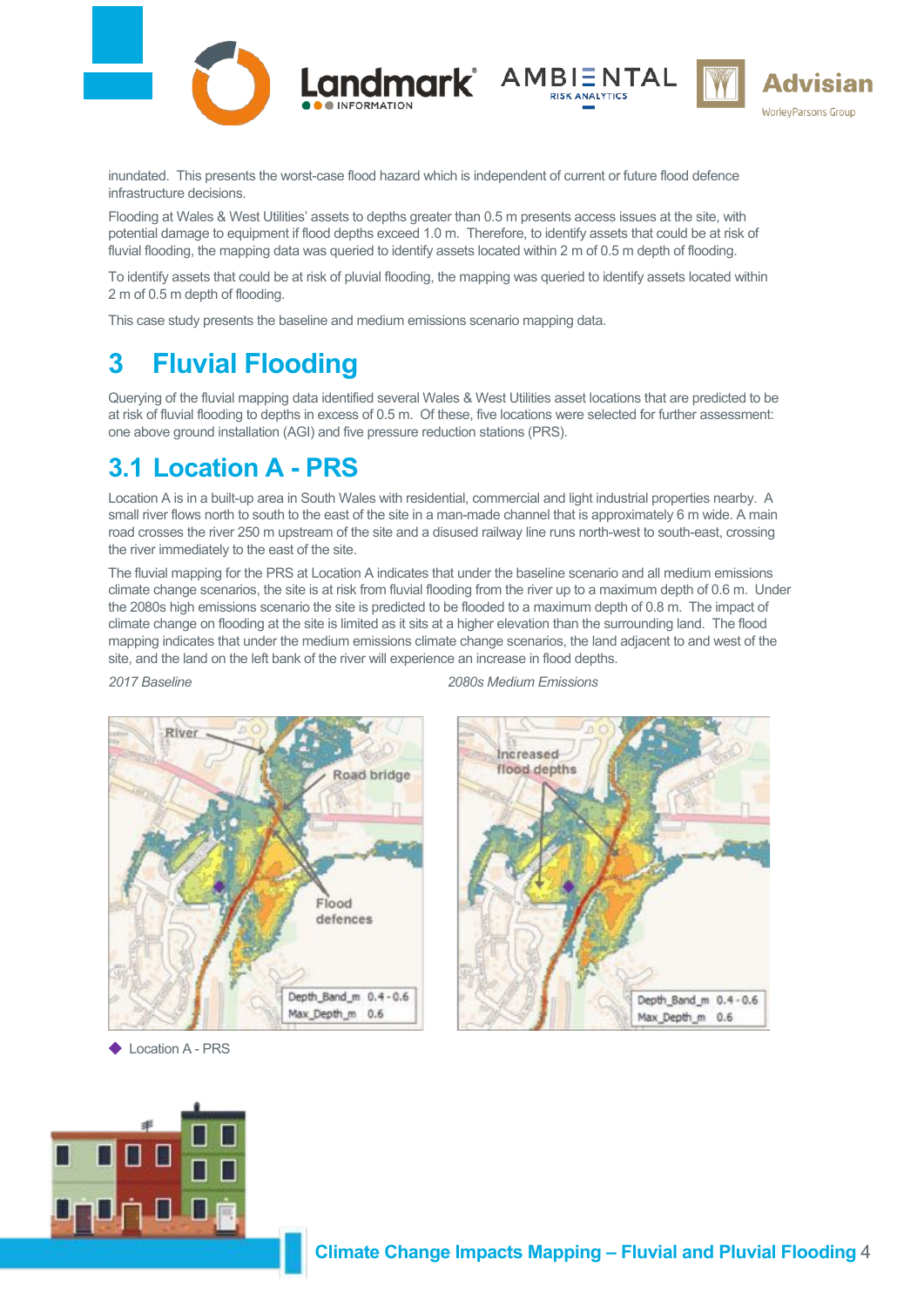inundated. This presents the worst-case flood hazard which is independent of current or future flood defence infrastructure decisions.

Flooding at Wales & West Utilities' assets to depths greater than 0.5 m presents access issues at the site, with potential damage to equipment if flood depths exceed 1.0 m. Therefore, to identify assets that could be at risk of fluvial flooding, the mapping data was queried to identify assets located within 2 m of 0.5 m depth of flooding.

To identify assets that could be at risk of pluvial flooding, the mapping was queried to identify assets located within 2 m of 0.5 m depth of flooding.

This case study presents the baseline and medium emissions scenario mapping data.

# 3 Fluvial Flooding

Querying of the fluvial mapping data identified several Wales & West Utilities asset locations that are predicted to be at risk of fluvial flooding to depths in excess of 0.5 m. Of these, five locations were selected for further assessment: one above ground installation (AGI) and five pressure reduction stations (PRS).

## 3.1 Location A - PRS

Location A is in a built-up area in South Wales with residential, commercial and light industrial properties nearby. A small river flows north to south to the east of the site in a man-made channel that is approximately 6 m wide. A main road crosses the river 250 m upstream of the site and a disused railway line runs north-west to south-east, crossing the river immediately to the east of the site.

The fluvial mapping for the PRS at Location A indicates that under the baseline scenario and all medium emissions climate change scenarios, the site is at risk from fluvial flooding from the river up to a maximum depth of 0.6 m. Under the 2080s high emissions scenario the site is predicted to be flooded to a maximum depth of 0.8 m. The impact of climate change on flooding at the site is limited as it sits at a higher elevation than the surrounding land. The flood mapping indicates that under the medium emissions climate change scenarios, the land adjacent to and west of the site, and the land on the left bank of the river will experience an increase in flood depths.

*2017 Baseline*

*2080s Medium Emissions*

◆ Location A - PRS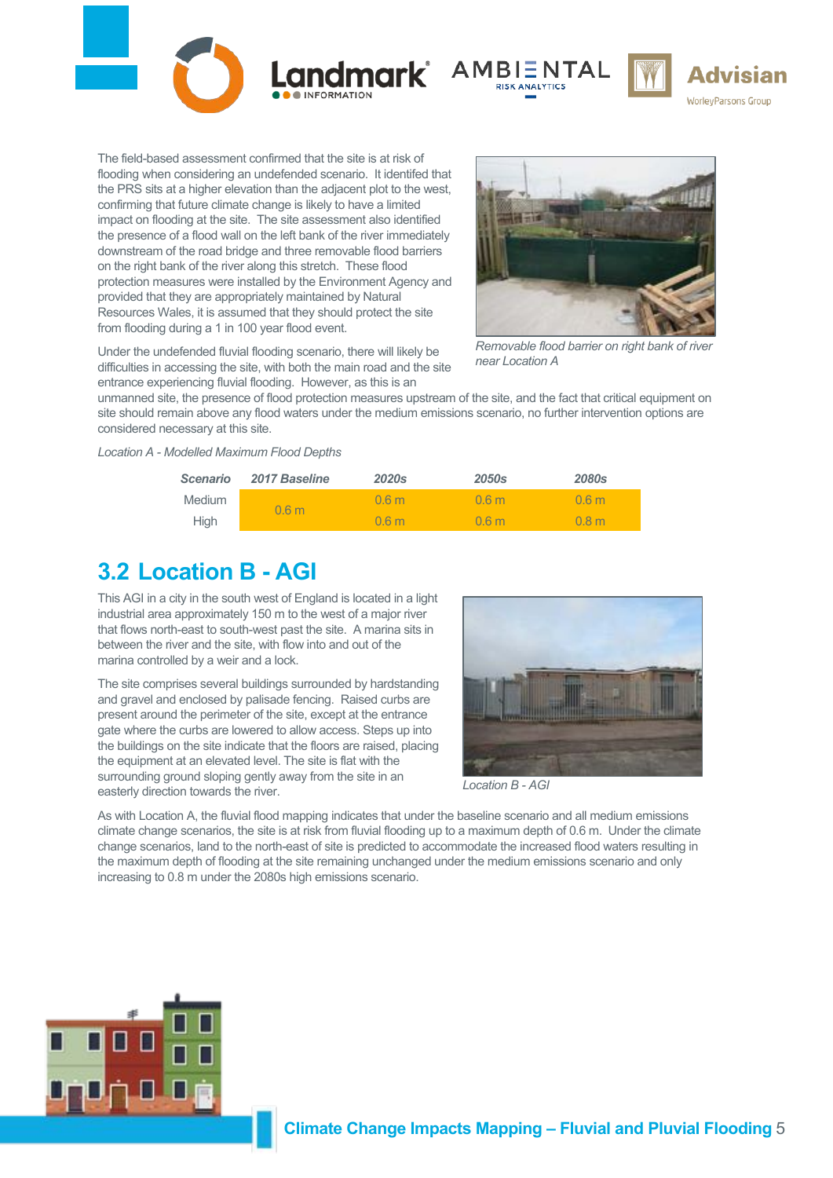The field-based assessment confirmed that the site is at risk of flooding when considering an undefended scenario. It identified that the PRS sits at a higher elevation than the adjacent plot to the west, confirming that future climate change is likely to have a limited impact on flooding at the site. The site assessment also identified the presence of a flood wall on the left bank of the river immediately downstream of the road bridge and three removable flood barriers on the right bank of the river along this stretch. These flood protection measures were installed by the Environment Agency and provided that they are appropriately maintained by Natural Resources Wales, it is assumed that they should protect the site from flooding during a 1 in 100 year flood event.

*Removable flood barrier on right bank of river near Location A*

Under the undefended fluvial flooding scenario, there will likely be difficulties in accessing the site, with both the main road and the site entrance experiencing fluvial flooding. However, as this is an unmanned site, the presence of flood protection measures upstream of the site, and the fact that critical equipment on site should remain above any flood waters under the medium emissions scenario, no further intervention options are considered necessary at this site.

*Location A - Modelled Maximum Flood Depths*

| Scenario | 2017 Baseline | 2020s | 2050s | 2080s |
|---|---|---|---|---|
| Medium | 0.6 m | 0.6 m | 0.6 m | 0.6 m |
| High | | 0.6 m | 0.6 m | 0.8 m |

## 3.2 Location B - AGI

This AGI in a city in the south west of England is located in a light industrial area approximately 150 m to the west of a major river that flows north-east to south-west past the site. A marina sits in between the river and the site, with flow into and out of the marina controlled by a weir and a lock.

The site comprises several buildings surrounded by hardstanding and gravel and enclosed by palisade fencing. Raised curbs are present around the perimeter of the site, except at the entrance gate where the curbs are lowered to allow access. Steps up into the buildings on the site indicate that the floors are raised, placing the equipment at an elevated level. The site is flat with the surrounding ground sloping gently away from the site in an easterly direction towards the river.

*Location B - AGI*

As with Location A, the fluvial flood mapping indicates that under the baseline scenario and all medium emissions climate change scenarios, the site is at risk from fluvial flooding up to a maximum depth of 0.6 m. Under the climate change scenarios, land to the north-east of site is predicted to accommodate the increased flood waters resulting in the maximum depth of flooding at the site remaining unchanged under the medium emissions scenario and only increasing to 0.8 m under the 2080s high emissions scenario.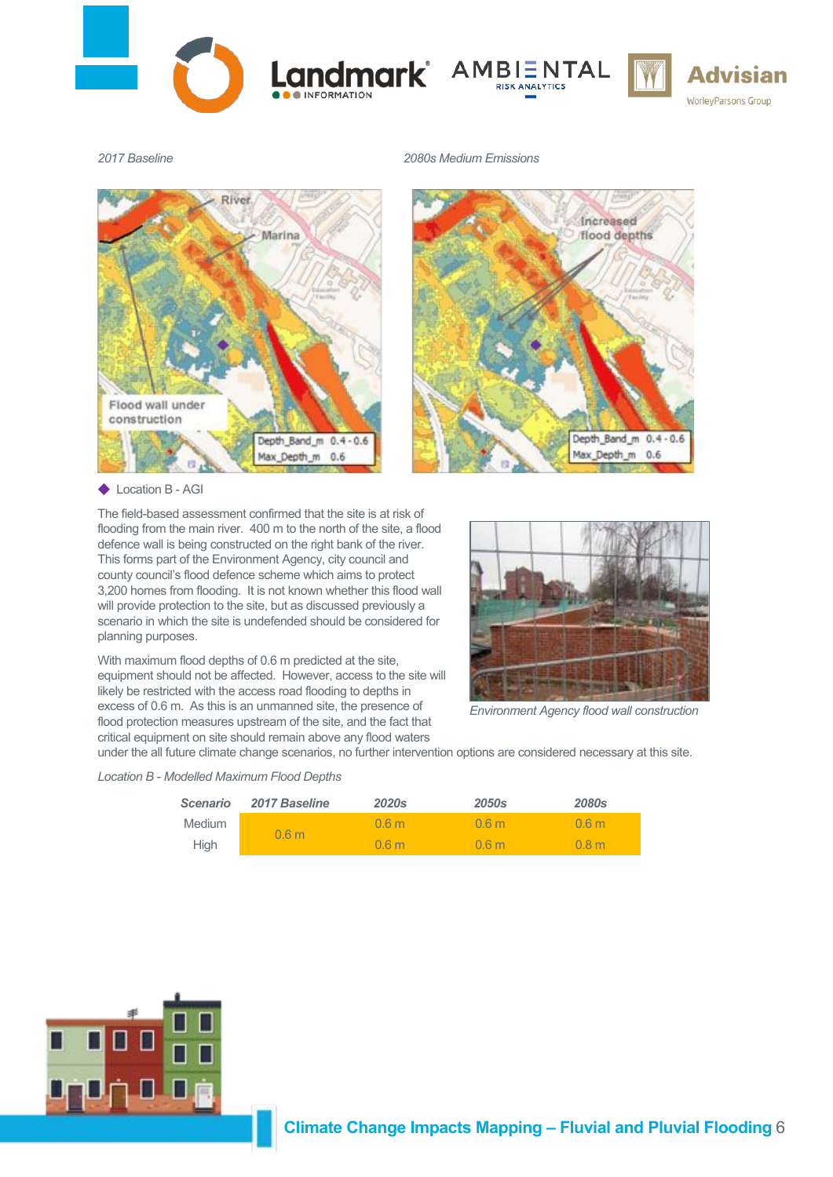*2017 Baseline*

*2080s Medium Emissions*

◆ Location B - AGI

The field-based assessment confirmed that the site is at risk of flooding from the main river. 400 m to the north of the site, a flood defence wall is being constructed on the right bank of the river. This forms part of the Environment Agency, city council and county council's flood defence scheme which aims to protect 3,200 homes from flooding. It is not known whether this flood wall will provide protection to the site, but as discussed previously a scenario in which the site is undefended should be considered for planning purposes.

With maximum flood depths of 0.6 m predicted at the site, equipment should not be affected. However, access to the site will likely be restricted with the access road flooding to depths in excess of 0.6 m. As this is an unmanned site, the presence of flood protection measures upstream of the site, and the fact that critical equipment on site should remain above any flood waters under the all future climate change scenarios, no further intervention options are considered necessary at this site.

*Environment Agency flood wall construction*

*Location B - Modelled Maximum Flood Depths*

| *Scenario* | *2017 Baseline* | *2020s* | *2050s* | *2080s* |
|---|---|---|---|---|
| Medium | 0.6 m | 0.6 m | 0.6 m | 0.6 m |
| High | | 0.6 m | 0.6 m | 0.8 m |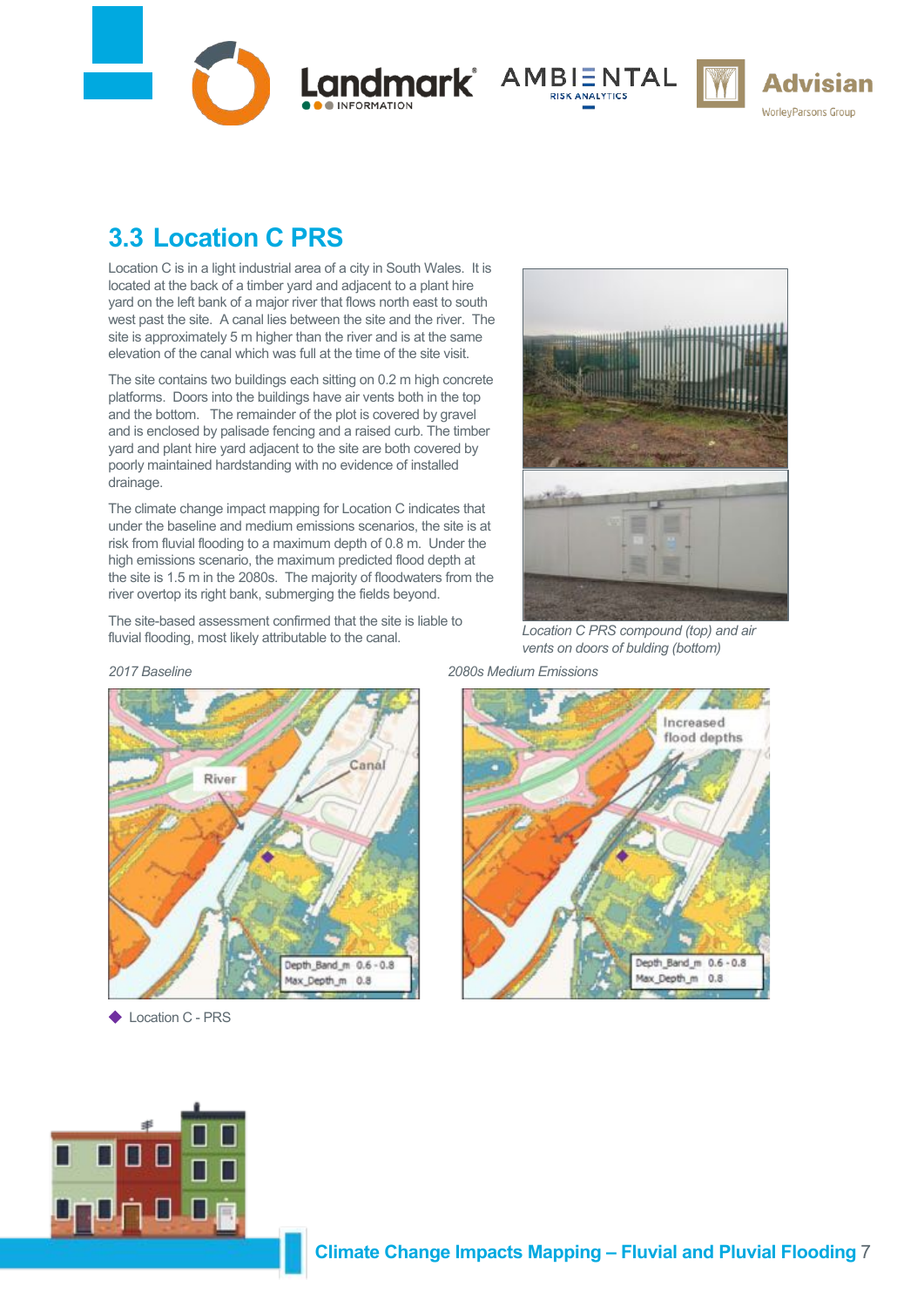## 3.3 Location C PRS

Location C is in a light industrial area of a city in South Wales. It is located at the back of a timber yard and adjacent to a plant hire yard on the left bank of a major river that flows north east to south west past the site. A canal lies between the site and the river. The site is approximately 5 m higher than the river and is at the same elevation of the canal which was full at the time of the site visit.

The site contains two buildings each sitting on 0.2 m high concrete platforms. Doors into the buildings have air vents both in the top and the bottom. The remainder of the plot is covered by gravel and is enclosed by palisade fencing and a raised curb. The timber yard and plant hire yard adjacent to the site are both covered by poorly maintained hardstanding with no evidence of installed drainage.

The climate change impact mapping for Location C indicates that under the baseline and medium emissions scenarios, the site is at risk from fluvial flooding to a maximum depth of 0.8 m. Under the high emissions scenario, the maximum predicted flood depth at the site is 1.5 m in the 2080s. The majority of floodwaters from the river overtop its right bank, submerging the fields beyond.

The site-based assessment confirmed that the site is liable to fluvial flooding, most likely attributable to the canal.

*Location C PRS compound (top) and air vents on doors of bulding (bottom)*

*2017 Baseline*

River
Canal
Depth_Band_m 0.6 - 0.8
Max_Depth_m 0.8

*2080s Medium Emissions*

Increased flood depths
Depth_Band_m 0.6 - 0.8
Max_Depth_m 0.8

◆ Location C - PRS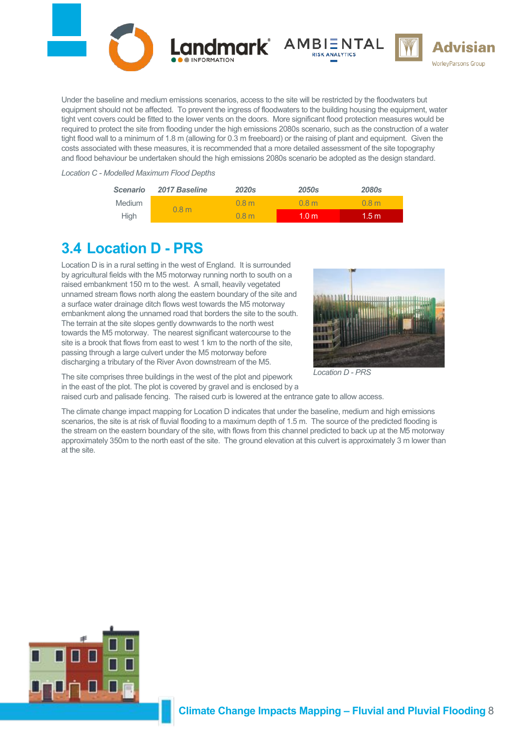Under the baseline and medium emissions scenarios, access to the site will be restricted by the floodwaters but equipment should not be affected. To prevent the ingress of floodwaters to the building housing the equipment, water tight vent covers could be fitted to the lower vents on the doors. More significant flood protection measures would be required to protect the site from flooding under the high emissions 2080s scenario, such as the construction of a water tight flood wall to a minimum of 1.8 m (allowing for 0.3 m freeboard) or the raising of plant and equipment. Given the costs associated with these measures, it is recommended that a more detailed assessment of the site topography and flood behaviour be undertaken should the high emissions 2080s scenario be adopted as the design standard.

*Location C - Modelled Maximum Flood Depths*

| *Scenario* | *2017 Baseline* | *2020s* | *2050s* | *2080s* |
|---|---|---|---|---|
| Medium | 0.8 m | 0.8 m | 0.8 m | 0.8 m |
| High | | 0.8 m | 1.0 m | 1.5 m |

## 3.4 Location D - PRS

Location D is in a rural setting in the west of England. It is surrounded by agricultural fields with the M5 motorway running north to south on a raised embankment 150 m to the west. A small, heavily vegetated unnamed stream flows north along the eastern boundary of the site and a surface water drainage ditch flows west towards the M5 motorway embankment along the unnamed road that borders the site to the south. The terrain at the site slopes gently downwards to the north west towards the M5 motorway. The nearest significant watercourse to the site is a brook that flows from east to west 1 km to the north of the site, passing through a large culvert under the M5 motorway before discharging a tributary of the River Avon downstream of the M5.

*Location D - PRS*

The site comprises three buildings in the west of the plot and pipework in the east of the plot. The plot is covered by gravel and is enclosed by a raised curb and palisade fencing. The raised curb is lowered at the entrance gate to allow access.

The climate change impact mapping for Location D indicates that under the baseline, medium and high emissions scenarios, the site is at risk of fluvial flooding to a maximum depth of 1.5 m. The source of the predicted flooding is the stream on the eastern boundary of the site, with flows from this channel predicted to back up at the M5 motorway approximately 350m to the north east of the site. The ground elevation at this culvert is approximately 3 m lower than at the site.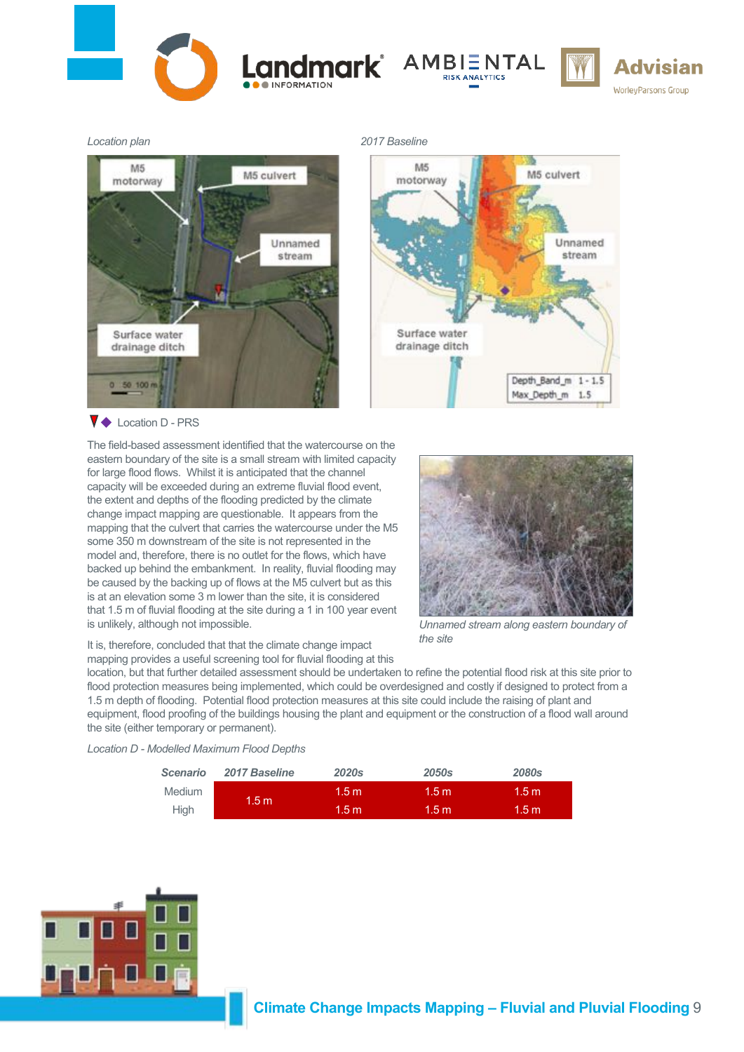*Location plan*

*2017 Baseline*

Location D - PRS

The field-based assessment identified that the watercourse on the eastern boundary of the site is a small stream with limited capacity for large flood flows. Whilst it is anticipated that the channel capacity will be exceeded during an extreme fluvial flood event, the extent and depths of the flooding predicted by the climate change impact mapping are questionable. It appears from the mapping that the culvert that carries the watercourse under the M5 some 350 m downstream of the site is not represented in the model and, therefore, there is no outlet for the flows, which have backed up behind the embankment. In reality, fluvial flooding may be caused by the backing up of flows at the M5 culvert but as this is at an elevation some 3 m lower than the site, it is considered that 1.5 m of fluvial flooding at the site during a 1 in 100 year event is unlikely, although not impossible.

*Unnamed stream along eastern boundary of the site*

It is, therefore, concluded that that the climate change impact mapping provides a useful screening tool for fluvial flooding at this location, but that further detailed assessment should be undertaken to refine the potential flood risk at this site prior to flood protection measures being implemented, which could be overdesigned and costly if designed to protect from a 1.5 m depth of flooding. Potential flood protection measures at this site could include the raising of plant and equipment, flood proofing of the buildings housing the plant and equipment or the construction of a flood wall around the site (either temporary or permanent).

*Location D - Modelled Maximum Flood Depths*

| Scenario | 2017 Baseline | 2020s | 2050s | 2080s |
|---|---|---|---|---|
| Medium | 1.5 m | 1.5 m | 1.5 m | 1.5 m |
| High | | 1.5 m | 1.5 m | 1.5 m |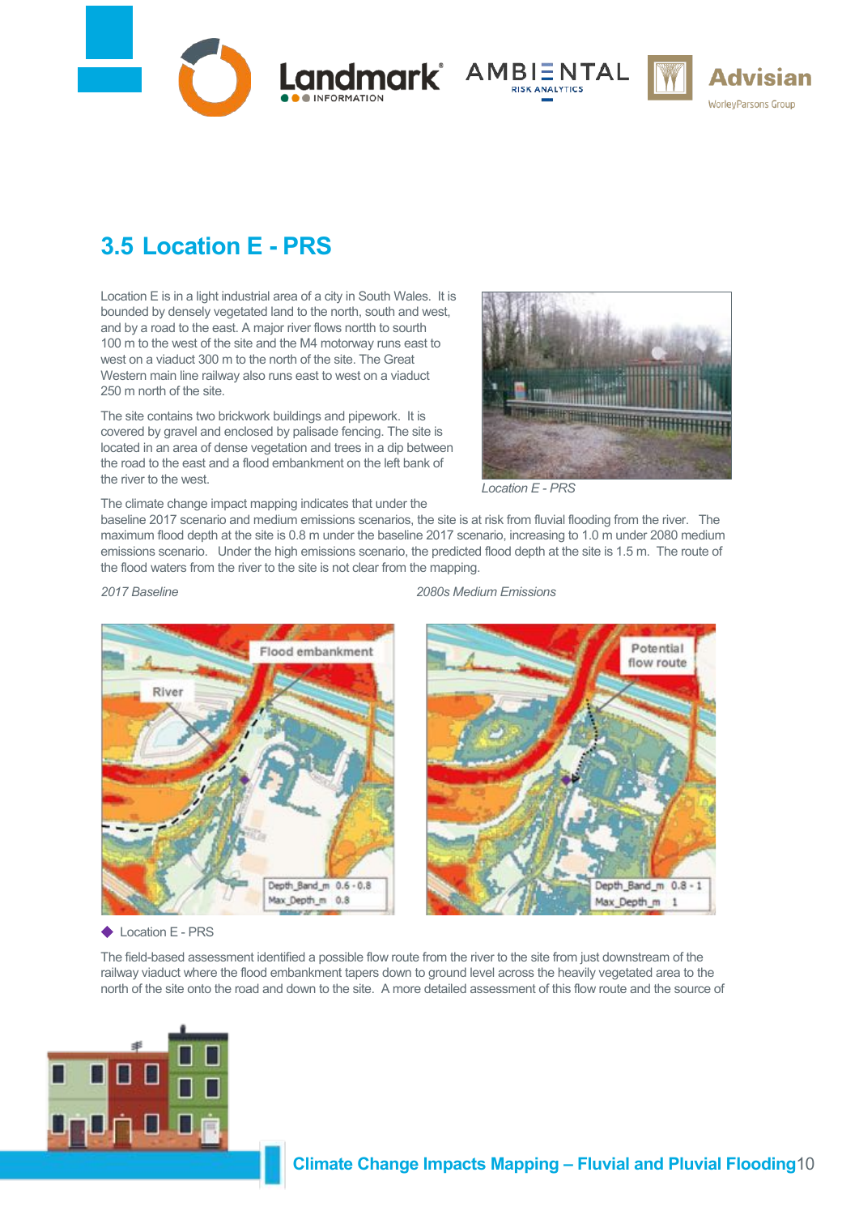## 3.5 Location E - PRS

Location E is in a light industrial area of a city in South Wales. It is bounded by densely vegetated land to the north, south and west, and by a road to the east. A major river flows nortth to sourth 100 m to the west of the site and the M4 motorway runs east to west on a viaduct 300 m to the north of the site. The Great Western main line railway also runs east to west on a viaduct 250 m north of the site.

The site contains two brickwork buildings and pipework. It is covered by gravel and enclosed by palisade fencing. The site is located in an area of dense vegetation and trees in a dip between the road to the east and a flood embankment on the left bank of the river to the west.

*Location E - PRS*

The climate change impact mapping indicates that under the baseline 2017 scenario and medium emissions scenarios, the site is at risk from fluvial flooding from the river. The maximum flood depth at the site is 0.8 m under the baseline 2017 scenario, increasing to 1.0 m under 2080 medium emissions scenario. Under the high emissions scenario, the predicted flood depth at the site is 1.5 m. The route of the flood waters from the river to the site is not clear from the mapping.

*2017 Baseline* *2080s Medium Emissions*

◆ Location E - PRS

The field-based assessment identified a possible flow route from the river to the site from just downstream of the railway viaduct where the flood embankment tapers down to ground level across the heavily vegetated area to the north of the site onto the road and down to the site. A more detailed assessment of this flow route and the source of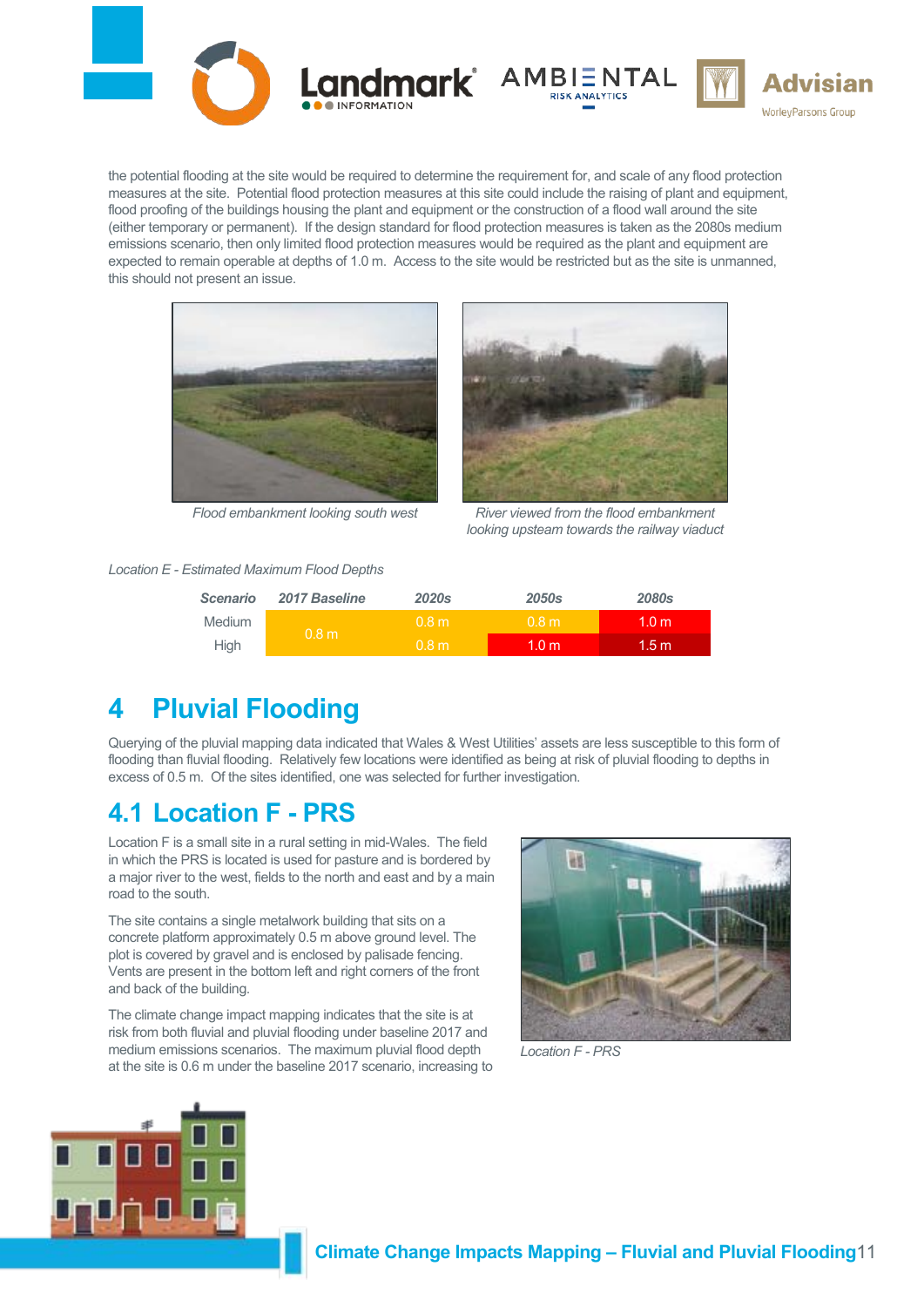the potential flooding at the site would be required to determine the requirement for, and scale of any flood protection measures at the site. Potential flood protection measures at this site could include the raising of plant and equipment, flood proofing of the buildings housing the plant and equipment or the construction of a flood wall around the site (either temporary or permanent). If the design standard for flood protection measures is taken as the 2080s medium emissions scenario, then only limited flood protection measures would be required as the plant and equipment are expected to remain operable at depths of 1.0 m. Access to the site would be restricted but as the site is unmanned, this should not present an issue.

*Flood embankment looking south west*

*River viewed from the flood embankment looking upsteam towards the railway viaduct*

*Location E - Estimated Maximum Flood Depths*

| Scenario | 2017 Baseline | 2020s | 2050s | 2080s |
|---|---|---|---|---|
| Medium | 0.8 m | 0.8 m | 0.8 m | 1.0 m |
| High | 0.8 m | 0.8 m | 1.0 m | 1.5 m |

# 4 Pluvial Flooding

Querying of the pluvial mapping data indicated that Wales & West Utilities' assets are less susceptible to this form of flooding than fluvial flooding. Relatively few locations were identified as being at risk of pluvial flooding to depths in excess of 0.5 m. Of the sites identified, one was selected for further investigation.

## 4.1 Location F - PRS

Location F is a small site in a rural setting in mid-Wales. The field in which the PRS is located is used for pasture and is bordered by a major river to the west, fields to the north and east and by a main road to the south.

The site contains a single metalwork building that sits on a concrete platform approximately 0.5 m above ground level. The plot is covered by gravel and is enclosed by palisade fencing. Vents are present in the bottom left and right corners of the front and back of the building.

The climate change impact mapping indicates that the site is at risk from both fluvial and pluvial flooding under baseline 2017 and medium emissions scenarios. The maximum pluvial flood depth at the site is 0.6 m under the baseline 2017 scenario, increasing to

*Location F - PRS*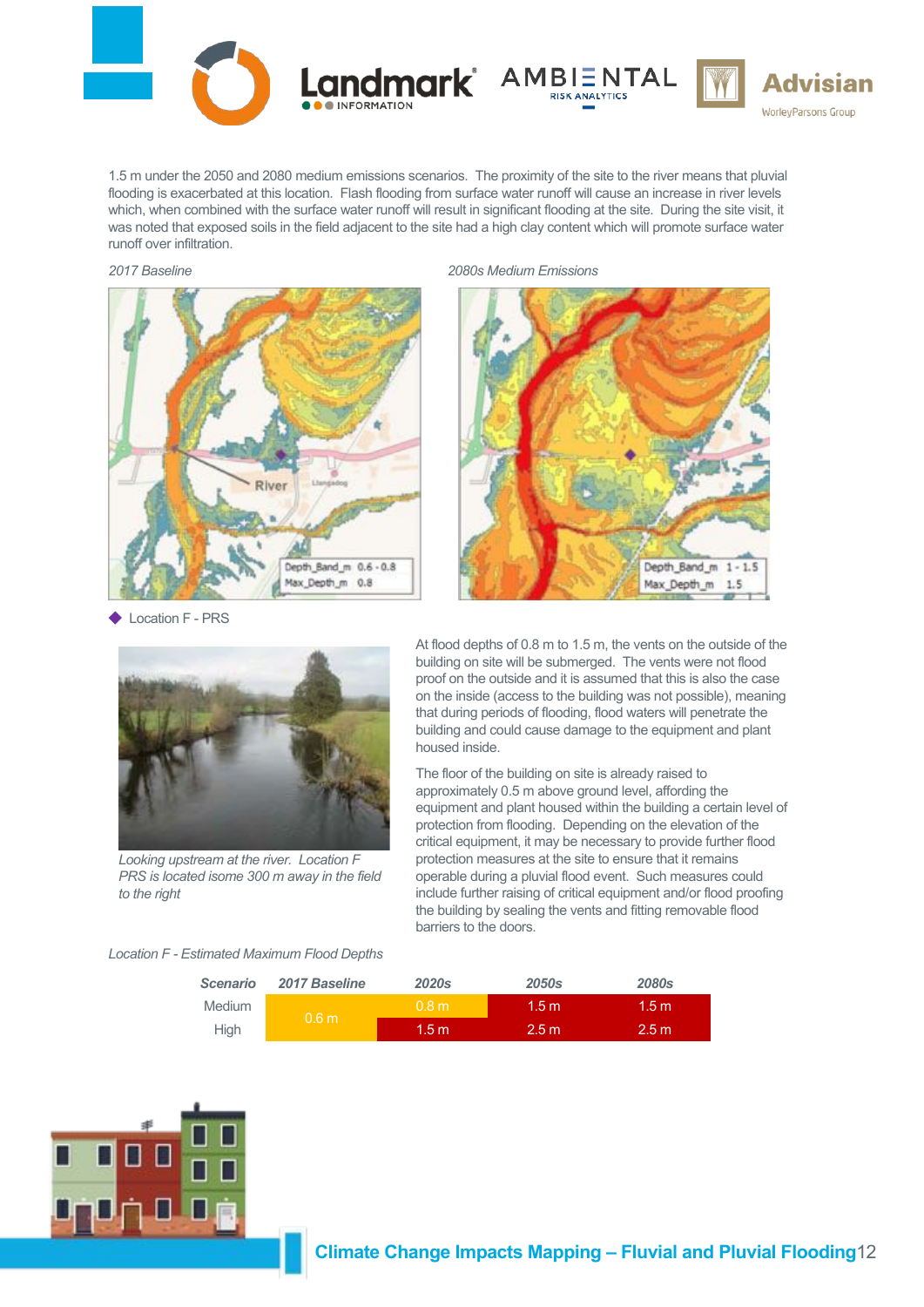1.5 m under the 2050 and 2080 medium emissions scenarios. The proximity of the site to the river means that pluvial flooding is exacerbated at this location. Flash flooding from surface water runoff will cause an increase in river levels which, when combined with the surface water runoff will result in significant flooding at the site. During the site visit, it was noted that exposed soils in the field adjacent to the site had a high clay content which will promote surface water runoff over infiltration.

*2017 Baseline*

*2080s Medium Emissions*

Location F - PRS

*Looking upstream at the river. Location F PRS is located isome 300 m away in the field to the right*

At flood depths of 0.8 m to 1.5 m, the vents on the outside of the building on site will be submerged. The vents were not flood proof on the outside and it is assumed that this is also the case on the inside (access to the building was not possible), meaning that during periods of flooding, flood waters will penetrate the building and could cause damage to the equipment and plant housed inside.

The floor of the building on site is already raised to approximately 0.5 m above ground level, affording the equipment and plant housed within the building a certain level of protection from flooding. Depending on the elevation of the critical equipment, it may be necessary to provide further flood protection measures at the site to ensure that it remains operable during a pluvial flood event. Such measures could include further raising of critical equipment and/or flood proofing the building by sealing the vents and fitting removable flood barriers to the doors.

*Location F - Estimated Maximum Flood Depths*

| Scenario | 2017 Baseline | 2020s | 2050s | 2080s |
|---|---|---|---|---|
| Medium | 0.6 m | 0.8 m | 1.5 m | 1.5 m |
| High | | 1.5 m | 2.5 m | 2.5 m |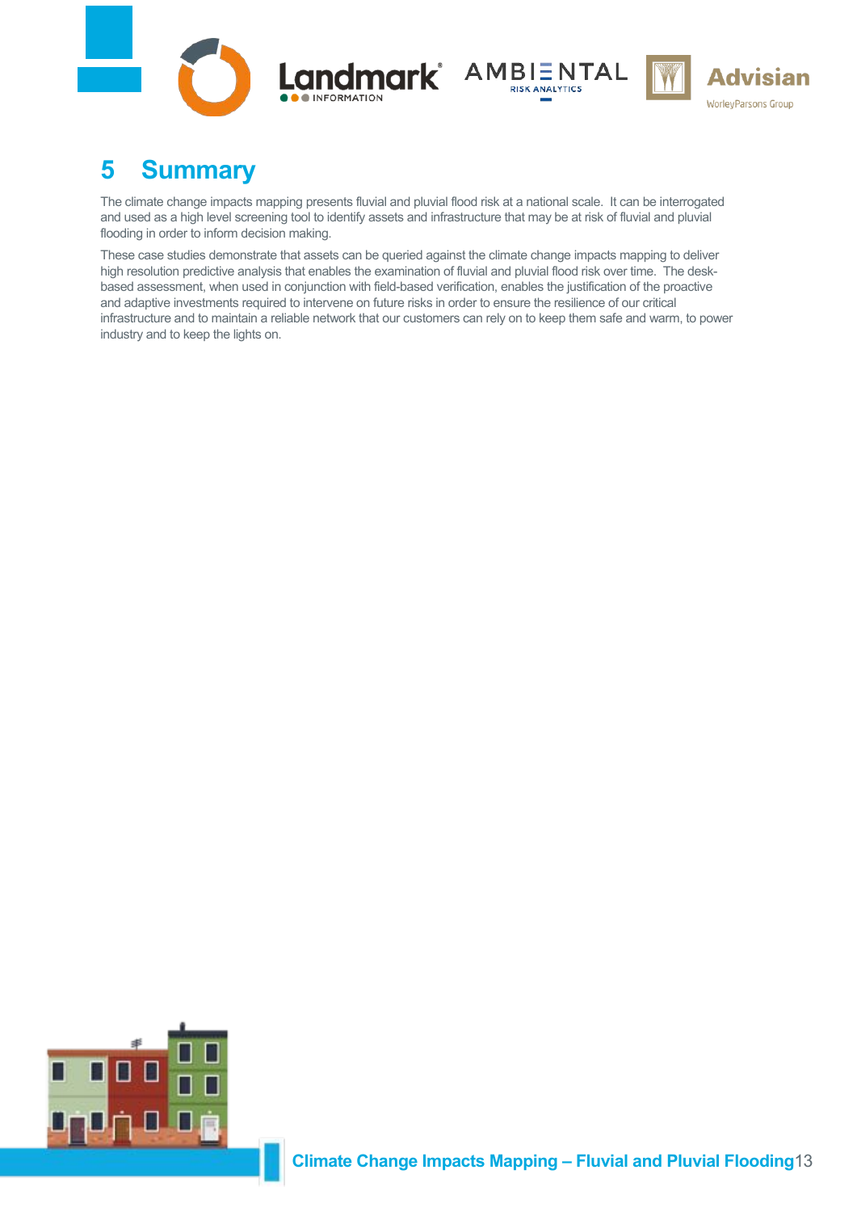# 5 Summary

The climate change impacts mapping presents fluvial and pluvial flood risk at a national scale. It can be interrogated and used as a high level screening tool to identify assets and infrastructure that may be at risk of fluvial and pluvial flooding in order to inform decision making.

These case studies demonstrate that assets can be queried against the climate change impacts mapping to deliver high resolution predictive analysis that enables the examination of fluvial and pluvial flood risk over time. The desk-based assessment, when used in conjunction with field-based verification, enables the justification of the proactive and adaptive investments required to intervene on future risks in order to ensure the resilience of our critical infrastructure and to maintain a reliable network that our customers can rely on to keep them safe and warm, to power industry and to keep the lights on.